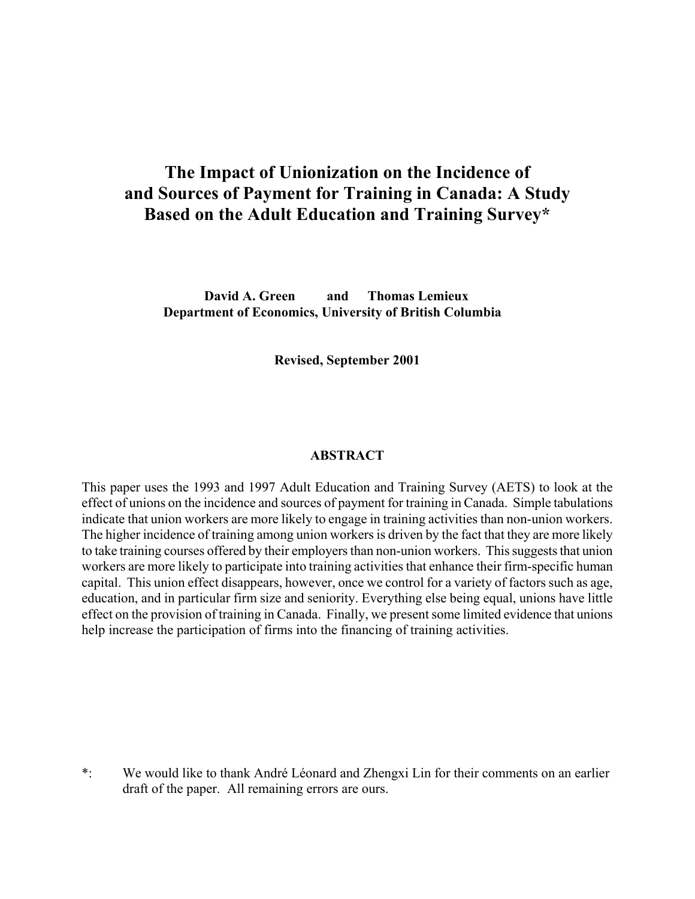# The Impact of Unionization on the Incidence of and Sources of Payment for Training in Canada: A Study Based on the Adult Education and Training Survey*

**David A. Green and Thomas Lemieux**
**Department of Economics, University of British Columbia**

**Revised, September 2001**

## ABSTRACT

This paper uses the 1993 and 1997 Adult Education and Training Survey (AETS) to look at the effect of unions on the incidence and sources of payment for training in Canada. Simple tabulations indicate that union workers are more likely to engage in training activities than non-union workers. The higher incidence of training among union workers is driven by the fact that they are more likely to take training courses offered by their employers than non-union workers. This suggests that union workers are more likely to participate into training activities that enhance their firm-specific human capital. This union effect disappears, however, once we control for a variety of factors such as age, education, and in particular firm size and seniority. Everything else being equal, unions have little effect on the provision of training in Canada. Finally, we present some limited evidence that unions help increase the participation of firms into the financing of training activities.

*: We would like to thank André Léonard and Zhengxi Lin for their comments on an earlier draft of the paper. All remaining errors are ours.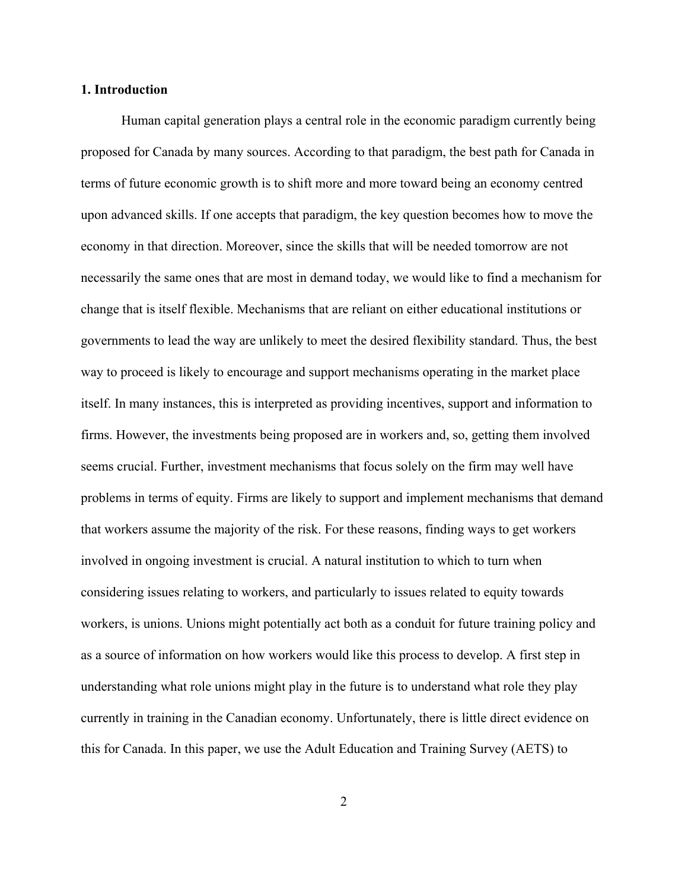## 1. Introduction

Human capital generation plays a central role in the economic paradigm currently being proposed for Canada by many sources. According to that paradigm, the best path for Canada in terms of future economic growth is to shift more and more toward being an economy centred upon advanced skills. If one accepts that paradigm, the key question becomes how to move the economy in that direction. Moreover, since the skills that will be needed tomorrow are not necessarily the same ones that are most in demand today, we would like to find a mechanism for change that is itself flexible. Mechanisms that are reliant on either educational institutions or governments to lead the way are unlikely to meet the desired flexibility standard. Thus, the best way to proceed is likely to encourage and support mechanisms operating in the market place itself. In many instances, this is interpreted as providing incentives, support and information to firms. However, the investments being proposed are in workers and, so, getting them involved seems crucial. Further, investment mechanisms that focus solely on the firm may well have problems in terms of equity. Firms are likely to support and implement mechanisms that demand that workers assume the majority of the risk. For these reasons, finding ways to get workers involved in ongoing investment is crucial. A natural institution to which to turn when considering issues relating to workers, and particularly to issues related to equity towards workers, is unions. Unions might potentially act both as a conduit for future training policy and as a source of information on how workers would like this process to develop. A first step in understanding what role unions might play in the future is to understand what role they play currently in training in the Canadian economy. Unfortunately, there is little direct evidence on this for Canada. In this paper, we use the Adult Education and Training Survey (AETS) to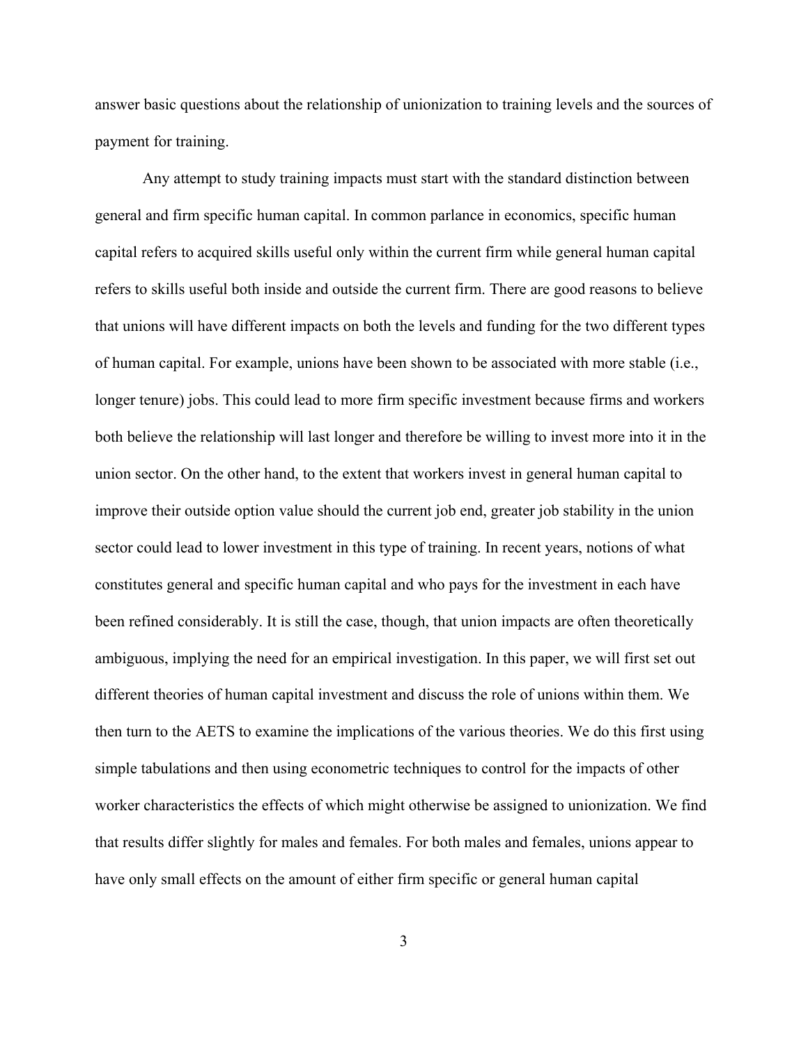answer basic questions about the relationship of unionization to training levels and the sources of payment for training.

Any attempt to study training impacts must start with the standard distinction between general and firm specific human capital. In common parlance in economics, specific human capital refers to acquired skills useful only within the current firm while general human capital refers to skills useful both inside and outside the current firm. There are good reasons to believe that unions will have different impacts on both the levels and funding for the two different types of human capital. For example, unions have been shown to be associated with more stable (i.e., longer tenure) jobs. This could lead to more firm specific investment because firms and workers both believe the relationship will last longer and therefore be willing to invest more into it in the union sector. On the other hand, to the extent that workers invest in general human capital to improve their outside option value should the current job end, greater job stability in the union sector could lead to lower investment in this type of training. In recent years, notions of what constitutes general and specific human capital and who pays for the investment in each have been refined considerably. It is still the case, though, that union impacts are often theoretically ambiguous, implying the need for an empirical investigation. In this paper, we will first set out different theories of human capital investment and discuss the role of unions within them. We then turn to the AETS to examine the implications of the various theories. We do this first using simple tabulations and then using econometric techniques to control for the impacts of other worker characteristics the effects of which might otherwise be assigned to unionization. We find that results differ slightly for males and females. For both males and females, unions appear to have only small effects on the amount of either firm specific or general human capital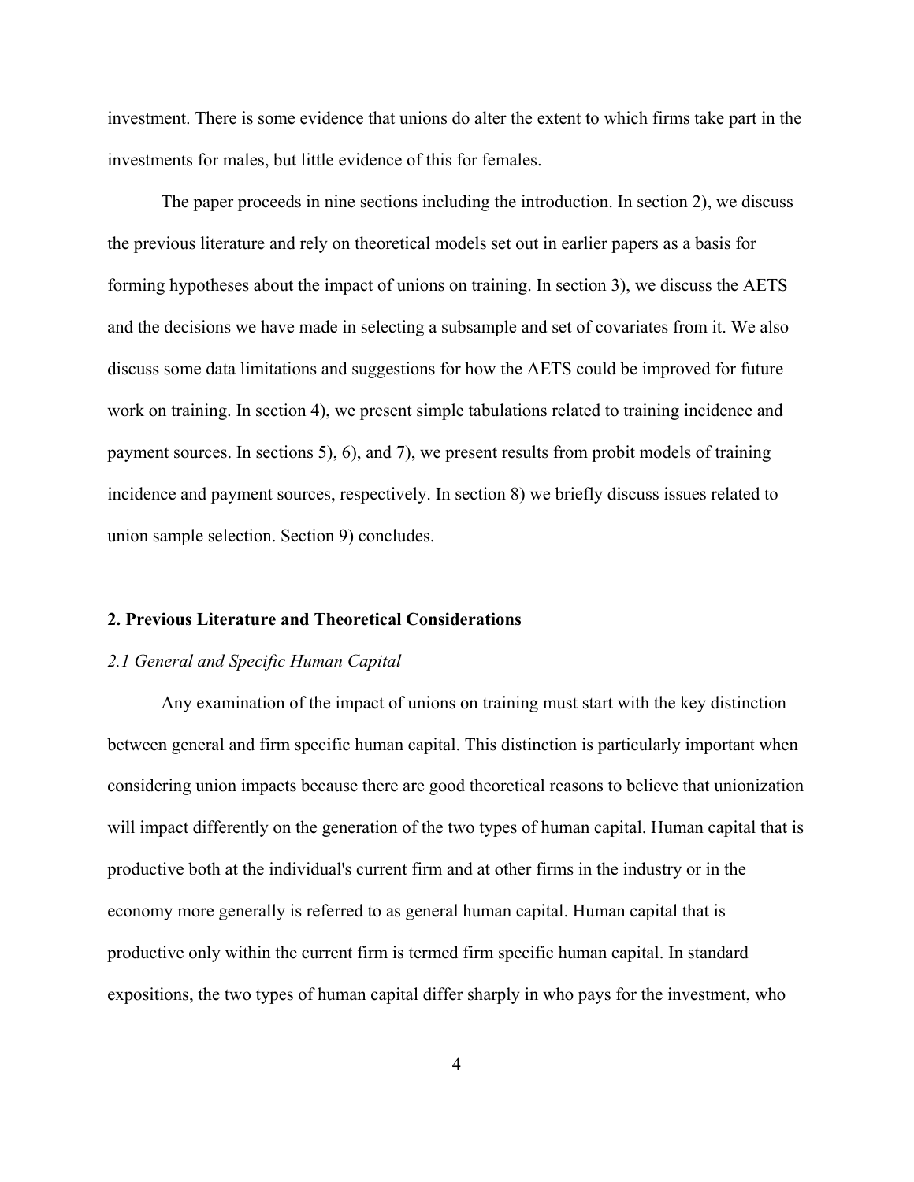investment. There is some evidence that unions do alter the extent to which firms take part in the investments for males, but little evidence of this for females.

The paper proceeds in nine sections including the introduction. In section 2), we discuss the previous literature and rely on theoretical models set out in earlier papers as a basis for forming hypotheses about the impact of unions on training. In section 3), we discuss the AETS and the decisions we have made in selecting a subsample and set of covariates from it. We also discuss some data limitations and suggestions for how the AETS could be improved for future work on training. In section 4), we present simple tabulations related to training incidence and payment sources. In sections 5), 6), and 7), we present results from probit models of training incidence and payment sources, respectively. In section 8) we briefly discuss issues related to union sample selection. Section 9) concludes.

## 2. Previous Literature and Theoretical Considerations

### *2.1 General and Specific Human Capital*

Any examination of the impact of unions on training must start with the key distinction between general and firm specific human capital. This distinction is particularly important when considering union impacts because there are good theoretical reasons to believe that unionization will impact differently on the generation of the two types of human capital. Human capital that is productive both at the individual's current firm and at other firms in the industry or in the economy more generally is referred to as general human capital. Human capital that is productive only within the current firm is termed firm specific human capital. In standard expositions, the two types of human capital differ sharply in who pays for the investment, who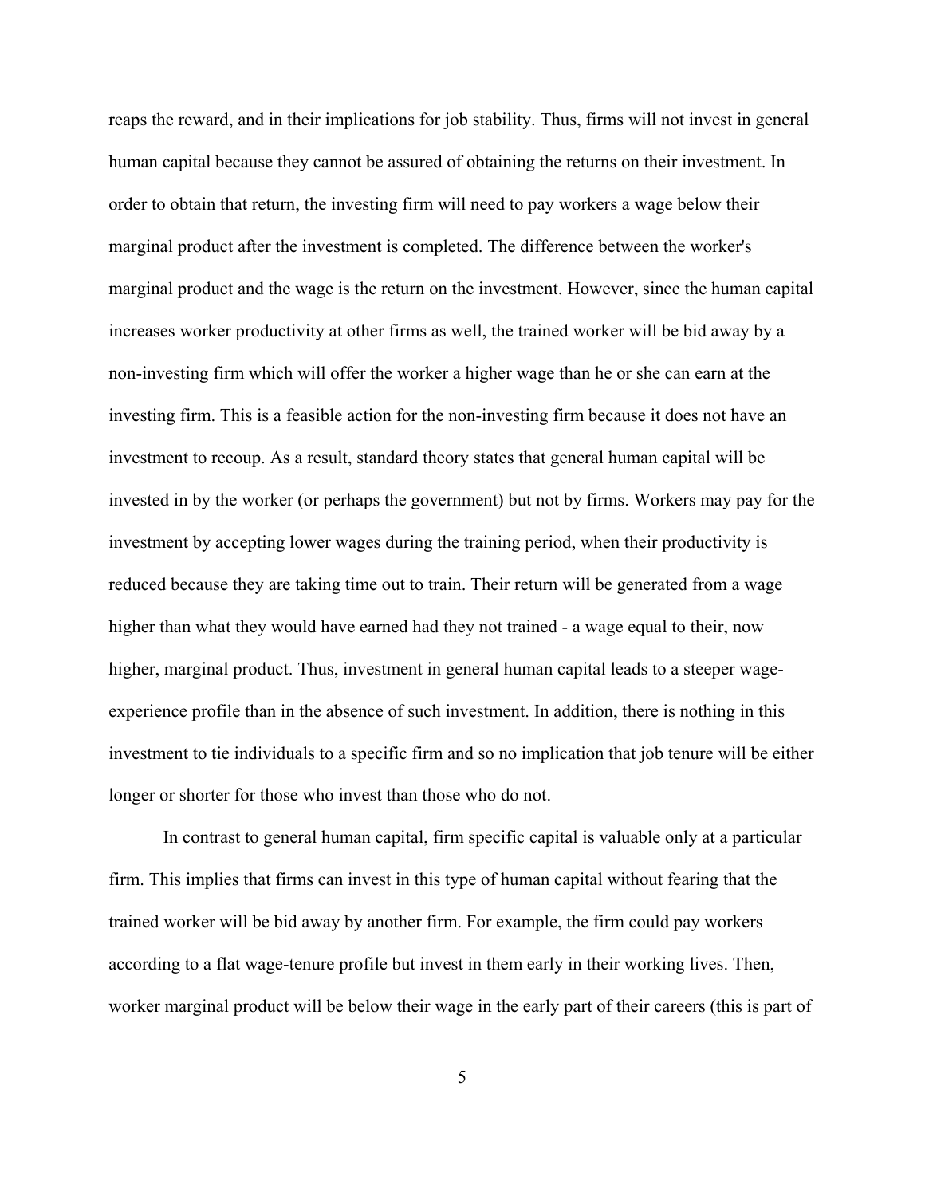reaps the reward, and in their implications for job stability. Thus, firms will not invest in general human capital because they cannot be assured of obtaining the returns on their investment. In order to obtain that return, the investing firm will need to pay workers a wage below their marginal product after the investment is completed. The difference between the worker's marginal product and the wage is the return on the investment. However, since the human capital increases worker productivity at other firms as well, the trained worker will be bid away by a non-investing firm which will offer the worker a higher wage than he or she can earn at the investing firm. This is a feasible action for the non-investing firm because it does not have an investment to recoup. As a result, standard theory states that general human capital will be invested in by the worker (or perhaps the government) but not by firms. Workers may pay for the investment by accepting lower wages during the training period, when their productivity is reduced because they are taking time out to train. Their return will be generated from a wage higher than what they would have earned had they not trained - a wage equal to their, now higher, marginal product. Thus, investment in general human capital leads to a steeper wage-experience profile than in the absence of such investment. In addition, there is nothing in this investment to tie individuals to a specific firm and so no implication that job tenure will be either longer or shorter for those who invest than those who do not.

In contrast to general human capital, firm specific capital is valuable only at a particular firm. This implies that firms can invest in this type of human capital without fearing that the trained worker will be bid away by another firm. For example, the firm could pay workers according to a flat wage-tenure profile but invest in them early in their working lives. Then, worker marginal product will be below their wage in the early part of their careers (this is part of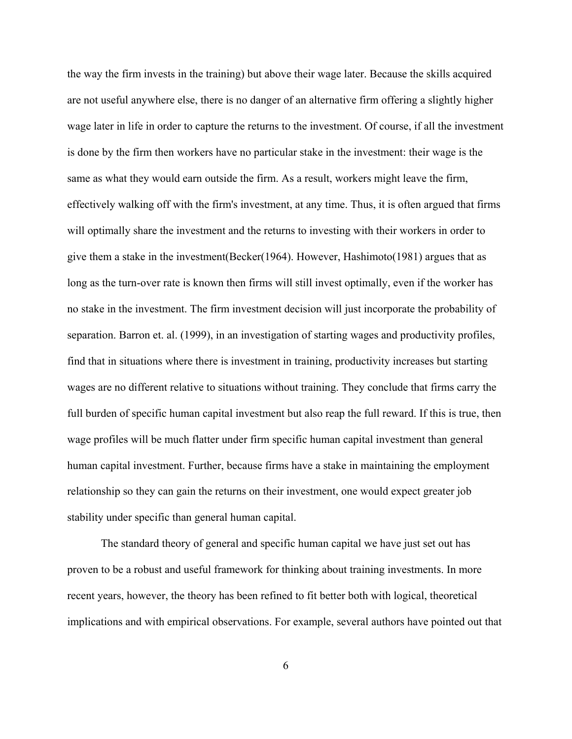the way the firm invests in the training) but above their wage later. Because the skills acquired are not useful anywhere else, there is no danger of an alternative firm offering a slightly higher wage later in life in order to capture the returns to the investment. Of course, if all the investment is done by the firm then workers have no particular stake in the investment: their wage is the same as what they would earn outside the firm. As a result, workers might leave the firm, effectively walking off with the firm's investment, at any time. Thus, it is often argued that firms will optimally share the investment and the returns to investing with their workers in order to give them a stake in the investment(Becker(1964). However, Hashimoto(1981) argues that as long as the turn-over rate is known then firms will still invest optimally, even if the worker has no stake in the investment. The firm investment decision will just incorporate the probability of separation. Barron et. al. (1999), in an investigation of starting wages and productivity profiles, find that in situations where there is investment in training, productivity increases but starting wages are no different relative to situations without training. They conclude that firms carry the full burden of specific human capital investment but also reap the full reward. If this is true, then wage profiles will be much flatter under firm specific human capital investment than general human capital investment. Further, because firms have a stake in maintaining the employment relationship so they can gain the returns on their investment, one would expect greater job stability under specific than general human capital.

The standard theory of general and specific human capital we have just set out has proven to be a robust and useful framework for thinking about training investments. In more recent years, however, the theory has been refined to fit better both with logical, theoretical implications and with empirical observations. For example, several authors have pointed out that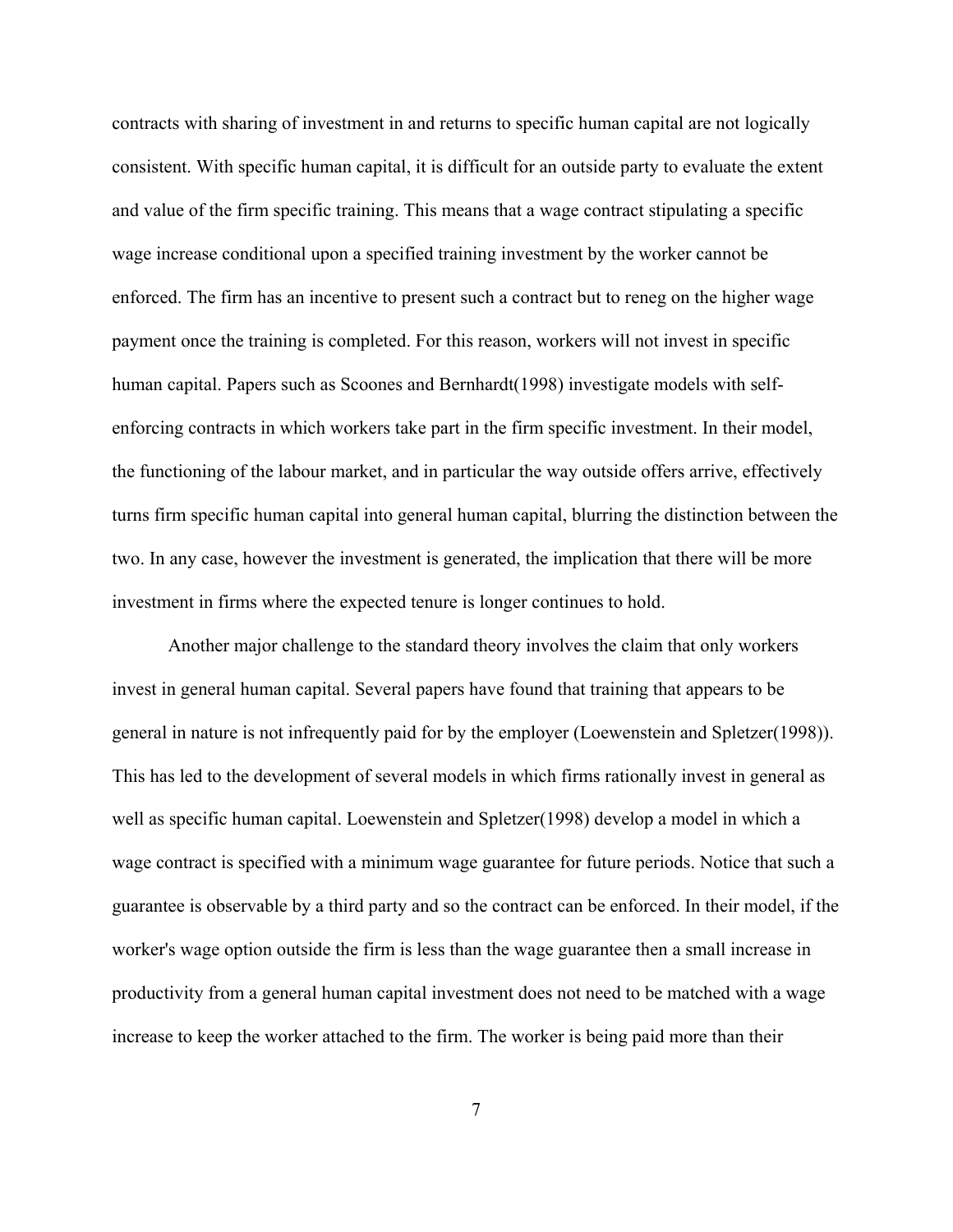contracts with sharing of investment in and returns to specific human capital are not logically consistent. With specific human capital, it is difficult for an outside party to evaluate the extent and value of the firm specific training. This means that a wage contract stipulating a specific wage increase conditional upon a specified training investment by the worker cannot be enforced. The firm has an incentive to present such a contract but to reneg on the higher wage payment once the training is completed. For this reason, workers will not invest in specific human capital. Papers such as Scoones and Bernhardt(1998) investigate models with self-enforcing contracts in which workers take part in the firm specific investment. In their model, the functioning of the labour market, and in particular the way outside offers arrive, effectively turns firm specific human capital into general human capital, blurring the distinction between the two. In any case, however the investment is generated, the implication that there will be more investment in firms where the expected tenure is longer continues to hold.

Another major challenge to the standard theory involves the claim that only workers invest in general human capital. Several papers have found that training that appears to be general in nature is not infrequently paid for by the employer (Loewenstein and Spletzer(1998)). This has led to the development of several models in which firms rationally invest in general as well as specific human capital. Loewenstein and Spletzer(1998) develop a model in which a wage contract is specified with a minimum wage guarantee for future periods. Notice that such a guarantee is observable by a third party and so the contract can be enforced. In their model, if the worker's wage option outside the firm is less than the wage guarantee then a small increase in productivity from a general human capital investment does not need to be matched with a wage increase to keep the worker attached to the firm. The worker is being paid more than their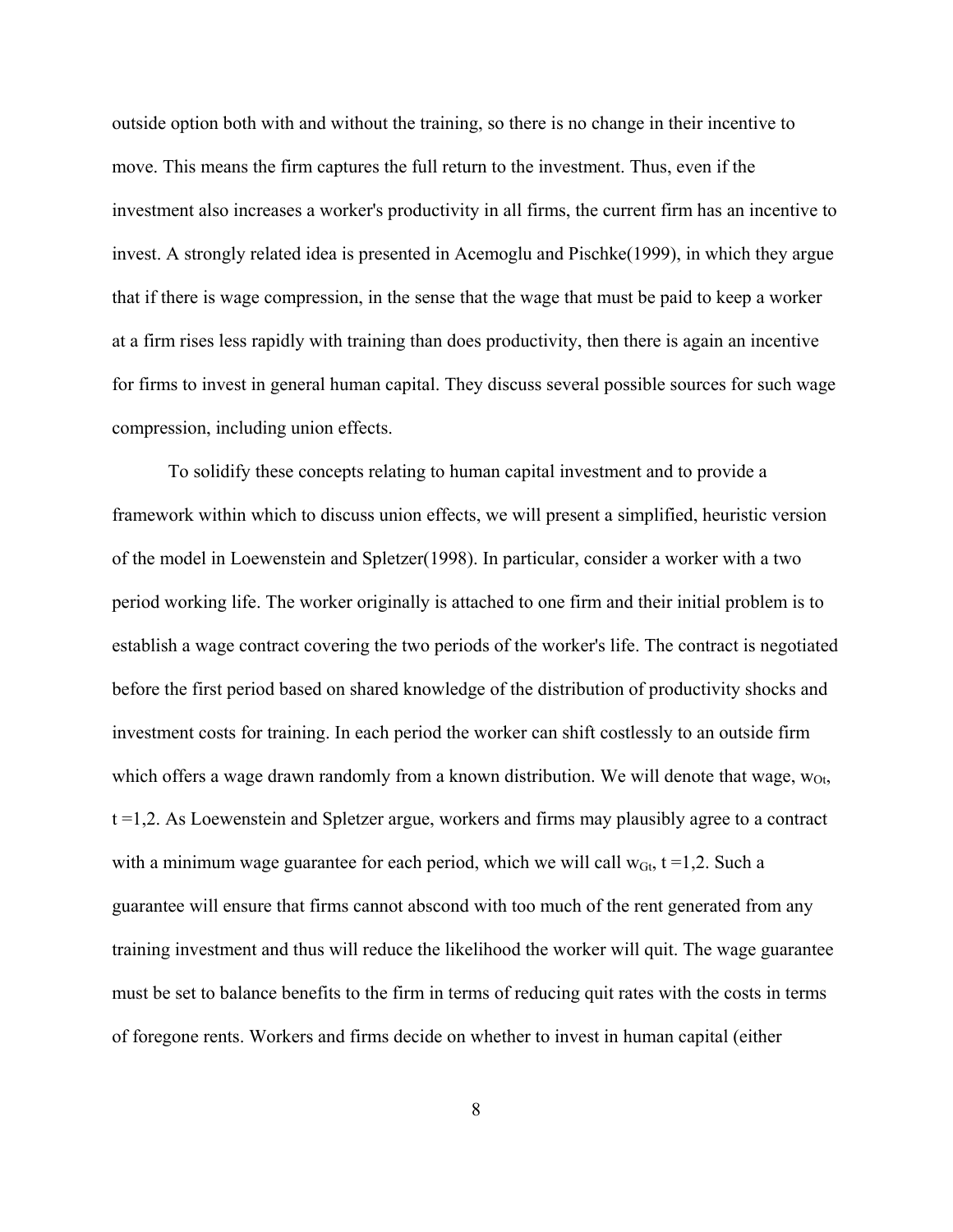outside option both with and without the training, so there is no change in their incentive to move. This means the firm captures the full return to the investment. Thus, even if the investment also increases a worker's productivity in all firms, the current firm has an incentive to invest. A strongly related idea is presented in Acemoglu and Pischke(1999), in which they argue that if there is wage compression, in the sense that the wage that must be paid to keep a worker at a firm rises less rapidly with training than does productivity, then there is again an incentive for firms to invest in general human capital. They discuss several possible sources for such wage compression, including union effects.

To solidify these concepts relating to human capital investment and to provide a framework within which to discuss union effects, we will present a simplified, heuristic version of the model in Loewenstein and Spletzer(1998). In particular, consider a worker with a two period working life. The worker originally is attached to one firm and their initial problem is to establish a wage contract covering the two periods of the worker's life. The contract is negotiated before the first period based on shared knowledge of the distribution of productivity shocks and investment costs for training. In each period the worker can shift costlessly to an outside firm which offers a wage drawn randomly from a known distribution. We will denote that wage, $w_{Ot}$, $t = 1,2$. As Loewenstein and Spletzer argue, workers and firms may plausibly agree to a contract with a minimum wage guarantee for each period, which we will call $w_{Gt}$, $t = 1,2$. Such a guarantee will ensure that firms cannot abscond with too much of the rent generated from any training investment and thus will reduce the likelihood the worker will quit. The wage guarantee must be set to balance benefits to the firm in terms of reducing quit rates with the costs in terms of foregone rents. Workers and firms decide on whether to invest in human capital (either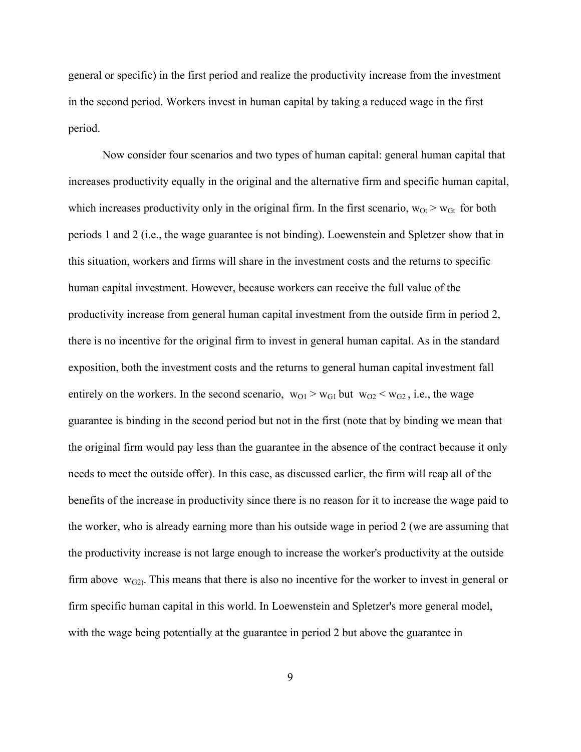general or specific) in the first period and realize the productivity increase from the investment in the second period. Workers invest in human capital by taking a reduced wage in the first period.

Now consider four scenarios and two types of human capital: general human capital that increases productivity equally in the original and the alternative firm and specific human capital, which increases productivity only in the original firm. In the first scenario, $w_{Ot} > w_{Gt}$ for both periods 1 and 2 (i.e., the wage guarantee is not binding). Loewenstein and Spletzer show that in this situation, workers and firms will share in the investment costs and the returns to specific human capital investment. However, because workers can receive the full value of the productivity increase from general human capital investment from the outside firm in period 2, there is no incentive for the original firm to invest in general human capital. As in the standard exposition, both the investment costs and the returns to general human capital investment fall entirely on the workers. In the second scenario, $w_{O1} > w_{G1}$ but $w_{O2} < w_{G2}$, i.e., the wage guarantee is binding in the second period but not in the first (note that by binding we mean that the original firm would pay less than the guarantee in the absence of the contract because it only needs to meet the outside offer). In this case, as discussed earlier, the firm will reap all of the benefits of the increase in productivity since there is no reason for it to increase the wage paid to the worker, who is already earning more than his outside wage in period 2 (we are assuming that the productivity increase is not large enough to increase the worker's productivity at the outside firm above $w_{G2}$). This means that there is also no incentive for the worker to invest in general or firm specific human capital in this world. In Loewenstein and Spletzer's more general model, with the wage being potentially at the guarantee in period 2 but above the guarantee in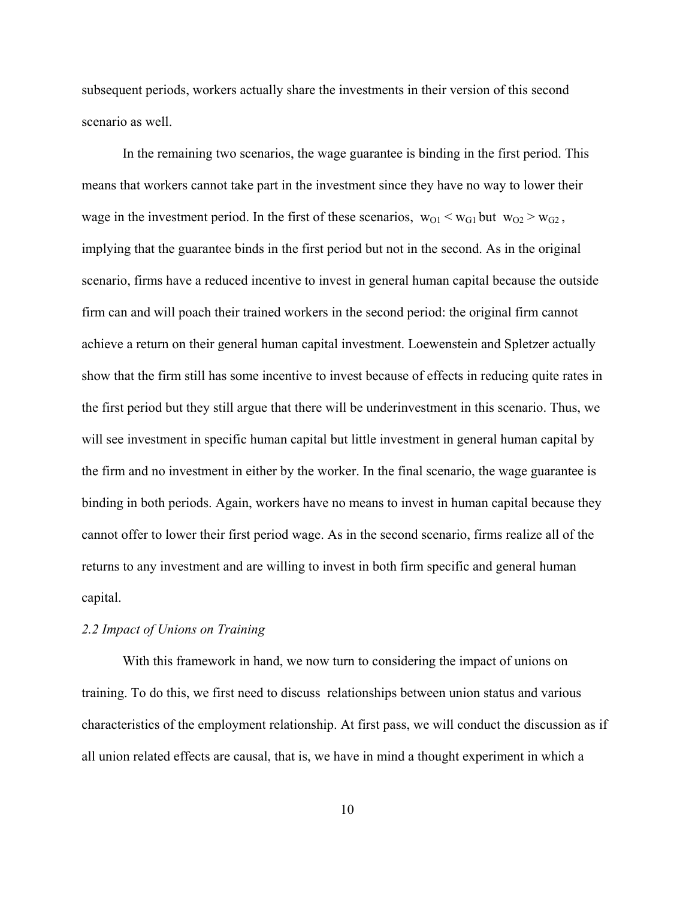subsequent periods, workers actually share the investments in their version of this second scenario as well.

In the remaining two scenarios, the wage guarantee is binding in the first period. This means that workers cannot take part in the investment since they have no way to lower their wage in the investment period. In the first of these scenarios, $w_{O1} < w_{G1}$ but $w_{O2} > w_{G2}$, implying that the guarantee binds in the first period but not in the second. As in the original scenario, firms have a reduced incentive to invest in general human capital because the outside firm can and will poach their trained workers in the second period: the original firm cannot achieve a return on their general human capital investment. Loewenstein and Spletzer actually show that the firm still has some incentive to invest because of effects in reducing quite rates in the first period but they still argue that there will be underinvestment in this scenario. Thus, we will see investment in specific human capital but little investment in general human capital by the firm and no investment in either by the worker. In the final scenario, the wage guarantee is binding in both periods. Again, workers have no means to invest in human capital because they cannot offer to lower their first period wage. As in the second scenario, firms realize all of the returns to any investment and are willing to invest in both firm specific and general human capital.

### *2.2 Impact of Unions on Training*

With this framework in hand, we now turn to considering the impact of unions on training. To do this, we first need to discuss relationships between union status and various characteristics of the employment relationship. At first pass, we will conduct the discussion as if all union related effects are causal, that is, we have in mind a thought experiment in which a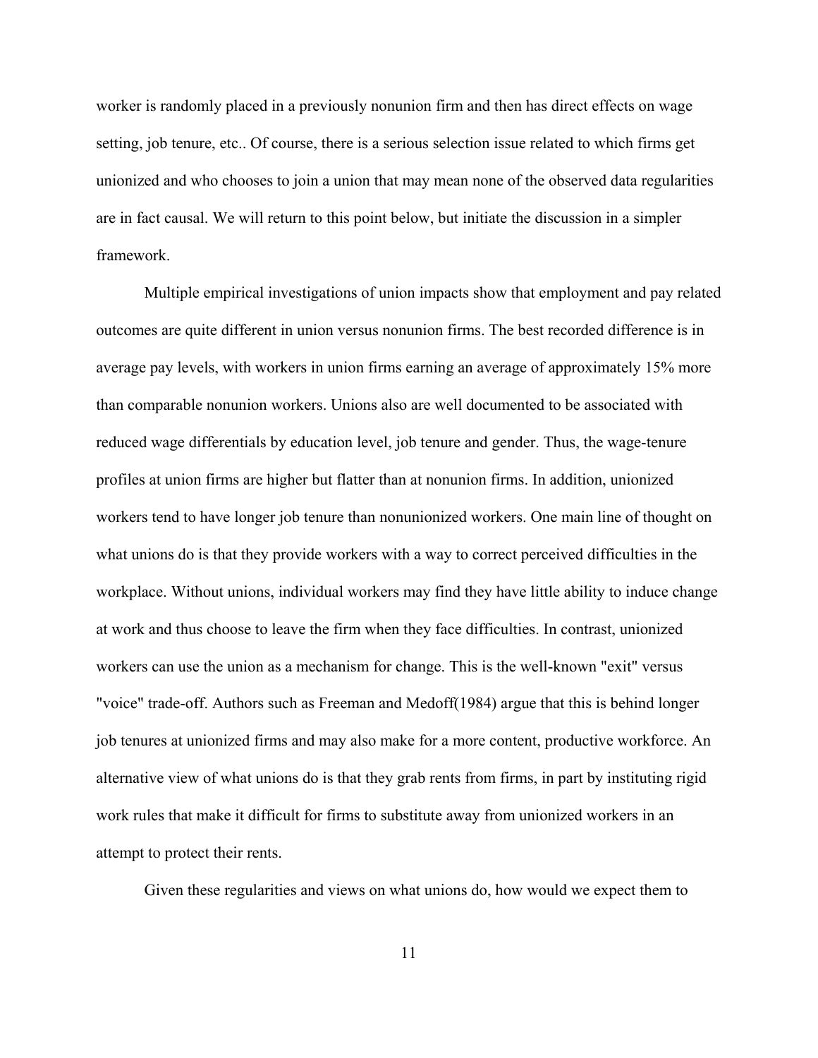worker is randomly placed in a previously nonunion firm and then has direct effects on wage setting, job tenure, etc.. Of course, there is a serious selection issue related to which firms get unionized and who chooses to join a union that may mean none of the observed data regularities are in fact causal. We will return to this point below, but initiate the discussion in a simpler framework.

Multiple empirical investigations of union impacts show that employment and pay related outcomes are quite different in union versus nonunion firms. The best recorded difference is in average pay levels, with workers in union firms earning an average of approximately 15% more than comparable nonunion workers. Unions also are well documented to be associated with reduced wage differentials by education level, job tenure and gender. Thus, the wage-tenure profiles at union firms are higher but flatter than at nonunion firms. In addition, unionized workers tend to have longer job tenure than nonunionized workers. One main line of thought on what unions do is that they provide workers with a way to correct perceived difficulties in the workplace. Without unions, individual workers may find they have little ability to induce change at work and thus choose to leave the firm when they face difficulties. In contrast, unionized workers can use the union as a mechanism for change. This is the well-known "exit" versus "voice" trade-off. Authors such as Freeman and Medoff(1984) argue that this is behind longer job tenures at unionized firms and may also make for a more content, productive workforce. An alternative view of what unions do is that they grab rents from firms, in part by instituting rigid work rules that make it difficult for firms to substitute away from unionized workers in an attempt to protect their rents.

Given these regularities and views on what unions do, how would we expect them to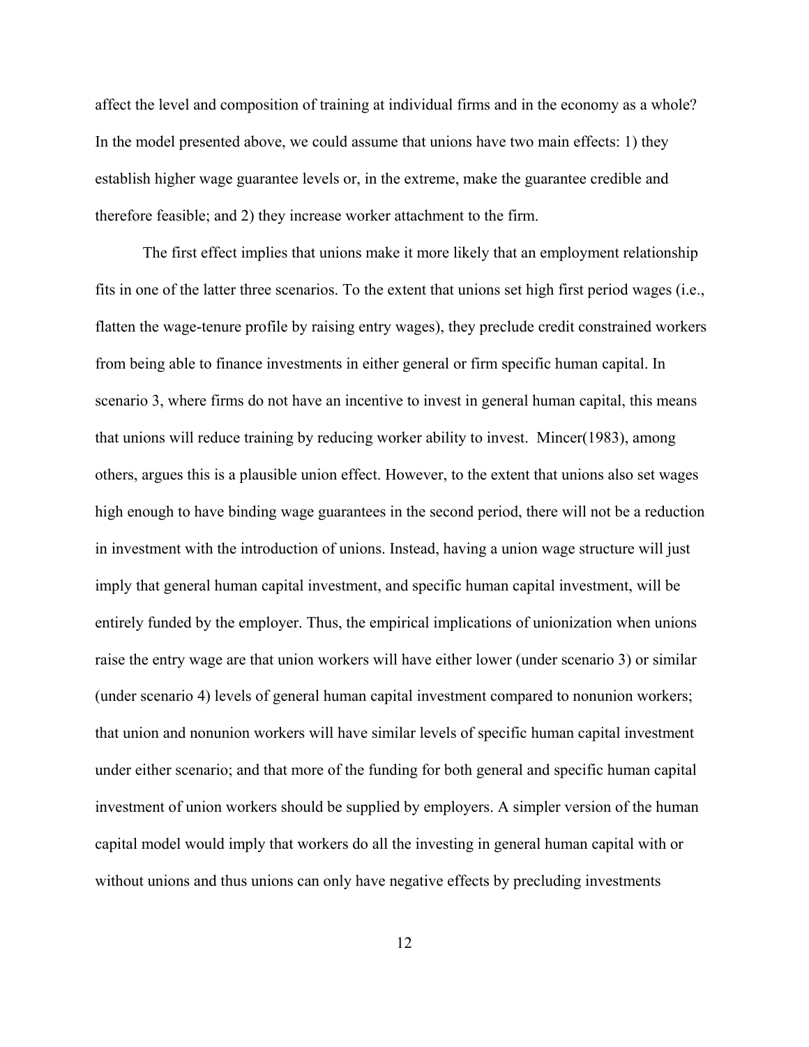affect the level and composition of training at individual firms and in the economy as a whole? In the model presented above, we could assume that unions have two main effects: 1) they establish higher wage guarantee levels or, in the extreme, make the guarantee credible and therefore feasible; and 2) they increase worker attachment to the firm.

The first effect implies that unions make it more likely that an employment relationship fits in one of the latter three scenarios. To the extent that unions set high first period wages (i.e., flatten the wage-tenure profile by raising entry wages), they preclude credit constrained workers from being able to finance investments in either general or firm specific human capital. In scenario 3, where firms do not have an incentive to invest in general human capital, this means that unions will reduce training by reducing worker ability to invest. Mincer(1983), among others, argues this is a plausible union effect. However, to the extent that unions also set wages high enough to have binding wage guarantees in the second period, there will not be a reduction in investment with the introduction of unions. Instead, having a union wage structure will just imply that general human capital investment, and specific human capital investment, will be entirely funded by the employer. Thus, the empirical implications of unionization when unions raise the entry wage are that union workers will have either lower (under scenario 3) or similar (under scenario 4) levels of general human capital investment compared to nonunion workers; that union and nonunion workers will have similar levels of specific human capital investment under either scenario; and that more of the funding for both general and specific human capital investment of union workers should be supplied by employers. A simpler version of the human capital model would imply that workers do all the investing in general human capital with or without unions and thus unions can only have negative effects by precluding investments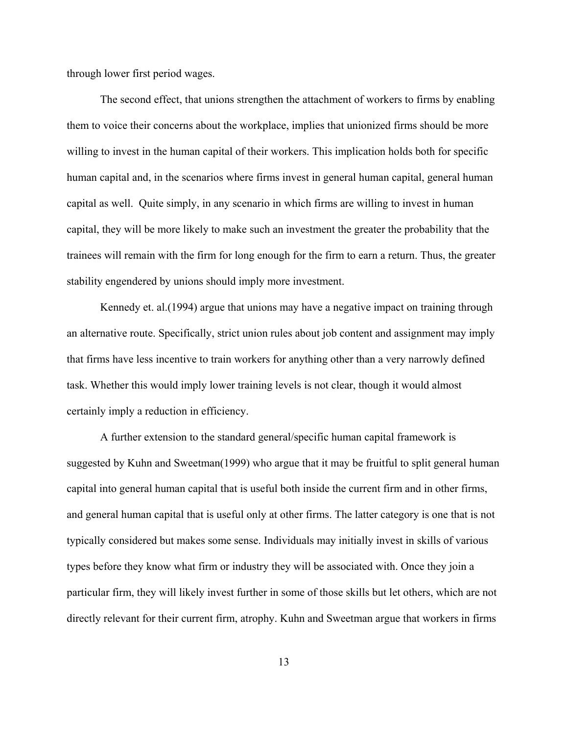through lower first period wages.

The second effect, that unions strengthen the attachment of workers to firms by enabling them to voice their concerns about the workplace, implies that unionized firms should be more willing to invest in the human capital of their workers. This implication holds both for specific human capital and, in the scenarios where firms invest in general human capital, general human capital as well.  Quite simply, in any scenario in which firms are willing to invest in human capital, they will be more likely to make such an investment the greater the probability that the trainees will remain with the firm for long enough for the firm to earn a return. Thus, the greater stability engendered by unions should imply more investment.

Kennedy et. al.(1994) argue that unions may have a negative impact on training through an alternative route. Specifically, strict union rules about job content and assignment may imply that firms have less incentive to train workers for anything other than a very narrowly defined task. Whether this would imply lower training levels is not clear, though it would almost certainly imply a reduction in efficiency.

A further extension to the standard general/specific human capital framework is suggested by Kuhn and Sweetman(1999) who argue that it may be fruitful to split general human capital into general human capital that is useful both inside the current firm and in other firms, and general human capital that is useful only at other firms. The latter category is one that is not typically considered but makes some sense. Individuals may initially invest in skills of various types before they know what firm or industry they will be associated with. Once they join a particular firm, they will likely invest further in some of those skills but let others, which are not directly relevant for their current firm, atrophy. Kuhn and Sweetman argue that workers in firms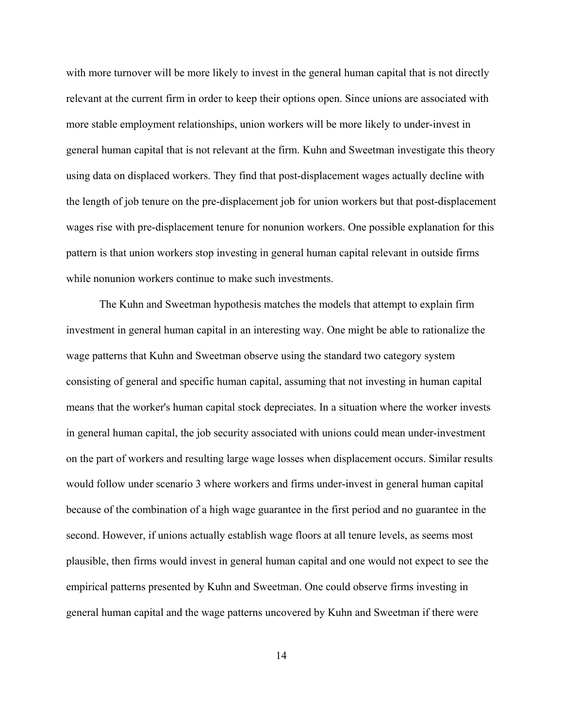with more turnover will be more likely to invest in the general human capital that is not directly relevant at the current firm in order to keep their options open. Since unions are associated with more stable employment relationships, union workers will be more likely to under-invest in general human capital that is not relevant at the firm. Kuhn and Sweetman investigate this theory using data on displaced workers. They find that post-displacement wages actually decline with the length of job tenure on the pre-displacement job for union workers but that post-displacement wages rise with pre-displacement tenure for nonunion workers. One possible explanation for this pattern is that union workers stop investing in general human capital relevant in outside firms while nonunion workers continue to make such investments.

The Kuhn and Sweetman hypothesis matches the models that attempt to explain firm investment in general human capital in an interesting way. One might be able to rationalize the wage patterns that Kuhn and Sweetman observe using the standard two category system consisting of general and specific human capital, assuming that not investing in human capital means that the worker's human capital stock depreciates. In a situation where the worker invests in general human capital, the job security associated with unions could mean under-investment on the part of workers and resulting large wage losses when displacement occurs. Similar results would follow under scenario 3 where workers and firms under-invest in general human capital because of the combination of a high wage guarantee in the first period and no guarantee in the second. However, if unions actually establish wage floors at all tenure levels, as seems most plausible, then firms would invest in general human capital and one would not expect to see the empirical patterns presented by Kuhn and Sweetman. One could observe firms investing in general human capital and the wage patterns uncovered by Kuhn and Sweetman if there were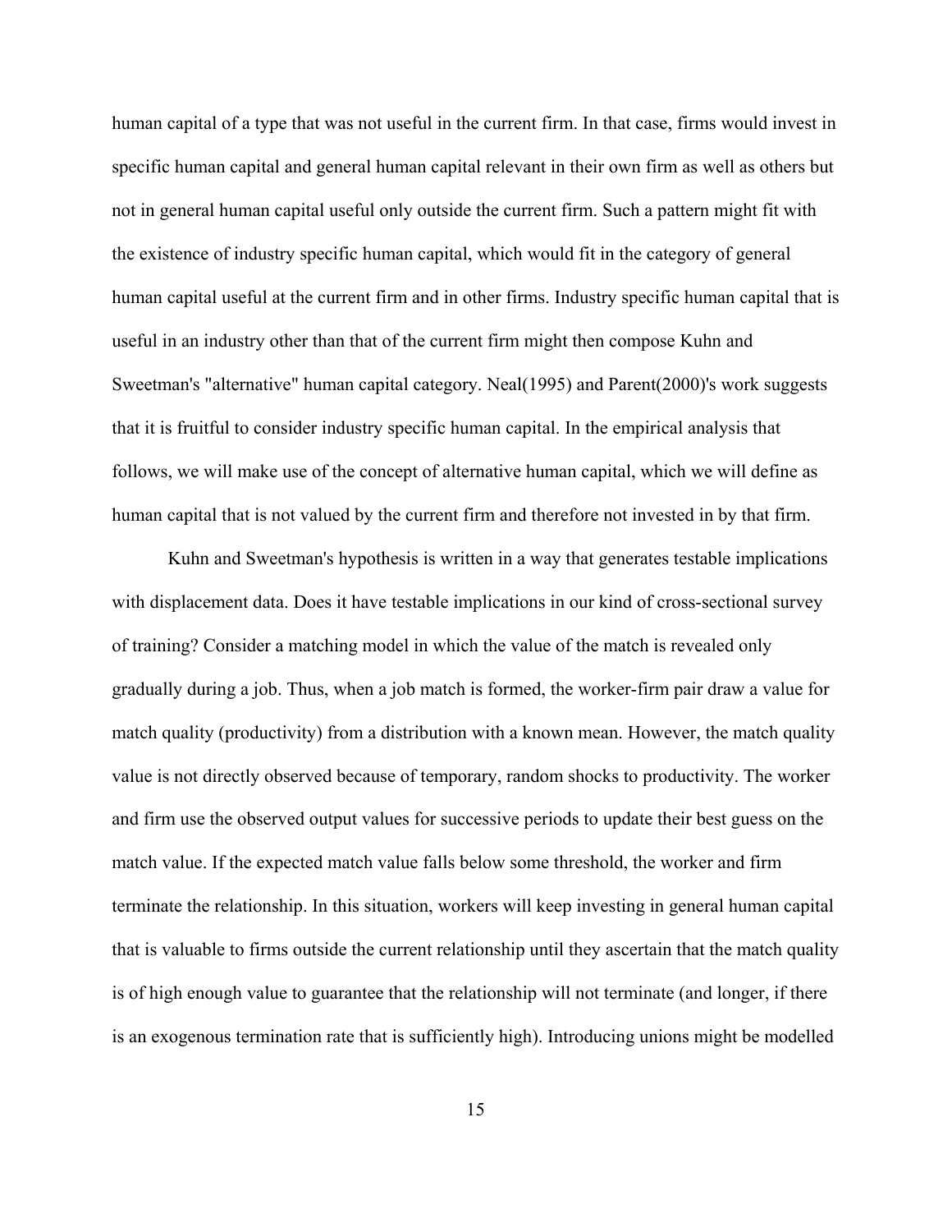human capital of a type that was not useful in the current firm. In that case, firms would invest in specific human capital and general human capital relevant in their own firm as well as others but not in general human capital useful only outside the current firm. Such a pattern might fit with the existence of industry specific human capital, which would fit in the category of general human capital useful at the current firm and in other firms. Industry specific human capital that is useful in an industry other than that of the current firm might then compose Kuhn and Sweetman's "alternative" human capital category. Neal(1995) and Parent(2000)'s work suggests that it is fruitful to consider industry specific human capital. In the empirical analysis that follows, we will make use of the concept of alternative human capital, which we will define as human capital that is not valued by the current firm and therefore not invested in by that firm.

Kuhn and Sweetman's hypothesis is written in a way that generates testable implications with displacement data. Does it have testable implications in our kind of cross-sectional survey of training? Consider a matching model in which the value of the match is revealed only gradually during a job. Thus, when a job match is formed, the worker-firm pair draw a value for match quality (productivity) from a distribution with a known mean. However, the match quality value is not directly observed because of temporary, random shocks to productivity. The worker and firm use the observed output values for successive periods to update their best guess on the match value. If the expected match value falls below some threshold, the worker and firm terminate the relationship. In this situation, workers will keep investing in general human capital that is valuable to firms outside the current relationship until they ascertain that the match quality is of high enough value to guarantee that the relationship will not terminate (and longer, if there is an exogenous termination rate that is sufficiently high). Introducing unions might be modelled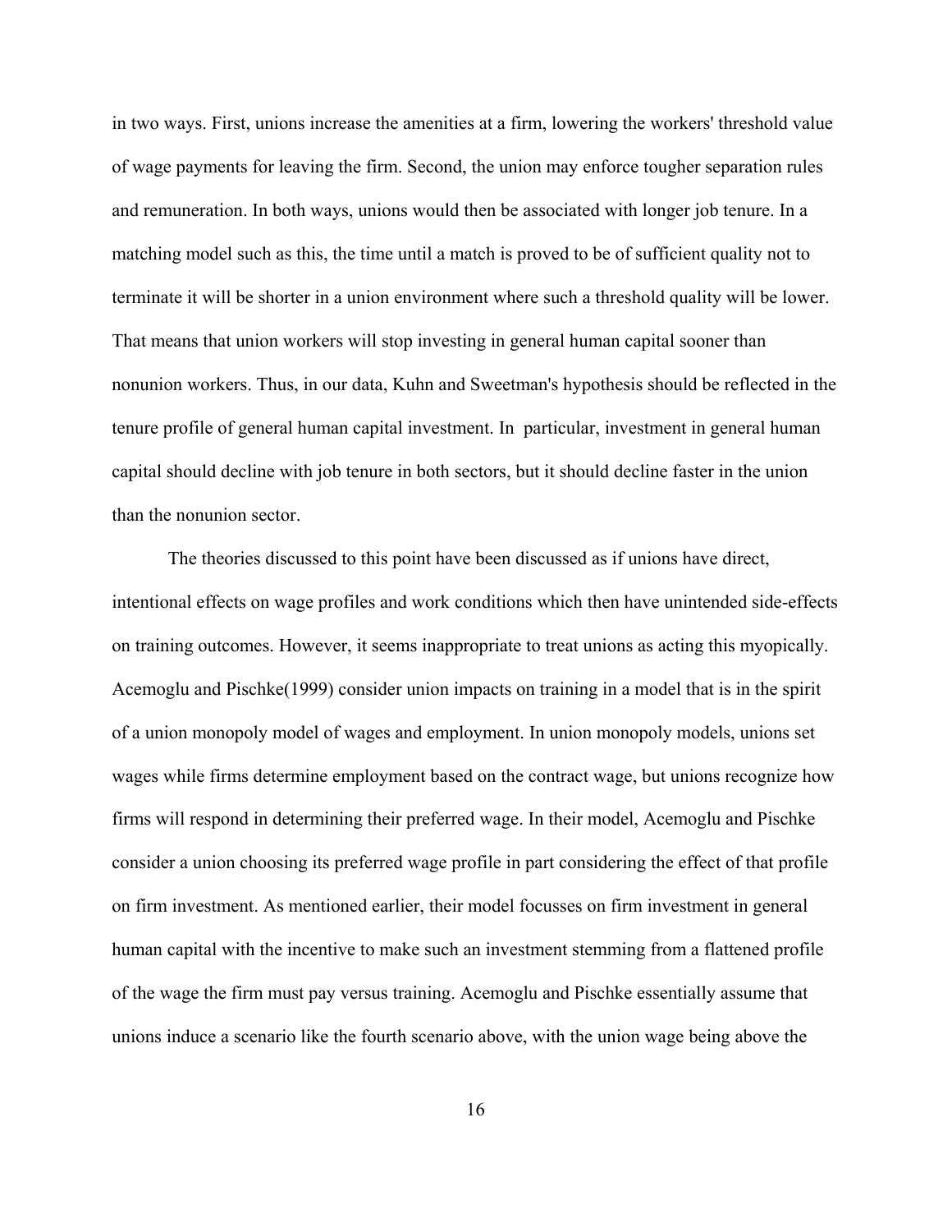in two ways. First, unions increase the amenities at a firm, lowering the workers' threshold value of wage payments for leaving the firm. Second, the union may enforce tougher separation rules and remuneration. In both ways, unions would then be associated with longer job tenure. In a matching model such as this, the time until a match is proved to be of sufficient quality not to terminate it will be shorter in a union environment where such a threshold quality will be lower. That means that union workers will stop investing in general human capital sooner than nonunion workers. Thus, in our data, Kuhn and Sweetman's hypothesis should be reflected in the tenure profile of general human capital investment. In particular, investment in general human capital should decline with job tenure in both sectors, but it should decline faster in the union than the nonunion sector.

The theories discussed to this point have been discussed as if unions have direct, intentional effects on wage profiles and work conditions which then have unintended side-effects on training outcomes. However, it seems inappropriate to treat unions as acting this myopically. Acemoglu and Pischke(1999) consider union impacts on training in a model that is in the spirit of a union monopoly model of wages and employment. In union monopoly models, unions set wages while firms determine employment based on the contract wage, but unions recognize how firms will respond in determining their preferred wage. In their model, Acemoglu and Pischke consider a union choosing its preferred wage profile in part considering the effect of that profile on firm investment. As mentioned earlier, their model focusses on firm investment in general human capital with the incentive to make such an investment stemming from a flattened profile of the wage the firm must pay versus training. Acemoglu and Pischke essentially assume that unions induce a scenario like the fourth scenario above, with the union wage being above the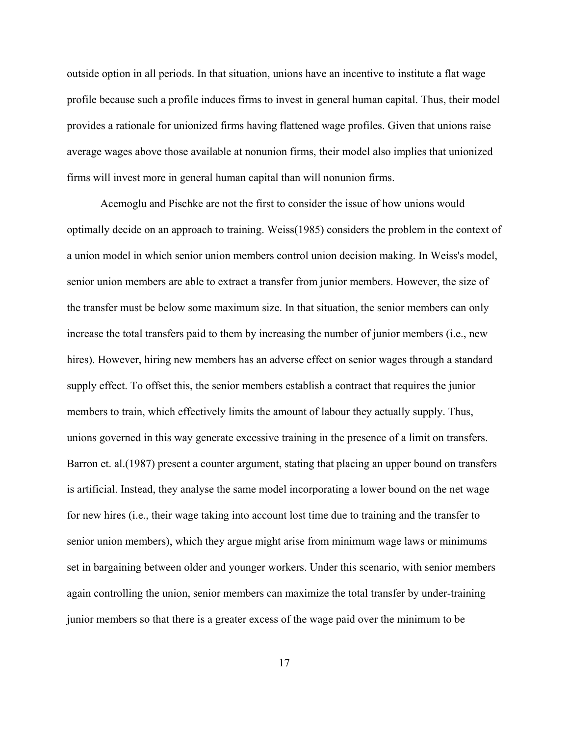outside option in all periods. In that situation, unions have an incentive to institute a flat wage profile because such a profile induces firms to invest in general human capital. Thus, their model provides a rationale for unionized firms having flattened wage profiles. Given that unions raise average wages above those available at nonunion firms, their model also implies that unionized firms will invest more in general human capital than will nonunion firms.

Acemoglu and Pischke are not the first to consider the issue of how unions would optimally decide on an approach to training. Weiss(1985) considers the problem in the context of a union model in which senior union members control union decision making. In Weiss's model, senior union members are able to extract a transfer from junior members. However, the size of the transfer must be below some maximum size. In that situation, the senior members can only increase the total transfers paid to them by increasing the number of junior members (i.e., new hires). However, hiring new members has an adverse effect on senior wages through a standard supply effect. To offset this, the senior members establish a contract that requires the junior members to train, which effectively limits the amount of labour they actually supply. Thus, unions governed in this way generate excessive training in the presence of a limit on transfers. Barron et. al.(1987) present a counter argument, stating that placing an upper bound on transfers is artificial. Instead, they analyse the same model incorporating a lower bound on the net wage for new hires (i.e., their wage taking into account lost time due to training and the transfer to senior union members), which they argue might arise from minimum wage laws or minimums set in bargaining between older and younger workers. Under this scenario, with senior members again controlling the union, senior members can maximize the total transfer by under-training junior members so that there is a greater excess of the wage paid over the minimum to be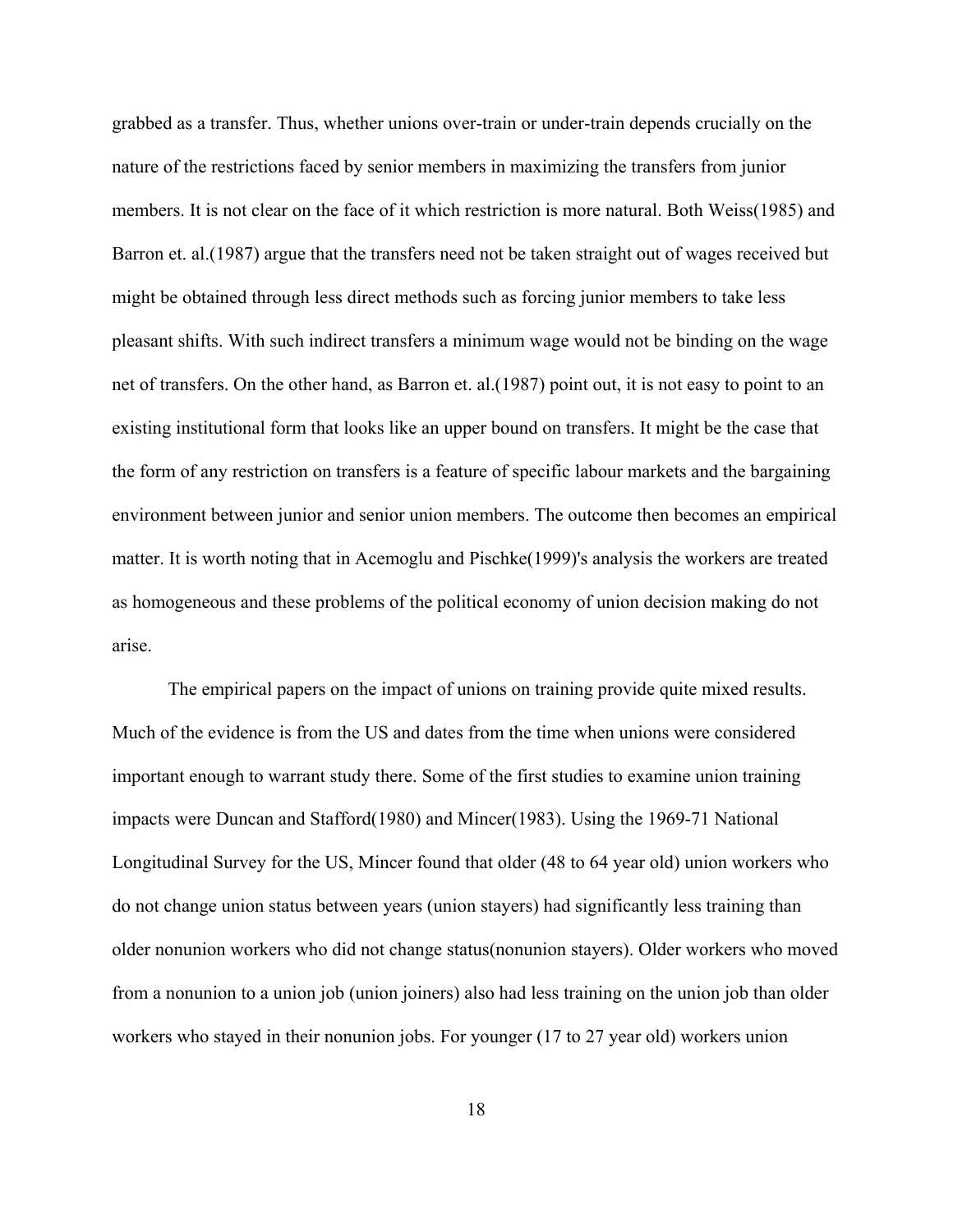grabbed as a transfer. Thus, whether unions over-train or under-train depends crucially on the nature of the restrictions faced by senior members in maximizing the transfers from junior members. It is not clear on the face of it which restriction is more natural. Both Weiss(1985) and Barron et. al.(1987) argue that the transfers need not be taken straight out of wages received but might be obtained through less direct methods such as forcing junior members to take less pleasant shifts. With such indirect transfers a minimum wage would not be binding on the wage net of transfers. On the other hand, as Barron et. al.(1987) point out, it is not easy to point to an existing institutional form that looks like an upper bound on transfers. It might be the case that the form of any restriction on transfers is a feature of specific labour markets and the bargaining environment between junior and senior union members. The outcome then becomes an empirical matter. It is worth noting that in Acemoglu and Pischke(1999)'s analysis the workers are treated as homogeneous and these problems of the political economy of union decision making do not arise.

The empirical papers on the impact of unions on training provide quite mixed results. Much of the evidence is from the US and dates from the time when unions were considered important enough to warrant study there. Some of the first studies to examine union training impacts were Duncan and Stafford(1980) and Mincer(1983). Using the 1969-71 National Longitudinal Survey for the US, Mincer found that older (48 to 64 year old) union workers who do not change union status between years (union stayers) had significantly less training than older nonunion workers who did not change status(nonunion stayers). Older workers who moved from a nonunion to a union job (union joiners) also had less training on the union job than older workers who stayed in their nonunion jobs. For younger (17 to 27 year old) workers union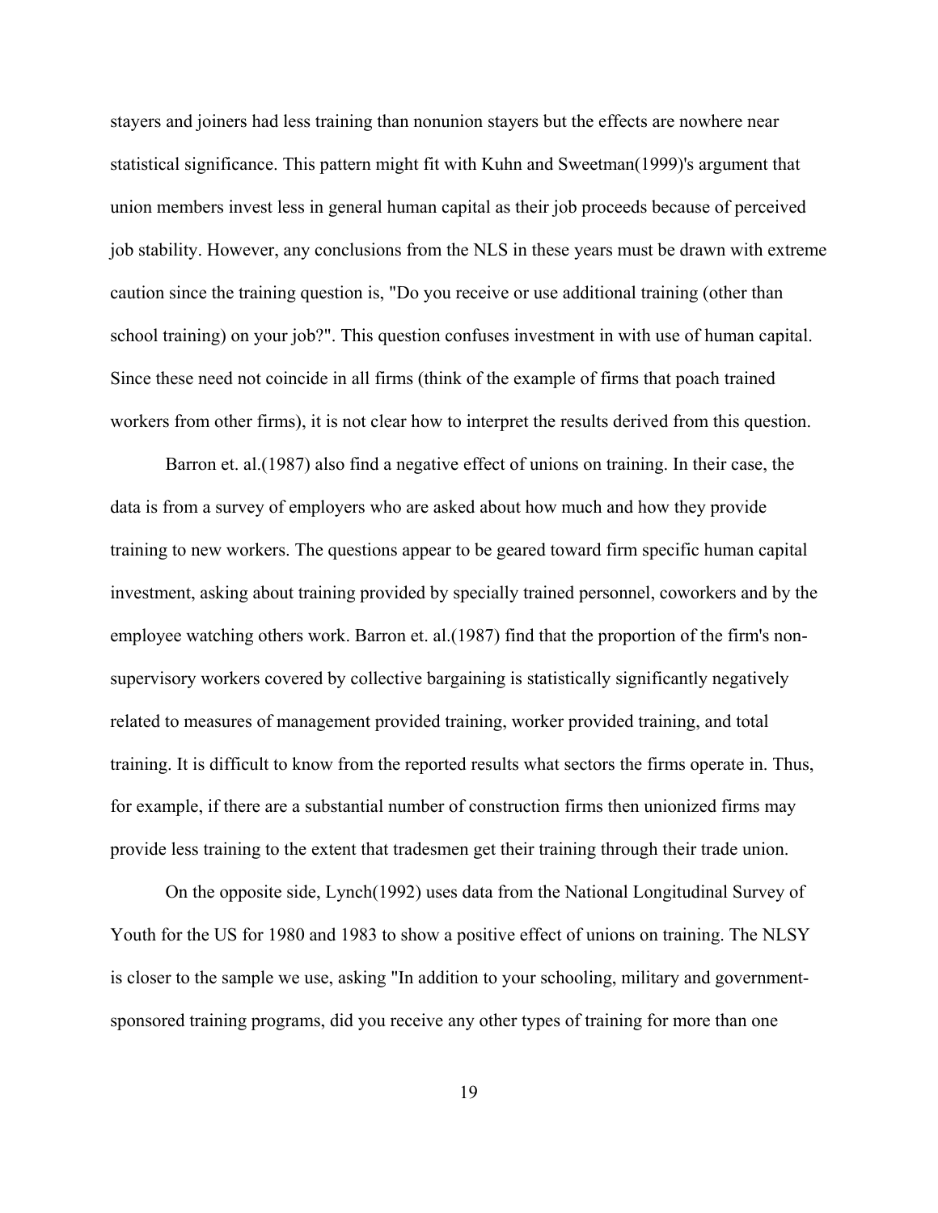stayers and joiners had less training than nonunion stayers but the effects are nowhere near statistical significance. This pattern might fit with Kuhn and Sweetman(1999)'s argument that union members invest less in general human capital as their job proceeds because of perceived job stability. However, any conclusions from the NLS in these years must be drawn with extreme caution since the training question is, "Do you receive or use additional training (other than school training) on your job?". This question confuses investment in with use of human capital. Since these need not coincide in all firms (think of the example of firms that poach trained workers from other firms), it is not clear how to interpret the results derived from this question.

Barron et. al.(1987) also find a negative effect of unions on training. In their case, the data is from a survey of employers who are asked about how much and how they provide training to new workers. The questions appear to be geared toward firm specific human capital investment, asking about training provided by specially trained personnel, coworkers and by the employee watching others work. Barron et. al.(1987) find that the proportion of the firm's non-supervisory workers covered by collective bargaining is statistically significantly negatively related to measures of management provided training, worker provided training, and total training. It is difficult to know from the reported results what sectors the firms operate in. Thus, for example, if there are a substantial number of construction firms then unionized firms may provide less training to the extent that tradesmen get their training through their trade union.

On the opposite side, Lynch(1992) uses data from the National Longitudinal Survey of Youth for the US for 1980 and 1983 to show a positive effect of unions on training. The NLSY is closer to the sample we use, asking "In addition to your schooling, military and government-sponsored training programs, did you receive any other types of training for more than one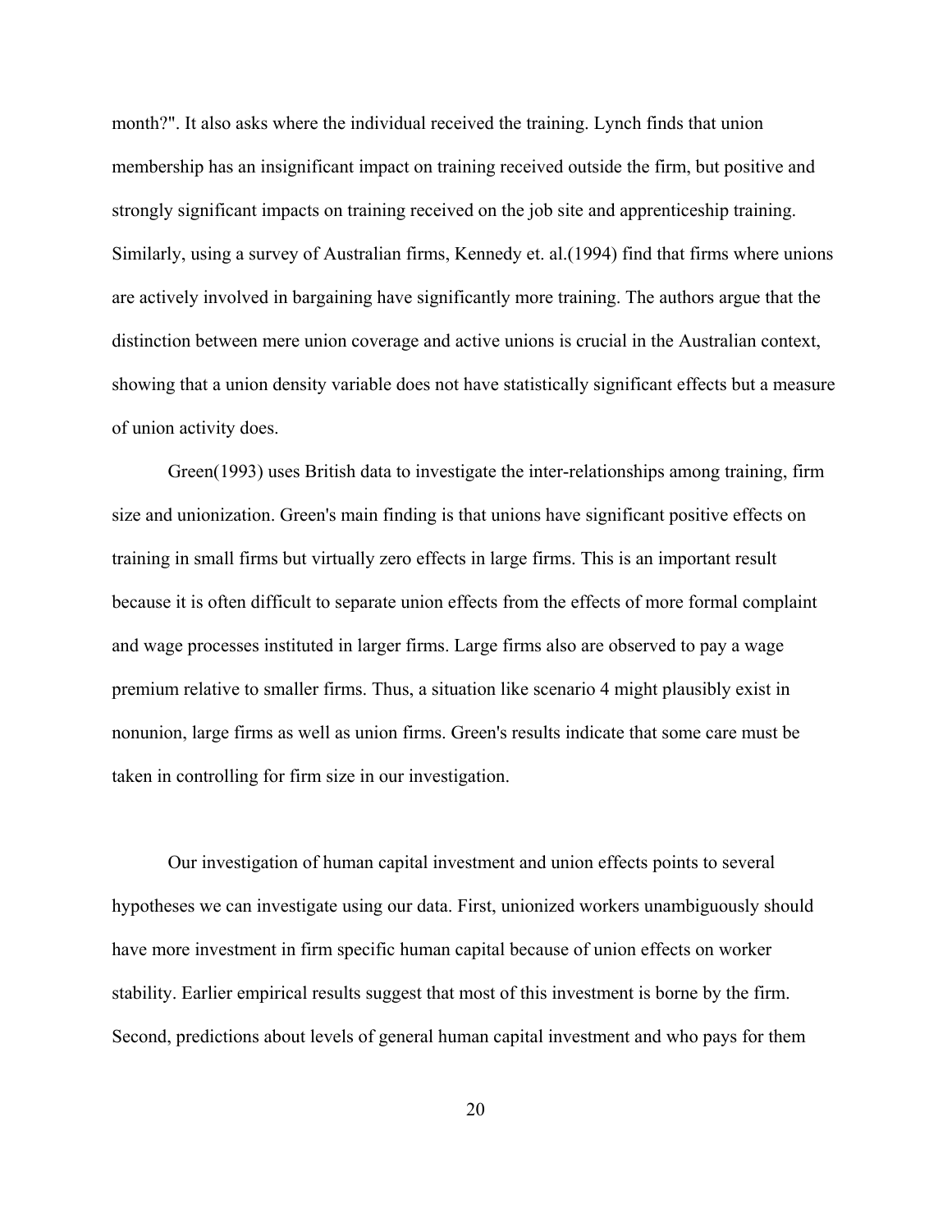month?". It also asks where the individual received the training. Lynch finds that union membership has an insignificant impact on training received outside the firm, but positive and strongly significant impacts on training received on the job site and apprenticeship training. Similarly, using a survey of Australian firms, Kennedy et. al.(1994) find that firms where unions are actively involved in bargaining have significantly more training. The authors argue that the distinction between mere union coverage and active unions is crucial in the Australian context, showing that a union density variable does not have statistically significant effects but a measure of union activity does.

Green(1993) uses British data to investigate the inter-relationships among training, firm size and unionization. Green's main finding is that unions have significant positive effects on training in small firms but virtually zero effects in large firms. This is an important result because it is often difficult to separate union effects from the effects of more formal complaint and wage processes instituted in larger firms. Large firms also are observed to pay a wage premium relative to smaller firms. Thus, a situation like scenario 4 might plausibly exist in nonunion, large firms as well as union firms. Green's results indicate that some care must be taken in controlling for firm size in our investigation.

Our investigation of human capital investment and union effects points to several hypotheses we can investigate using our data. First, unionized workers unambiguously should have more investment in firm specific human capital because of union effects on worker stability. Earlier empirical results suggest that most of this investment is borne by the firm. Second, predictions about levels of general human capital investment and who pays for them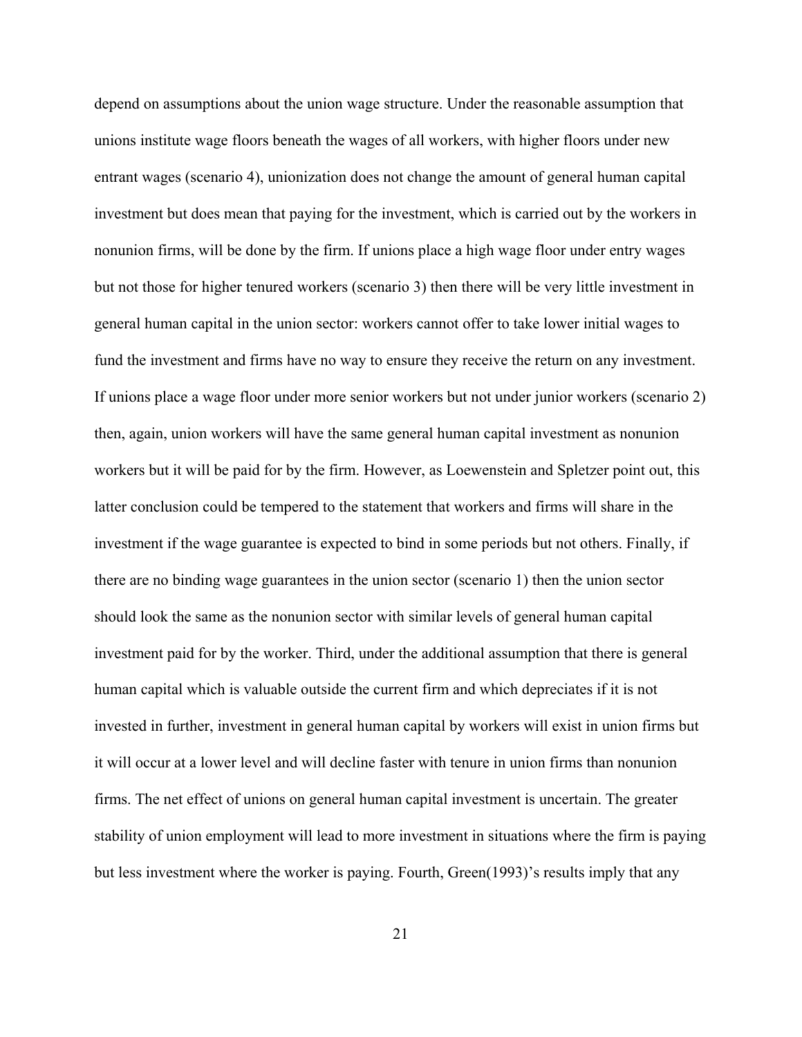depend on assumptions about the union wage structure. Under the reasonable assumption that unions institute wage floors beneath the wages of all workers, with higher floors under new entrant wages (scenario 4), unionization does not change the amount of general human capital investment but does mean that paying for the investment, which is carried out by the workers in nonunion firms, will be done by the firm. If unions place a high wage floor under entry wages but not those for higher tenured workers (scenario 3) then there will be very little investment in general human capital in the union sector: workers cannot offer to take lower initial wages to fund the investment and firms have no way to ensure they receive the return on any investment. If unions place a wage floor under more senior workers but not under junior workers (scenario 2) then, again, union workers will have the same general human capital investment as nonunion workers but it will be paid for by the firm. However, as Loewenstein and Spletzer point out, this latter conclusion could be tempered to the statement that workers and firms will share in the investment if the wage guarantee is expected to bind in some periods but not others. Finally, if there are no binding wage guarantees in the union sector (scenario 1) then the union sector should look the same as the nonunion sector with similar levels of general human capital investment paid for by the worker. Third, under the additional assumption that there is general human capital which is valuable outside the current firm and which depreciates if it is not invested in further, investment in general human capital by workers will exist in union firms but it will occur at a lower level and will decline faster with tenure in union firms than nonunion firms. The net effect of unions on general human capital investment is uncertain. The greater stability of union employment will lead to more investment in situations where the firm is paying but less investment where the worker is paying. Fourth, Green(1993)'s results imply that any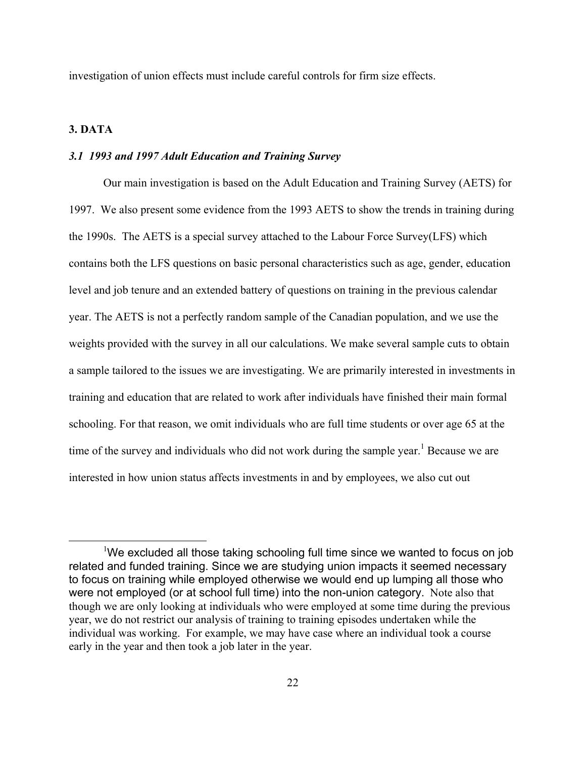investigation of union effects must include careful controls for firm size effects.

## 3. DATA

### *3.1 1993 and 1997 Adult Education and Training Survey*

Our main investigation is based on the Adult Education and Training Survey (AETS) for 1997. We also present some evidence from the 1993 AETS to show the trends in training during the 1990s. The AETS is a special survey attached to the Labour Force Survey(LFS) which contains both the LFS questions on basic personal characteristics such as age, gender, education level and job tenure and an extended battery of questions on training in the previous calendar year. The AETS is not a perfectly random sample of the Canadian population, and we use the weights provided with the survey in all our calculations. We make several sample cuts to obtain a sample tailored to the issues we are investigating. We are primarily interested in investments in training and education that are related to work after individuals have finished their main formal schooling. For that reason, we omit individuals who are full time students or over age 65 at the time of the survey and individuals who did not work during the sample year.[1] Because we are interested in how union status affects investments in and by employees, we also cut out

---

[1] We excluded all those taking schooling full time since we wanted to focus on job related and funded training. Since we are studying union impacts it seemed necessary to focus on training while employed otherwise we would end up lumping all those who were not employed (or at school full time) into the non-union category. Note also that though we are only looking at individuals who were employed at some time during the previous year, we do not restrict our analysis of training to training episodes undertaken while the individual was working. For example, we may have case where an individual took a course early in the year and then took a job later in the year.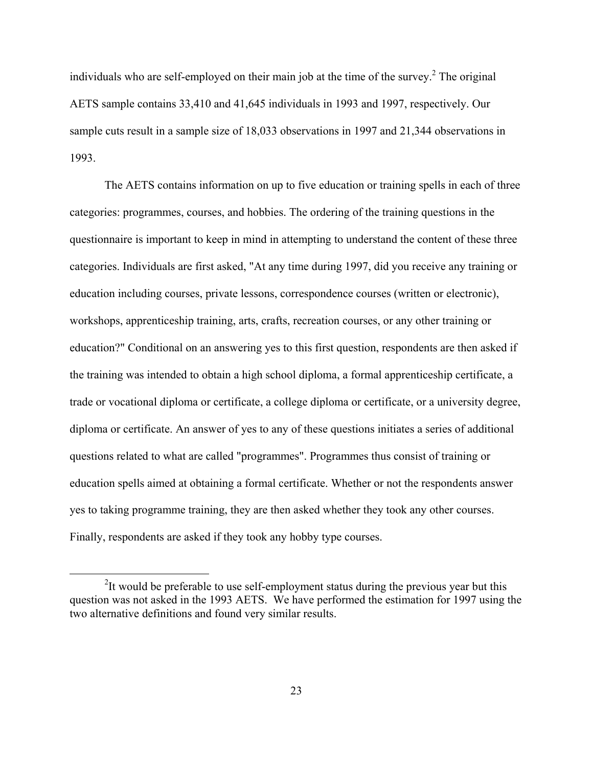individuals who are self-employed on their main job at the time of the survey.[2] The original AETS sample contains 33,410 and 41,645 individuals in 1993 and 1997, respectively. Our sample cuts result in a sample size of 18,033 observations in 1997 and 21,344 observations in 1993.

The AETS contains information on up to five education or training spells in each of three categories: programmes, courses, and hobbies. The ordering of the training questions in the questionnaire is important to keep in mind in attempting to understand the content of these three categories. Individuals are first asked, "At any time during 1997, did you receive any training or education including courses, private lessons, correspondence courses (written or electronic), workshops, apprenticeship training, arts, crafts, recreation courses, or any other training or education?" Conditional on an answering yes to this first question, respondents are then asked if the training was intended to obtain a high school diploma, a formal apprenticeship certificate, a trade or vocational diploma or certificate, a college diploma or certificate, or a university degree, diploma or certificate. An answer of yes to any of these questions initiates a series of additional questions related to what are called "programmes". Programmes thus consist of training or education spells aimed at obtaining a formal certificate. Whether or not the respondents answer yes to taking programme training, they are then asked whether they took any other courses. Finally, respondents are asked if they took any hobby type courses.

[2] It would be preferable to use self-employment status during the previous year but this question was not asked in the 1993 AETS. We have performed the estimation for 1997 using the two alternative definitions and found very similar results.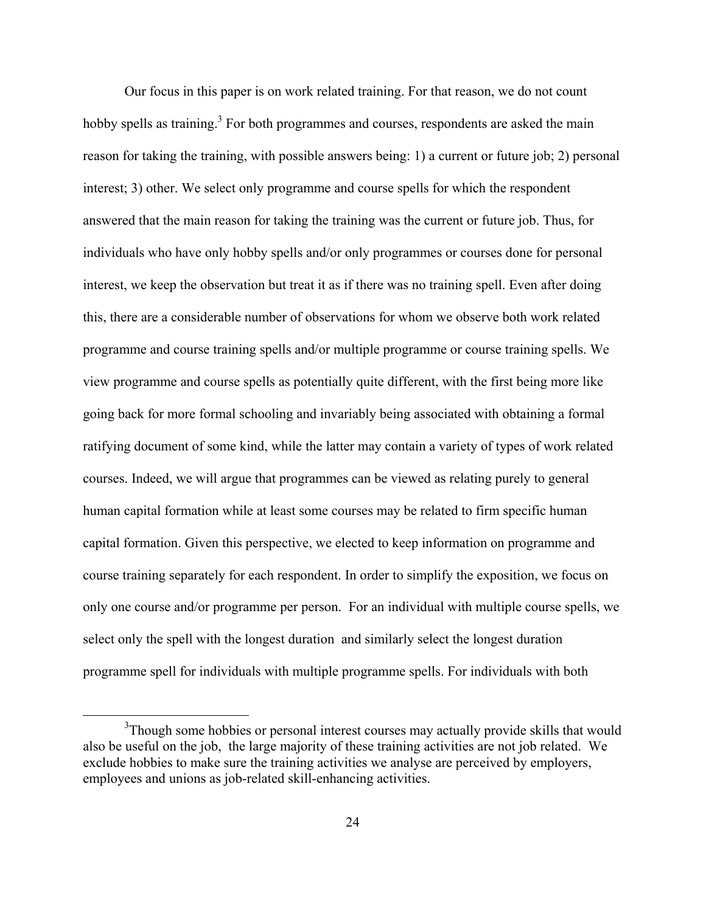Our focus in this paper is on work related training. For that reason, we do not count hobby spells as training.[3] For both programmes and courses, respondents are asked the main reason for taking the training, with possible answers being: 1) a current or future job; 2) personal interest; 3) other. We select only programme and course spells for which the respondent answered that the main reason for taking the training was the current or future job. Thus, for individuals who have only hobby spells and/or only programmes or courses done for personal interest, we keep the observation but treat it as if there was no training spell. Even after doing this, there are a considerable number of observations for whom we observe both work related programme and course training spells and/or multiple programme or course training spells. We view programme and course spells as potentially quite different, with the first being more like going back for more formal schooling and invariably being associated with obtaining a formal ratifying document of some kind, while the latter may contain a variety of types of work related courses. Indeed, we will argue that programmes can be viewed as relating purely to general human capital formation while at least some courses may be related to firm specific human capital formation. Given this perspective, we elected to keep information on programme and course training separately for each respondent. In order to simplify the exposition, we focus on only one course and/or programme per person. For an individual with multiple course spells, we select only the spell with the longest duration and similarly select the longest duration programme spell for individuals with multiple programme spells. For individuals with both

[3]Though some hobbies or personal interest courses may actually provide skills that would also be useful on the job, the large majority of these training activities are not job related. We exclude hobbies to make sure the training activities we analyse are perceived by employers, employees and unions as job-related skill-enhancing activities.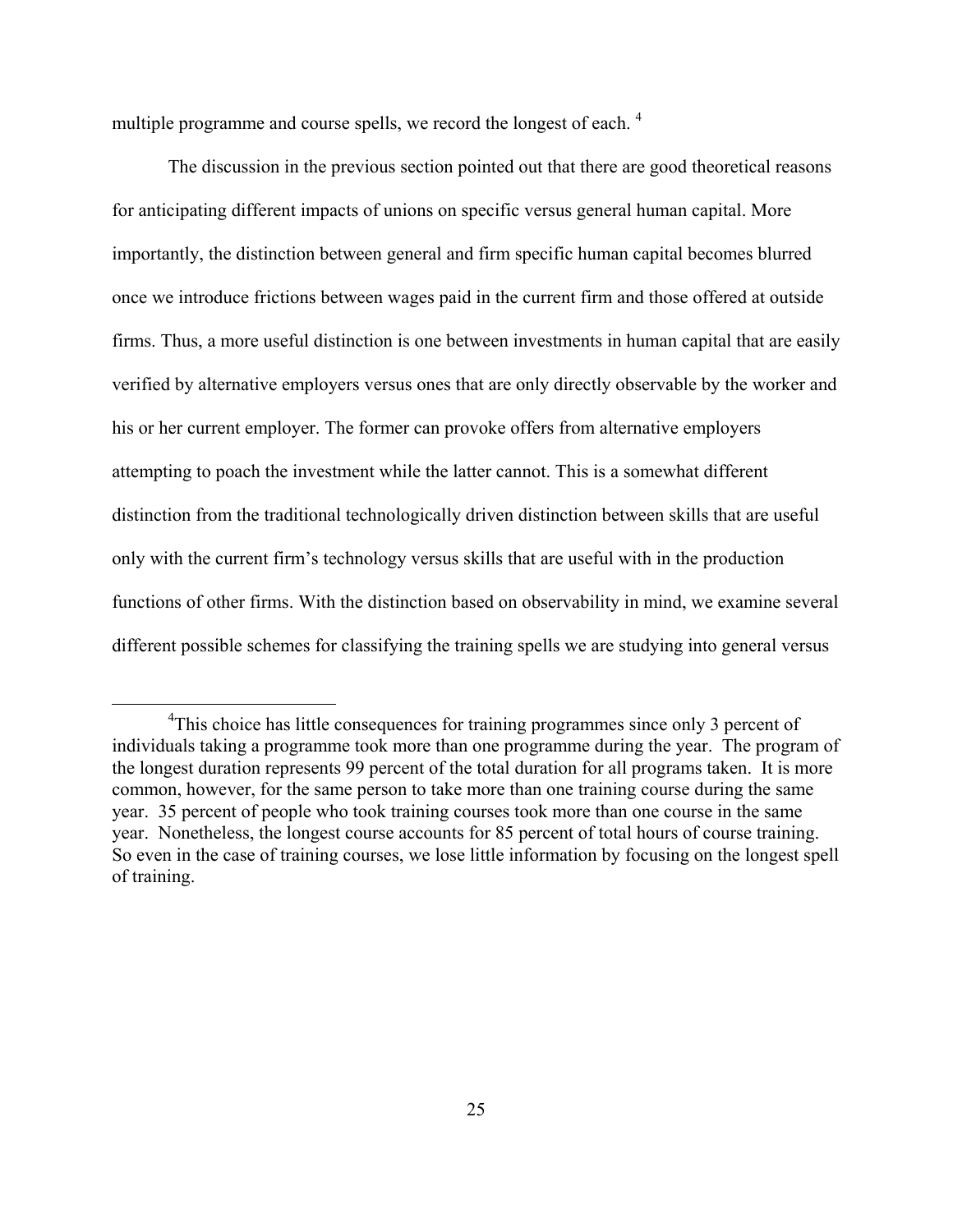multiple programme and course spells, we record the longest of each. [4]

The discussion in the previous section pointed out that there are good theoretical reasons for anticipating different impacts of unions on specific versus general human capital. More importantly, the distinction between general and firm specific human capital becomes blurred once we introduce frictions between wages paid in the current firm and those offered at outside firms. Thus, a more useful distinction is one between investments in human capital that are easily verified by alternative employers versus ones that are only directly observable by the worker and his or her current employer. The former can provoke offers from alternative employers attempting to poach the investment while the latter cannot. This is a somewhat different distinction from the traditional technologically driven distinction between skills that are useful only with the current firm's technology versus skills that are useful with in the production functions of other firms. With the distinction based on observability in mind, we examine several different possible schemes for classifying the training spells we are studying into general versus

[4] This choice has little consequences for training programmes since only 3 percent of individuals taking a programme took more than one programme during the year. The program of the longest duration represents 99 percent of the total duration for all programs taken. It is more common, however, for the same person to take more than one training course during the same year. 35 percent of people who took training courses took more than one course in the same year. Nonetheless, the longest course accounts for 85 percent of total hours of course training. So even in the case of training courses, we lose little information by focusing on the longest spell of training.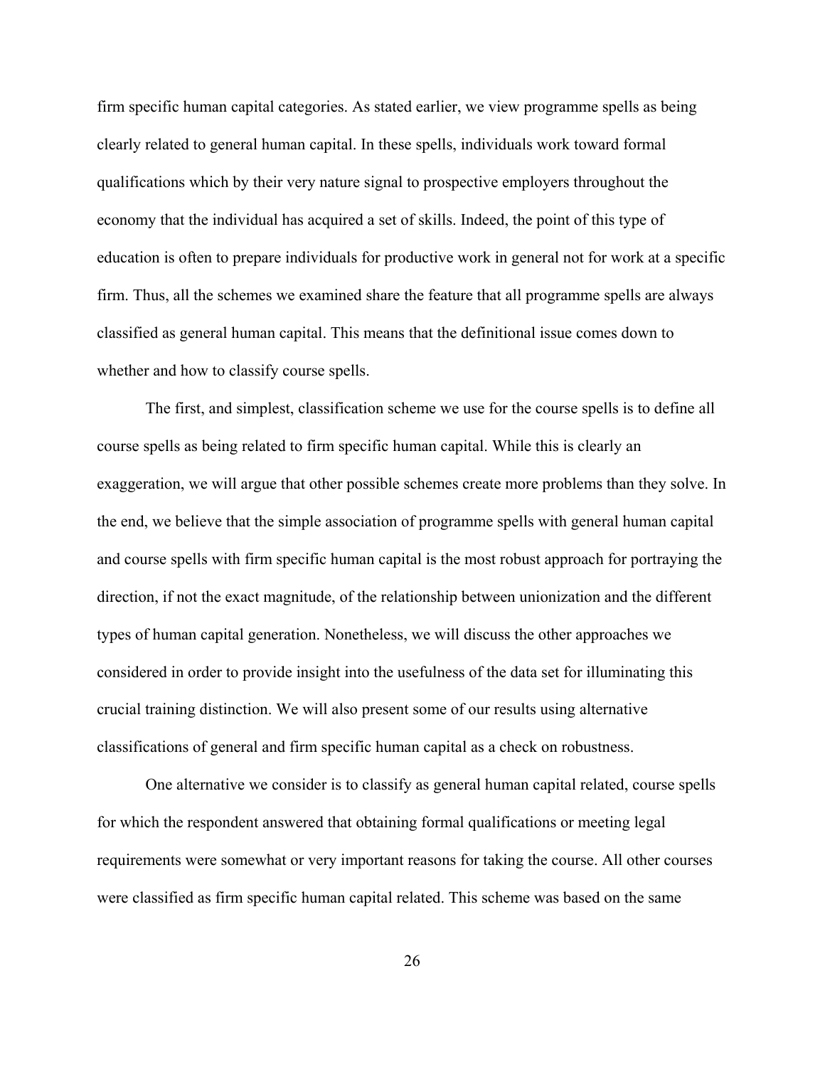firm specific human capital categories. As stated earlier, we view programme spells as being clearly related to general human capital. In these spells, individuals work toward formal qualifications which by their very nature signal to prospective employers throughout the economy that the individual has acquired a set of skills. Indeed, the point of this type of education is often to prepare individuals for productive work in general not for work at a specific firm. Thus, all the schemes we examined share the feature that all programme spells are always classified as general human capital. This means that the definitional issue comes down to whether and how to classify course spells.

The first, and simplest, classification scheme we use for the course spells is to define all course spells as being related to firm specific human capital. While this is clearly an exaggeration, we will argue that other possible schemes create more problems than they solve. In the end, we believe that the simple association of programme spells with general human capital and course spells with firm specific human capital is the most robust approach for portraying the direction, if not the exact magnitude, of the relationship between unionization and the different types of human capital generation. Nonetheless, we will discuss the other approaches we considered in order to provide insight into the usefulness of the data set for illuminating this crucial training distinction. We will also present some of our results using alternative classifications of general and firm specific human capital as a check on robustness.

One alternative we consider is to classify as general human capital related, course spells for which the respondent answered that obtaining formal qualifications or meeting legal requirements were somewhat or very important reasons for taking the course. All other courses were classified as firm specific human capital related. This scheme was based on the same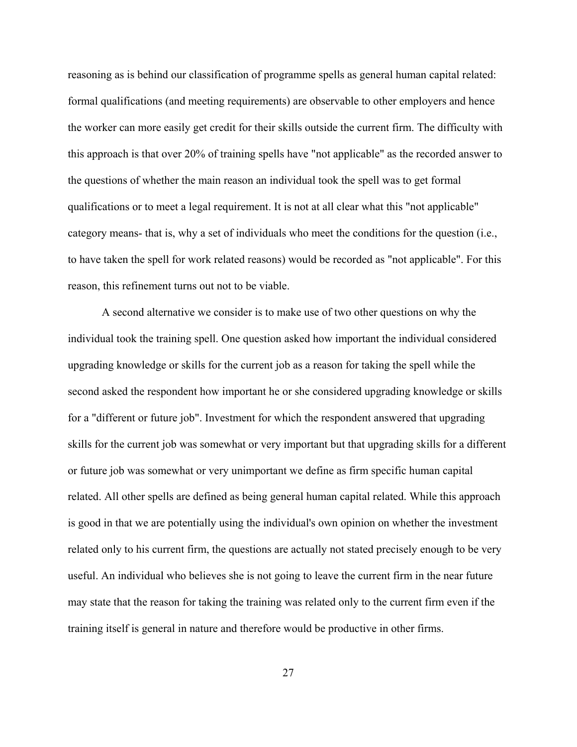reasoning as is behind our classification of programme spells as general human capital related: formal qualifications (and meeting requirements) are observable to other employers and hence the worker can more easily get credit for their skills outside the current firm. The difficulty with this approach is that over 20% of training spells have "not applicable" as the recorded answer to the questions of whether the main reason an individual took the spell was to get formal qualifications or to meet a legal requirement. It is not at all clear what this "not applicable" category means- that is, why a set of individuals who meet the conditions for the question (i.e., to have taken the spell for work related reasons) would be recorded as "not applicable". For this reason, this refinement turns out not to be viable.

A second alternative we consider is to make use of two other questions on why the individual took the training spell. One question asked how important the individual considered upgrading knowledge or skills for the current job as a reason for taking the spell while the second asked the respondent how important he or she considered upgrading knowledge or skills for a "different or future job". Investment for which the respondent answered that upgrading skills for the current job was somewhat or very important but that upgrading skills for a different or future job was somewhat or very unimportant we define as firm specific human capital related. All other spells are defined as being general human capital related. While this approach is good in that we are potentially using the individual's own opinion on whether the investment related only to his current firm, the questions are actually not stated precisely enough to be very useful. An individual who believes she is not going to leave the current firm in the near future may state that the reason for taking the training was related only to the current firm even if the training itself is general in nature and therefore would be productive in other firms.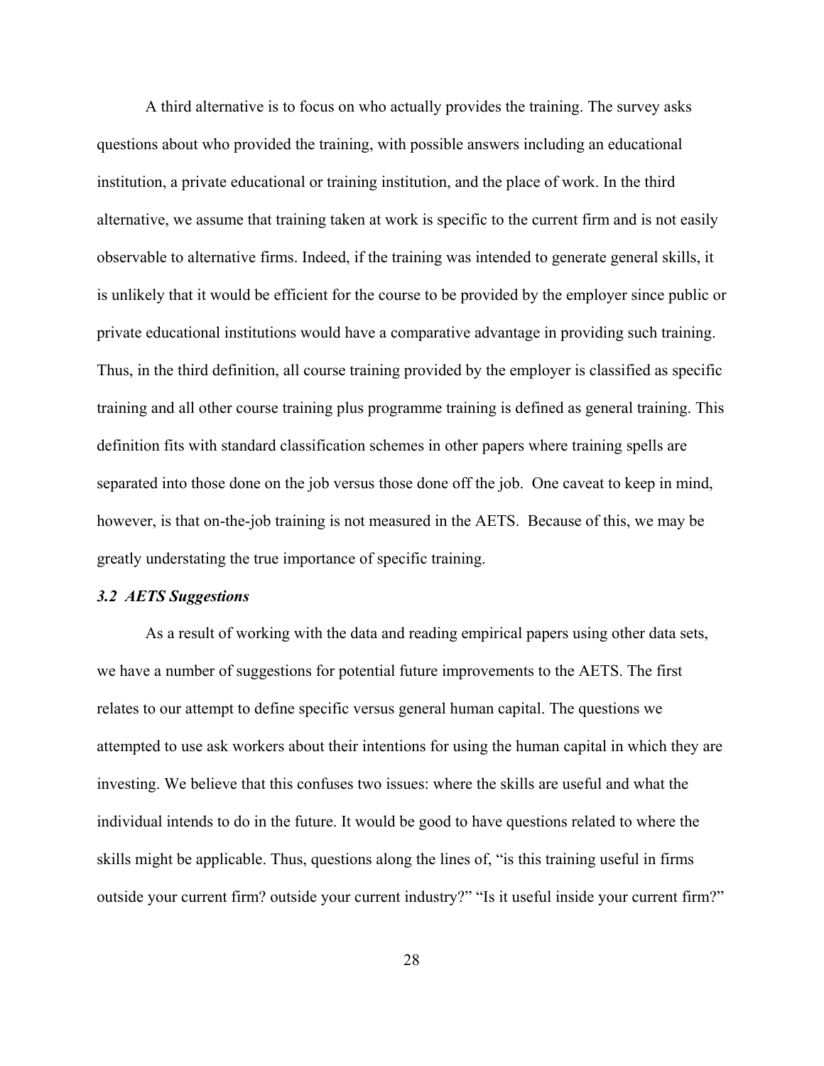A third alternative is to focus on who actually provides the training. The survey asks questions about who provided the training, with possible answers including an educational institution, a private educational or training institution, and the place of work. In the third alternative, we assume that training taken at work is specific to the current firm and is not easily observable to alternative firms. Indeed, if the training was intended to generate general skills, it is unlikely that it would be efficient for the course to be provided by the employer since public or private educational institutions would have a comparative advantage in providing such training. Thus, in the third definition, all course training provided by the employer is classified as specific training and all other course training plus programme training is defined as general training. This definition fits with standard classification schemes in other papers where training spells are separated into those done on the job versus those done off the job. One caveat to keep in mind, however, is that on-the-job training is not measured in the AETS. Because of this, we may be greatly understating the true importance of specific training.

### *3.2 AETS Suggestions*

As a result of working with the data and reading empirical papers using other data sets, we have a number of suggestions for potential future improvements to the AETS. The first relates to our attempt to define specific versus general human capital. The questions we attempted to use ask workers about their intentions for using the human capital in which they are investing. We believe that this confuses two issues: where the skills are useful and what the individual intends to do in the future. It would be good to have questions related to where the skills might be applicable. Thus, questions along the lines of, "is this training useful in firms outside your current firm? outside your current industry?" "Is it useful inside your current firm?"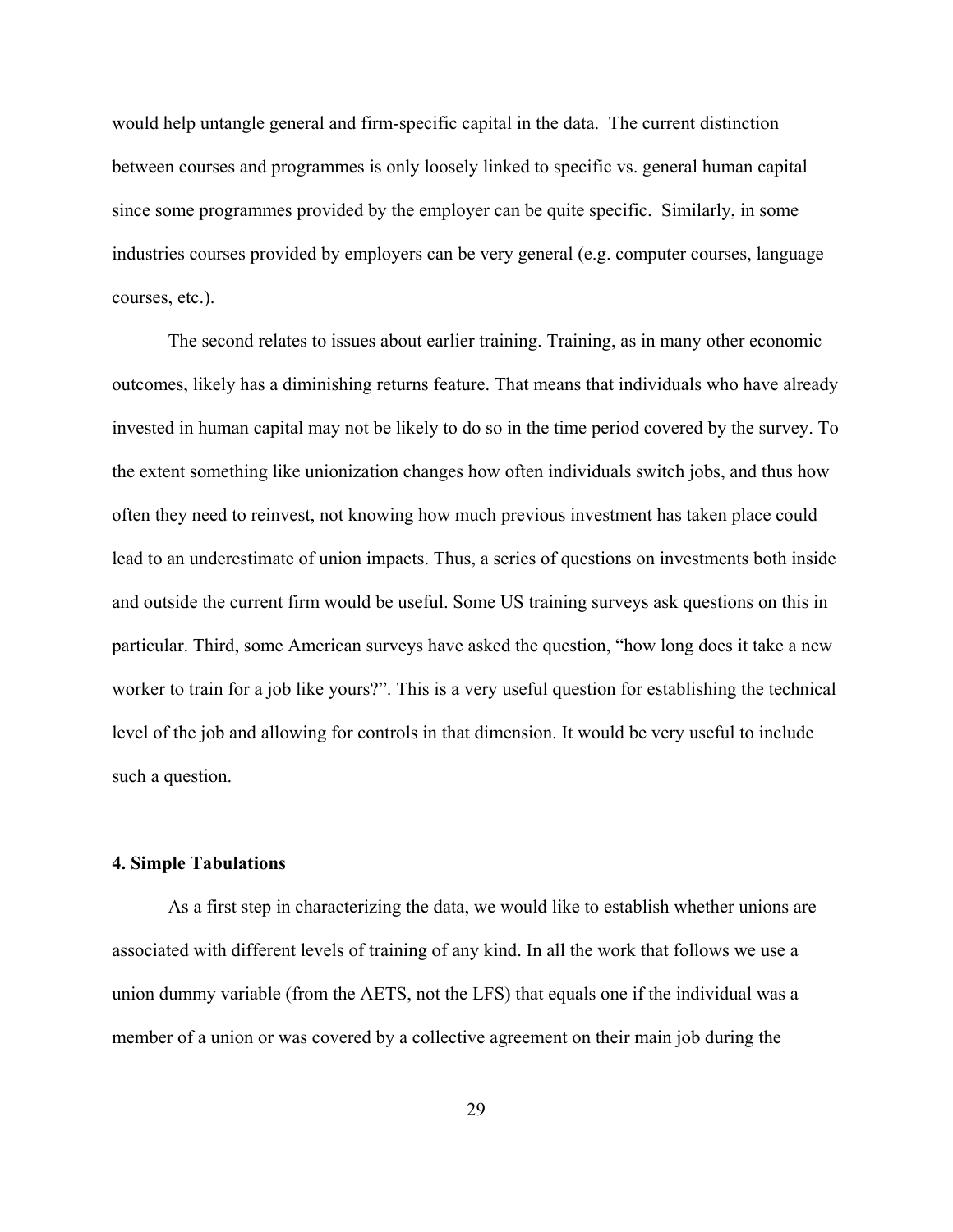would help untangle general and firm-specific capital in the data. The current distinction between courses and programmes is only loosely linked to specific vs. general human capital since some programmes provided by the employer can be quite specific. Similarly, in some industries courses provided by employers can be very general (e.g. computer courses, language courses, etc.).

The second relates to issues about earlier training. Training, as in many other economic outcomes, likely has a diminishing returns feature. That means that individuals who have already invested in human capital may not be likely to do so in the time period covered by the survey. To the extent something like unionization changes how often individuals switch jobs, and thus how often they need to reinvest, not knowing how much previous investment has taken place could lead to an underestimate of union impacts. Thus, a series of questions on investments both inside and outside the current firm would be useful. Some US training surveys ask questions on this in particular. Third, some American surveys have asked the question, "how long does it take a new worker to train for a job like yours?". This is a very useful question for establishing the technical level of the job and allowing for controls in that dimension. It would be very useful to include such a question.

### 4. Simple Tabulations

As a first step in characterizing the data, we would like to establish whether unions are associated with different levels of training of any kind. In all the work that follows we use a union dummy variable (from the AETS, not the LFS) that equals one if the individual was a member of a union or was covered by a collective agreement on their main job during the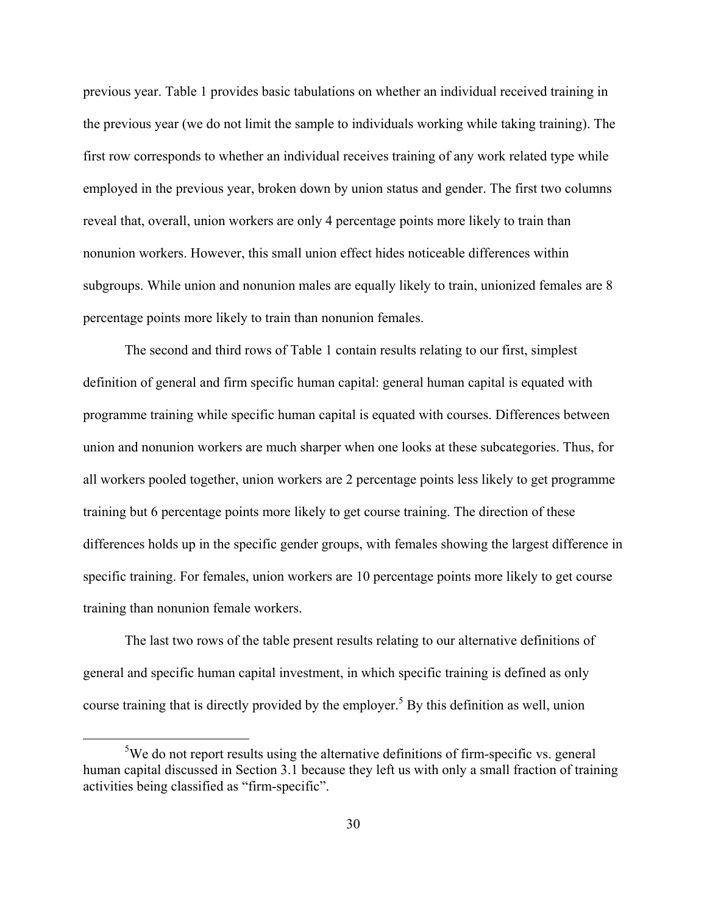previous year. Table 1 provides basic tabulations on whether an individual received training in the previous year (we do not limit the sample to individuals working while taking training). The first row corresponds to whether an individual receives training of any work related type while employed in the previous year, broken down by union status and gender. The first two columns reveal that, overall, union workers are only 4 percentage points more likely to train than nonunion workers. However, this small union effect hides noticeable differences within subgroups. While union and nonunion males are equally likely to train, unionized females are 8 percentage points more likely to train than nonunion females.

The second and third rows of Table 1 contain results relating to our first, simplest definition of general and firm specific human capital: general human capital is equated with programme training while specific human capital is equated with courses. Differences between union and nonunion workers are much sharper when one looks at these subcategories. Thus, for all workers pooled together, union workers are 2 percentage points less likely to get programme training but 6 percentage points more likely to get course training. The direction of these differences holds up in the specific gender groups, with females showing the largest difference in specific training. For females, union workers are 10 percentage points more likely to get course training than nonunion female workers.

The last two rows of the table present results relating to our alternative definitions of general and specific human capital investment, in which specific training is defined as only course training that is directly provided by the employer.[5] By this definition as well, union

[5] We do not report results using the alternative definitions of firm-specific vs. general human capital discussed in Section 3.1 because they left us with only a small fraction of training activities being classified as "firm-specific".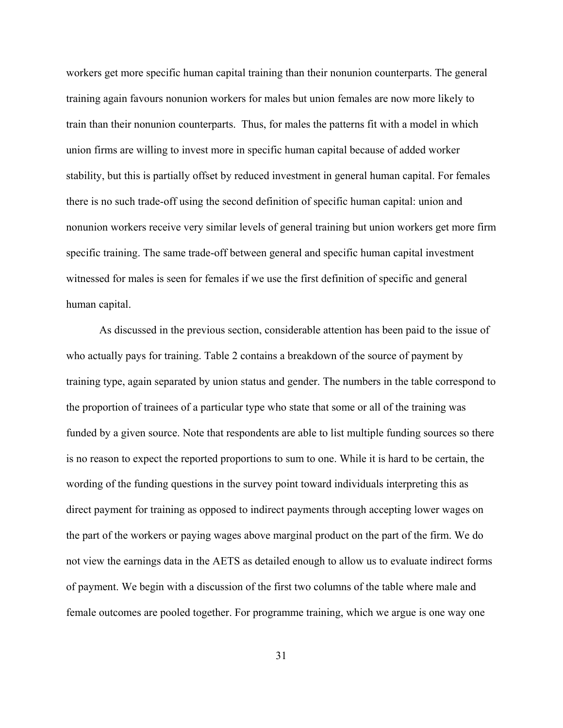workers get more specific human capital training than their nonunion counterparts. The general training again favours nonunion workers for males but union females are now more likely to train than their nonunion counterparts.  Thus, for males the patterns fit with a model in which union firms are willing to invest more in specific human capital because of added worker stability, but this is partially offset by reduced investment in general human capital. For females there is no such trade-off using the second definition of specific human capital: union and nonunion workers receive very similar levels of general training but union workers get more firm specific training. The same trade-off between general and specific human capital investment witnessed for males is seen for females if we use the first definition of specific and general human capital.

As discussed in the previous section, considerable attention has been paid to the issue of who actually pays for training. Table 2 contains a breakdown of the source of payment by training type, again separated by union status and gender. The numbers in the table correspond to the proportion of trainees of a particular type who state that some or all of the training was funded by a given source. Note that respondents are able to list multiple funding sources so there is no reason to expect the reported proportions to sum to one. While it is hard to be certain, the wording of the funding questions in the survey point toward individuals interpreting this as direct payment for training as opposed to indirect payments through accepting lower wages on the part of the workers or paying wages above marginal product on the part of the firm. We do not view the earnings data in the AETS as detailed enough to allow us to evaluate indirect forms of payment. We begin with a discussion of the first two columns of the table where male and female outcomes are pooled together. For programme training, which we argue is one way one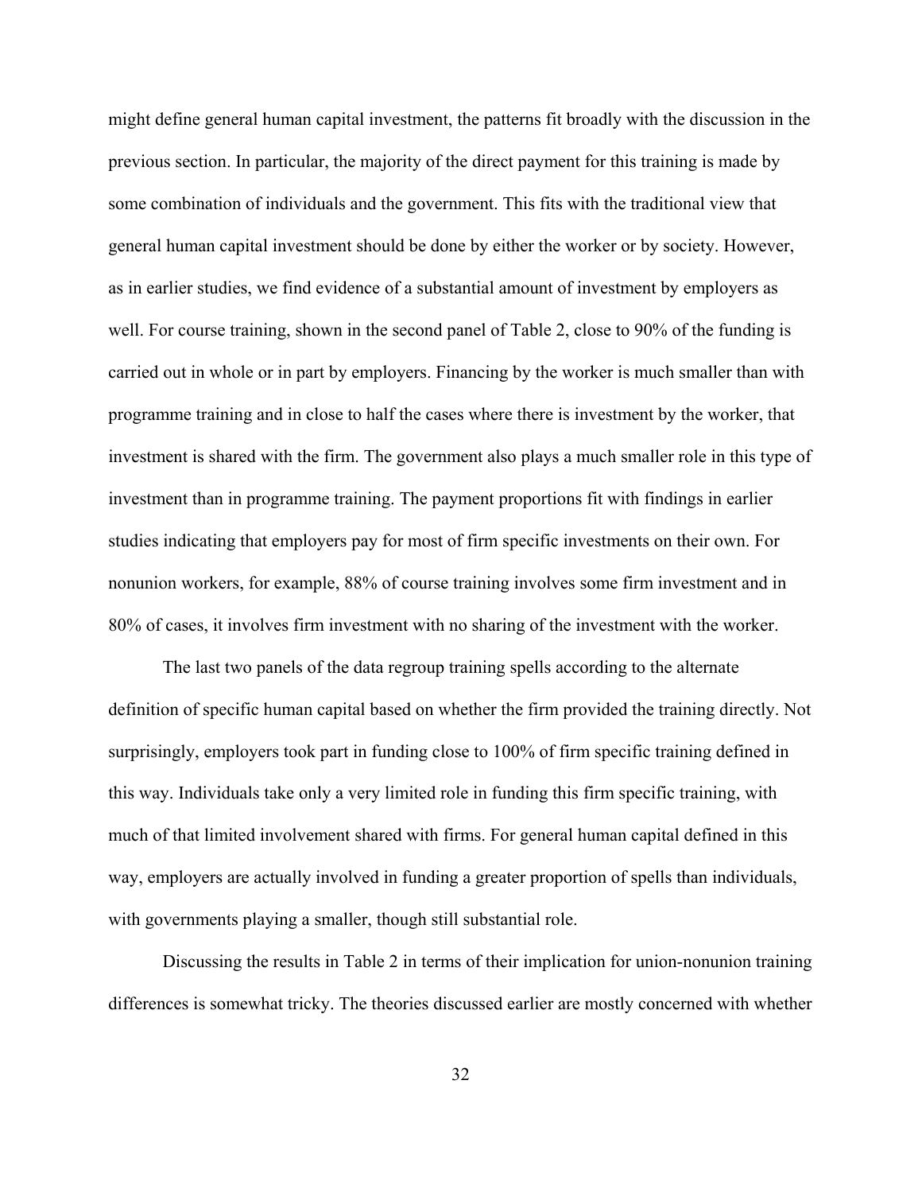might define general human capital investment, the patterns fit broadly with the discussion in the previous section. In particular, the majority of the direct payment for this training is made by some combination of individuals and the government. This fits with the traditional view that general human capital investment should be done by either the worker or by society. However, as in earlier studies, we find evidence of a substantial amount of investment by employers as well. For course training, shown in the second panel of Table 2, close to 90% of the funding is carried out in whole or in part by employers. Financing by the worker is much smaller than with programme training and in close to half the cases where there is investment by the worker, that investment is shared with the firm. The government also plays a much smaller role in this type of investment than in programme training. The payment proportions fit with findings in earlier studies indicating that employers pay for most of firm specific investments on their own. For nonunion workers, for example, 88% of course training involves some firm investment and in 80% of cases, it involves firm investment with no sharing of the investment with the worker.

The last two panels of the data regroup training spells according to the alternate definition of specific human capital based on whether the firm provided the training directly. Not surprisingly, employers took part in funding close to 100% of firm specific training defined in this way. Individuals take only a very limited role in funding this firm specific training, with much of that limited involvement shared with firms. For general human capital defined in this way, employers are actually involved in funding a greater proportion of spells than individuals, with governments playing a smaller, though still substantial role.

Discussing the results in Table 2 in terms of their implication for union-nonunion training differences is somewhat tricky. The theories discussed earlier are mostly concerned with whether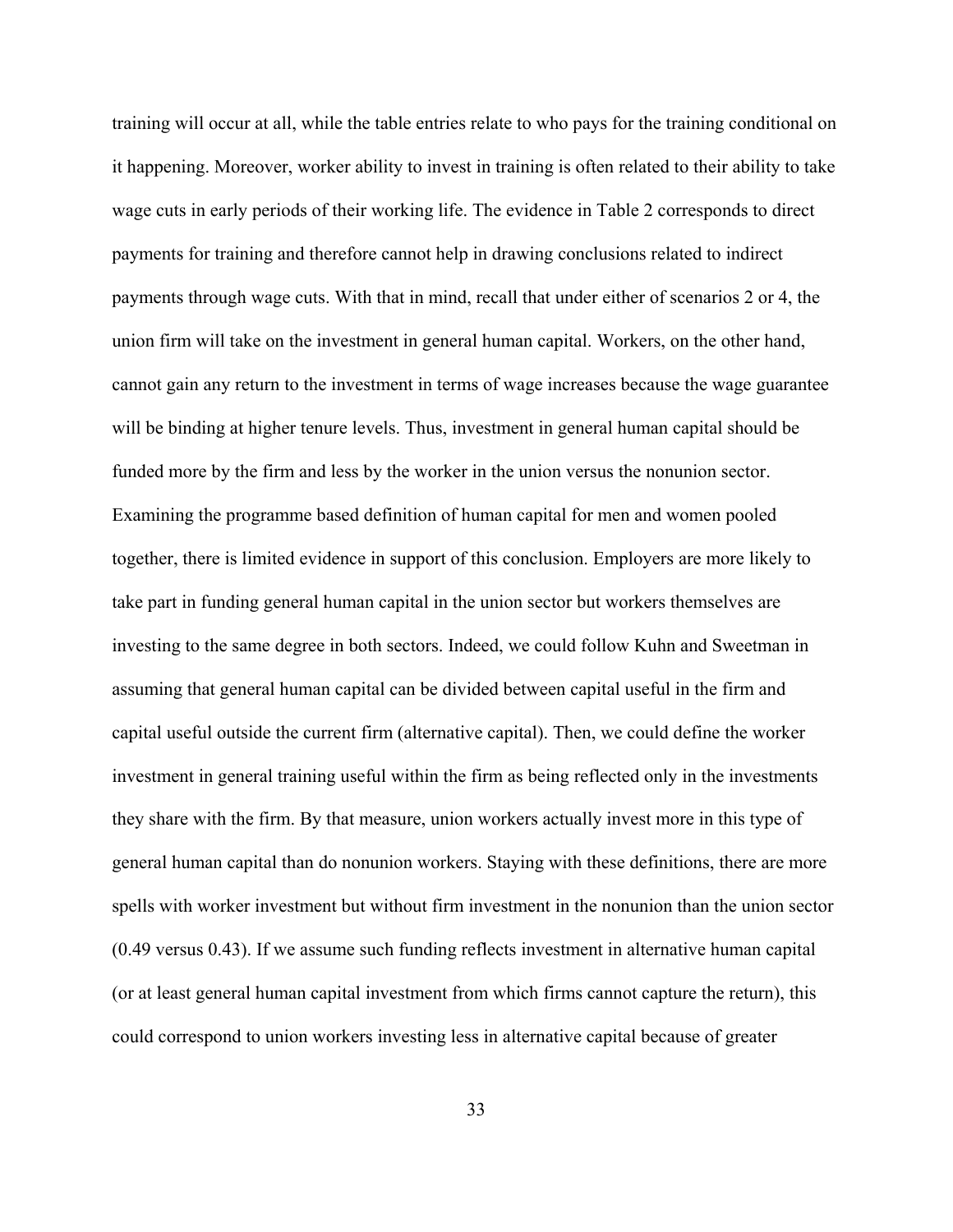training will occur at all, while the table entries relate to who pays for the training conditional on it happening. Moreover, worker ability to invest in training is often related to their ability to take wage cuts in early periods of their working life. The evidence in Table 2 corresponds to direct payments for training and therefore cannot help in drawing conclusions related to indirect payments through wage cuts. With that in mind, recall that under either of scenarios 2 or 4, the union firm will take on the investment in general human capital. Workers, on the other hand, cannot gain any return to the investment in terms of wage increases because the wage guarantee will be binding at higher tenure levels. Thus, investment in general human capital should be funded more by the firm and less by the worker in the union versus the nonunion sector. Examining the programme based definition of human capital for men and women pooled together, there is limited evidence in support of this conclusion. Employers are more likely to take part in funding general human capital in the union sector but workers themselves are investing to the same degree in both sectors. Indeed, we could follow Kuhn and Sweetman in assuming that general human capital can be divided between capital useful in the firm and capital useful outside the current firm (alternative capital). Then, we could define the worker investment in general training useful within the firm as being reflected only in the investments they share with the firm. By that measure, union workers actually invest more in this type of general human capital than do nonunion workers. Staying with these definitions, there are more spells with worker investment but without firm investment in the nonunion than the union sector (0.49 versus 0.43). If we assume such funding reflects investment in alternative human capital (or at least general human capital investment from which firms cannot capture the return), this could correspond to union workers investing less in alternative capital because of greater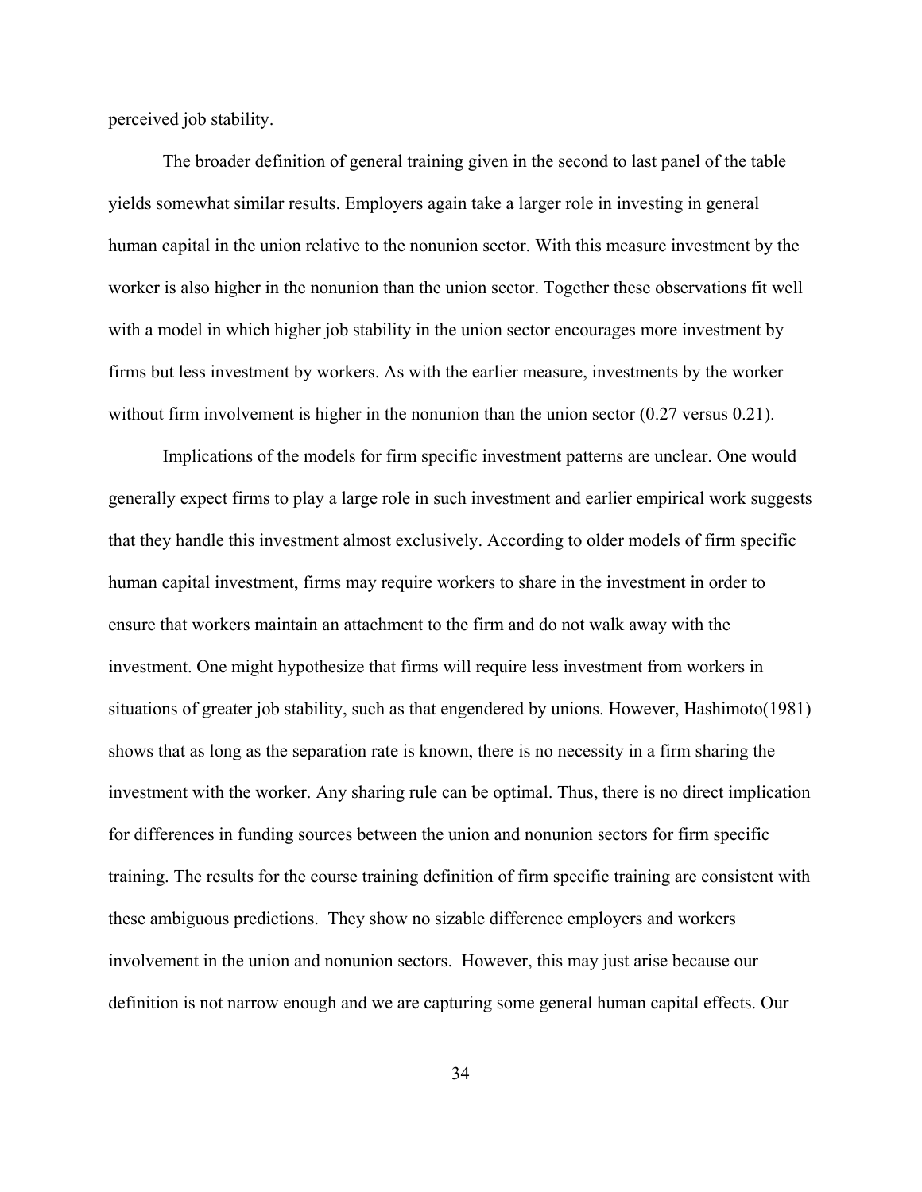perceived job stability.

The broader definition of general training given in the second to last panel of the table yields somewhat similar results. Employers again take a larger role in investing in general human capital in the union relative to the nonunion sector. With this measure investment by the worker is also higher in the nonunion than the union sector. Together these observations fit well with a model in which higher job stability in the union sector encourages more investment by firms but less investment by workers. As with the earlier measure, investments by the worker without firm involvement is higher in the nonunion than the union sector (0.27 versus 0.21).

Implications of the models for firm specific investment patterns are unclear. One would generally expect firms to play a large role in such investment and earlier empirical work suggests that they handle this investment almost exclusively. According to older models of firm specific human capital investment, firms may require workers to share in the investment in order to ensure that workers maintain an attachment to the firm and do not walk away with the investment. One might hypothesize that firms will require less investment from workers in situations of greater job stability, such as that engendered by unions. However, Hashimoto(1981) shows that as long as the separation rate is known, there is no necessity in a firm sharing the investment with the worker. Any sharing rule can be optimal. Thus, there is no direct implication for differences in funding sources between the union and nonunion sectors for firm specific training. The results for the course training definition of firm specific training are consistent with these ambiguous predictions. They show no sizable difference employers and workers involvement in the union and nonunion sectors. However, this may just arise because our definition is not narrow enough and we are capturing some general human capital effects. Our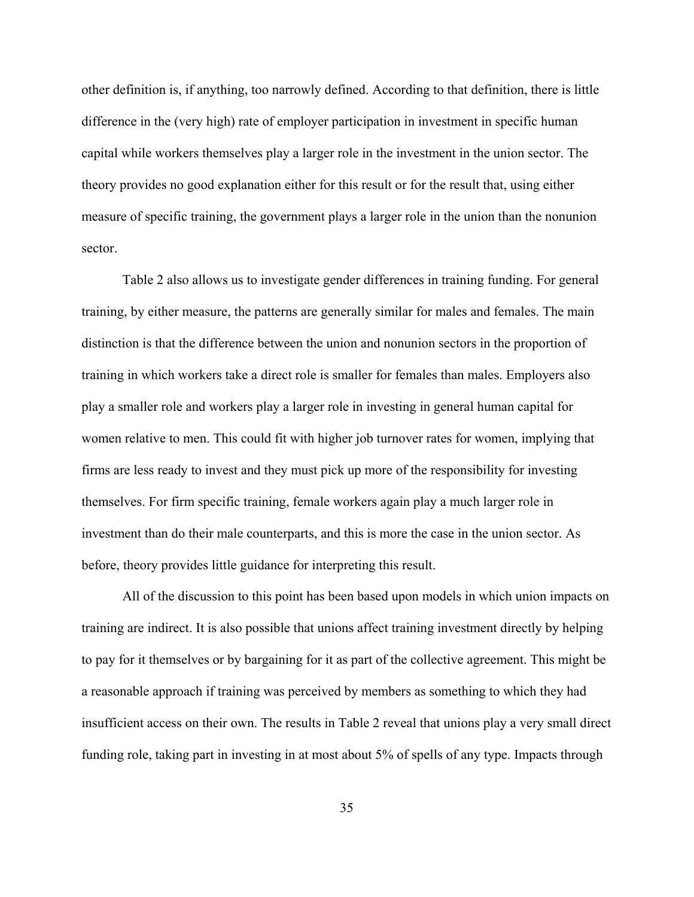other definition is, if anything, too narrowly defined. According to that definition, there is little difference in the (very high) rate of employer participation in investment in specific human capital while workers themselves play a larger role in the investment in the union sector. The theory provides no good explanation either for this result or for the result that, using either measure of specific training, the government plays a larger role in the union than the nonunion sector.

Table 2 also allows us to investigate gender differences in training funding. For general training, by either measure, the patterns are generally similar for males and females. The main distinction is that the difference between the union and nonunion sectors in the proportion of training in which workers take a direct role is smaller for females than males. Employers also play a smaller role and workers play a larger role in investing in general human capital for women relative to men. This could fit with higher job turnover rates for women, implying that firms are less ready to invest and they must pick up more of the responsibility for investing themselves. For firm specific training, female workers again play a much larger role in investment than do their male counterparts, and this is more the case in the union sector. As before, theory provides little guidance for interpreting this result.

All of the discussion to this point has been based upon models in which union impacts on training are indirect. It is also possible that unions affect training investment directly by helping to pay for it themselves or by bargaining for it as part of the collective agreement. This might be a reasonable approach if training was perceived by members as something to which they had insufficient access on their own. The results in Table 2 reveal that unions play a very small direct funding role, taking part in investing in at most about 5% of spells of any type. Impacts through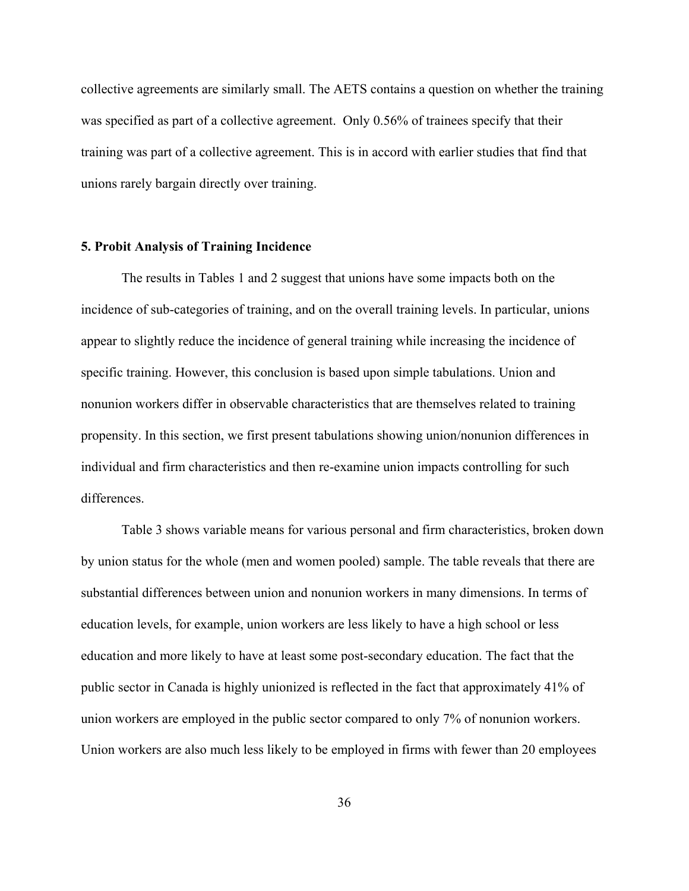collective agreements are similarly small. The AETS contains a question on whether the training was specified as part of a collective agreement. Only 0.56% of trainees specify that their training was part of a collective agreement. This is in accord with earlier studies that find that unions rarely bargain directly over training.

## 5. Probit Analysis of Training Incidence

The results in Tables 1 and 2 suggest that unions have some impacts both on the incidence of sub-categories of training, and on the overall training levels. In particular, unions appear to slightly reduce the incidence of general training while increasing the incidence of specific training. However, this conclusion is based upon simple tabulations. Union and nonunion workers differ in observable characteristics that are themselves related to training propensity. In this section, we first present tabulations showing union/nonunion differences in individual and firm characteristics and then re-examine union impacts controlling for such differences.

Table 3 shows variable means for various personal and firm characteristics, broken down by union status for the whole (men and women pooled) sample. The table reveals that there are substantial differences between union and nonunion workers in many dimensions. In terms of education levels, for example, union workers are less likely to have a high school or less education and more likely to have at least some post-secondary education. The fact that the public sector in Canada is highly unionized is reflected in the fact that approximately 41% of union workers are employed in the public sector compared to only 7% of nonunion workers. Union workers are also much less likely to be employed in firms with fewer than 20 employees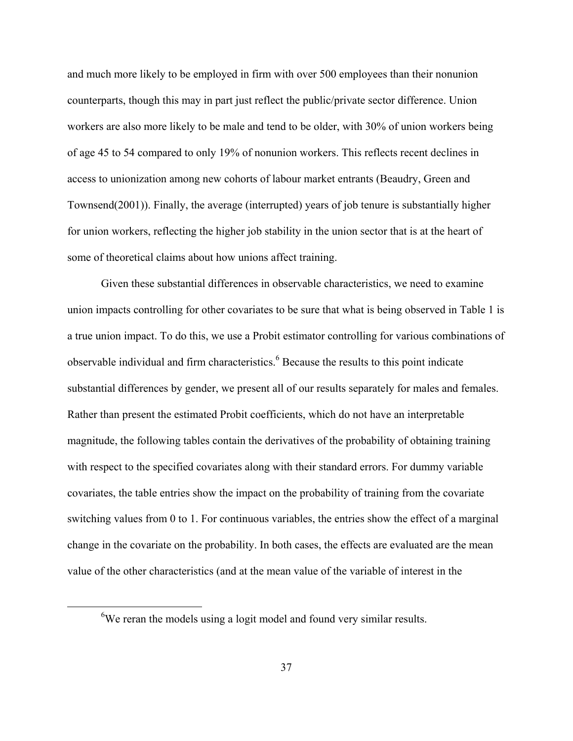and much more likely to be employed in firm with over 500 employees than their nonunion counterparts, though this may in part just reflect the public/private sector difference. Union workers are also more likely to be male and tend to be older, with 30% of union workers being of age 45 to 54 compared to only 19% of nonunion workers. This reflects recent declines in access to unionization among new cohorts of labour market entrants (Beaudry, Green and Townsend(2001)). Finally, the average (interrupted) years of job tenure is substantially higher for union workers, reflecting the higher job stability in the union sector that is at the heart of some of theoretical claims about how unions affect training.

Given these substantial differences in observable characteristics, we need to examine union impacts controlling for other covariates to be sure that what is being observed in Table 1 is a true union impact. To do this, we use a Probit estimator controlling for various combinations of observable individual and firm characteristics.[6] Because the results to this point indicate substantial differences by gender, we present all of our results separately for males and females. Rather than present the estimated Probit coefficients, which do not have an interpretable magnitude, the following tables contain the derivatives of the probability of obtaining training with respect to the specified covariates along with their standard errors. For dummy variable covariates, the table entries show the impact on the probability of training from the covariate switching values from 0 to 1. For continuous variables, the entries show the effect of a marginal change in the covariate on the probability. In both cases, the effects are evaluated are the mean value of the other characteristics (and at the mean value of the variable of interest in the

[6]We reran the models using a logit model and found very similar results.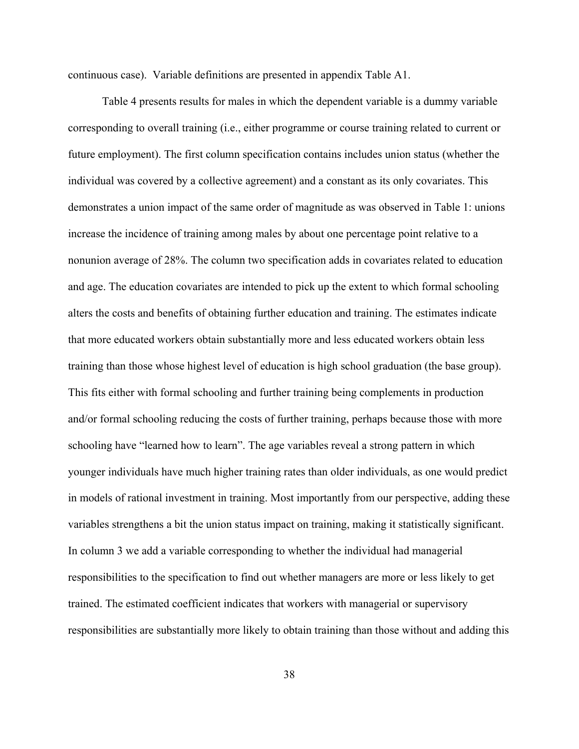continuous case). Variable definitions are presented in appendix Table A1.

Table 4 presents results for males in which the dependent variable is a dummy variable corresponding to overall training (i.e., either programme or course training related to current or future employment). The first column specification contains includes union status (whether the individual was covered by a collective agreement) and a constant as its only covariates. This demonstrates a union impact of the same order of magnitude as was observed in Table 1: unions increase the incidence of training among males by about one percentage point relative to a nonunion average of 28%. The column two specification adds in covariates related to education and age. The education covariates are intended to pick up the extent to which formal schooling alters the costs and benefits of obtaining further education and training. The estimates indicate that more educated workers obtain substantially more and less educated workers obtain less training than those whose highest level of education is high school graduation (the base group). This fits either with formal schooling and further training being complements in production and/or formal schooling reducing the costs of further training, perhaps because those with more schooling have "learned how to learn". The age variables reveal a strong pattern in which younger individuals have much higher training rates than older individuals, as one would predict in models of rational investment in training. Most importantly from our perspective, adding these variables strengthens a bit the union status impact on training, making it statistically significant. In column 3 we add a variable corresponding to whether the individual had managerial responsibilities to the specification to find out whether managers are more or less likely to get trained. The estimated coefficient indicates that workers with managerial or supervisory responsibilities are substantially more likely to obtain training than those without and adding this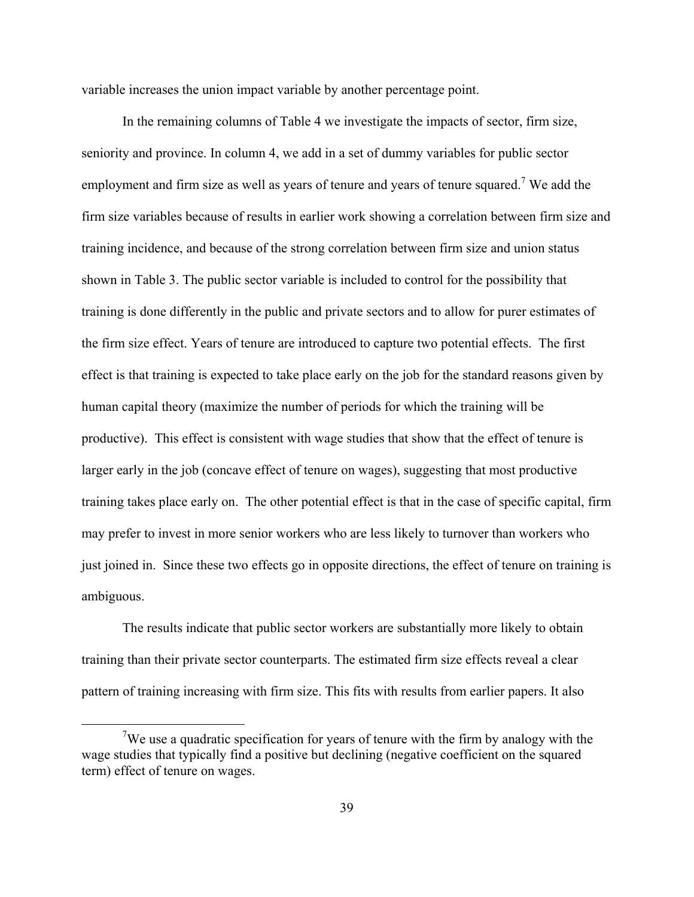variable increases the union impact variable by another percentage point.

In the remaining columns of Table 4 we investigate the impacts of sector, firm size, seniority and province. In column 4, we add in a set of dummy variables for public sector employment and firm size as well as years of tenure and years of tenure squared.[7] We add the firm size variables because of results in earlier work showing a correlation between firm size and training incidence, and because of the strong correlation between firm size and union status shown in Table 3. The public sector variable is included to control for the possibility that training is done differently in the public and private sectors and to allow for purer estimates of the firm size effect. Years of tenure are introduced to capture two potential effects. The first effect is that training is expected to take place early on the job for the standard reasons given by human capital theory (maximize the number of periods for which the training will be productive). This effect is consistent with wage studies that show that the effect of tenure is larger early in the job (concave effect of tenure on wages), suggesting that most productive training takes place early on. The other potential effect is that in the case of specific capital, firm may prefer to invest in more senior workers who are less likely to turnover than workers who just joined in. Since these two effects go in opposite directions, the effect of tenure on training is ambiguous.

The results indicate that public sector workers are substantially more likely to obtain training than their private sector counterparts. The estimated firm size effects reveal a clear pattern of training increasing with firm size. This fits with results from earlier papers. It also

[7] We use a quadratic specification for years of tenure with the firm by analogy with the wage studies that typically find a positive but declining (negative coefficient on the squared term) effect of tenure on wages.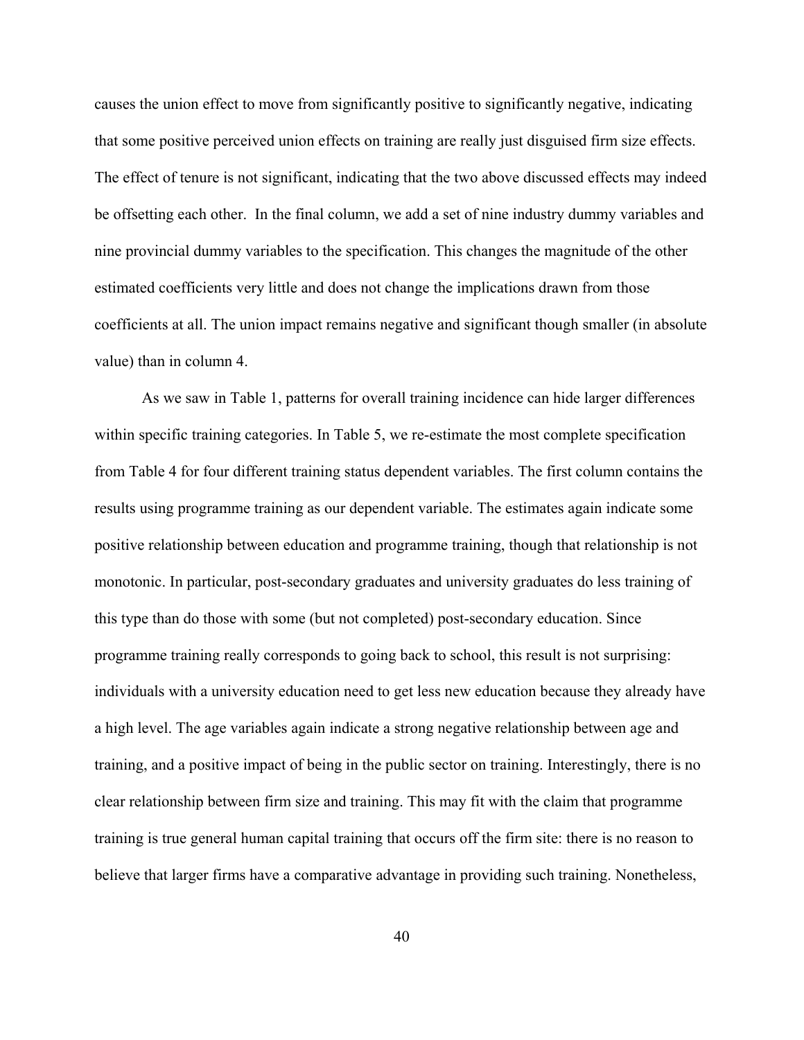causes the union effect to move from significantly positive to significantly negative, indicating that some positive perceived union effects on training are really just disguised firm size effects. The effect of tenure is not significant, indicating that the two above discussed effects may indeed be offsetting each other. In the final column, we add a set of nine industry dummy variables and nine provincial dummy variables to the specification. This changes the magnitude of the other estimated coefficients very little and does not change the implications drawn from those coefficients at all. The union impact remains negative and significant though smaller (in absolute value) than in column 4.

As we saw in Table 1, patterns for overall training incidence can hide larger differences within specific training categories. In Table 5, we re-estimate the most complete specification from Table 4 for four different training status dependent variables. The first column contains the results using programme training as our dependent variable. The estimates again indicate some positive relationship between education and programme training, though that relationship is not monotonic. In particular, post-secondary graduates and university graduates do less training of this type than do those with some (but not completed) post-secondary education. Since programme training really corresponds to going back to school, this result is not surprising: individuals with a university education need to get less new education because they already have a high level. The age variables again indicate a strong negative relationship between age and training, and a positive impact of being in the public sector on training. Interestingly, there is no clear relationship between firm size and training. This may fit with the claim that programme training is true general human capital training that occurs off the firm site: there is no reason to believe that larger firms have a comparative advantage in providing such training. Nonetheless,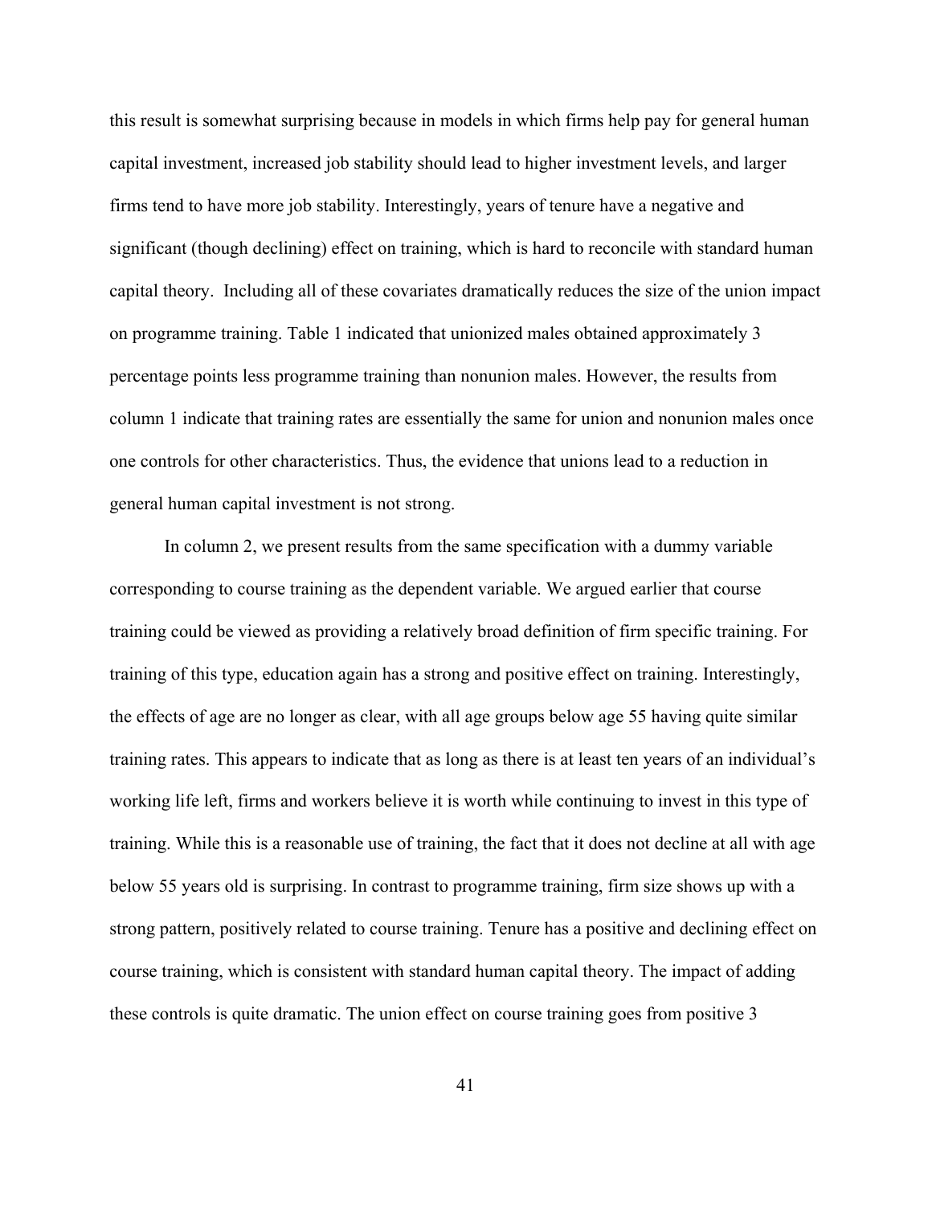this result is somewhat surprising because in models in which firms help pay for general human capital investment, increased job stability should lead to higher investment levels, and larger firms tend to have more job stability. Interestingly, years of tenure have a negative and significant (though declining) effect on training, which is hard to reconcile with standard human capital theory. Including all of these covariates dramatically reduces the size of the union impact on programme training. Table 1 indicated that unionized males obtained approximately 3 percentage points less programme training than nonunion males. However, the results from column 1 indicate that training rates are essentially the same for union and nonunion males once one controls for other characteristics. Thus, the evidence that unions lead to a reduction in general human capital investment is not strong.

In column 2, we present results from the same specification with a dummy variable corresponding to course training as the dependent variable. We argued earlier that course training could be viewed as providing a relatively broad definition of firm specific training. For training of this type, education again has a strong and positive effect on training. Interestingly, the effects of age are no longer as clear, with all age groups below age 55 having quite similar training rates. This appears to indicate that as long as there is at least ten years of an individual's working life left, firms and workers believe it is worth while continuing to invest in this type of training. While this is a reasonable use of training, the fact that it does not decline at all with age below 55 years old is surprising. In contrast to programme training, firm size shows up with a strong pattern, positively related to course training. Tenure has a positive and declining effect on course training, which is consistent with standard human capital theory. The impact of adding these controls is quite dramatic. The union effect on course training goes from positive 3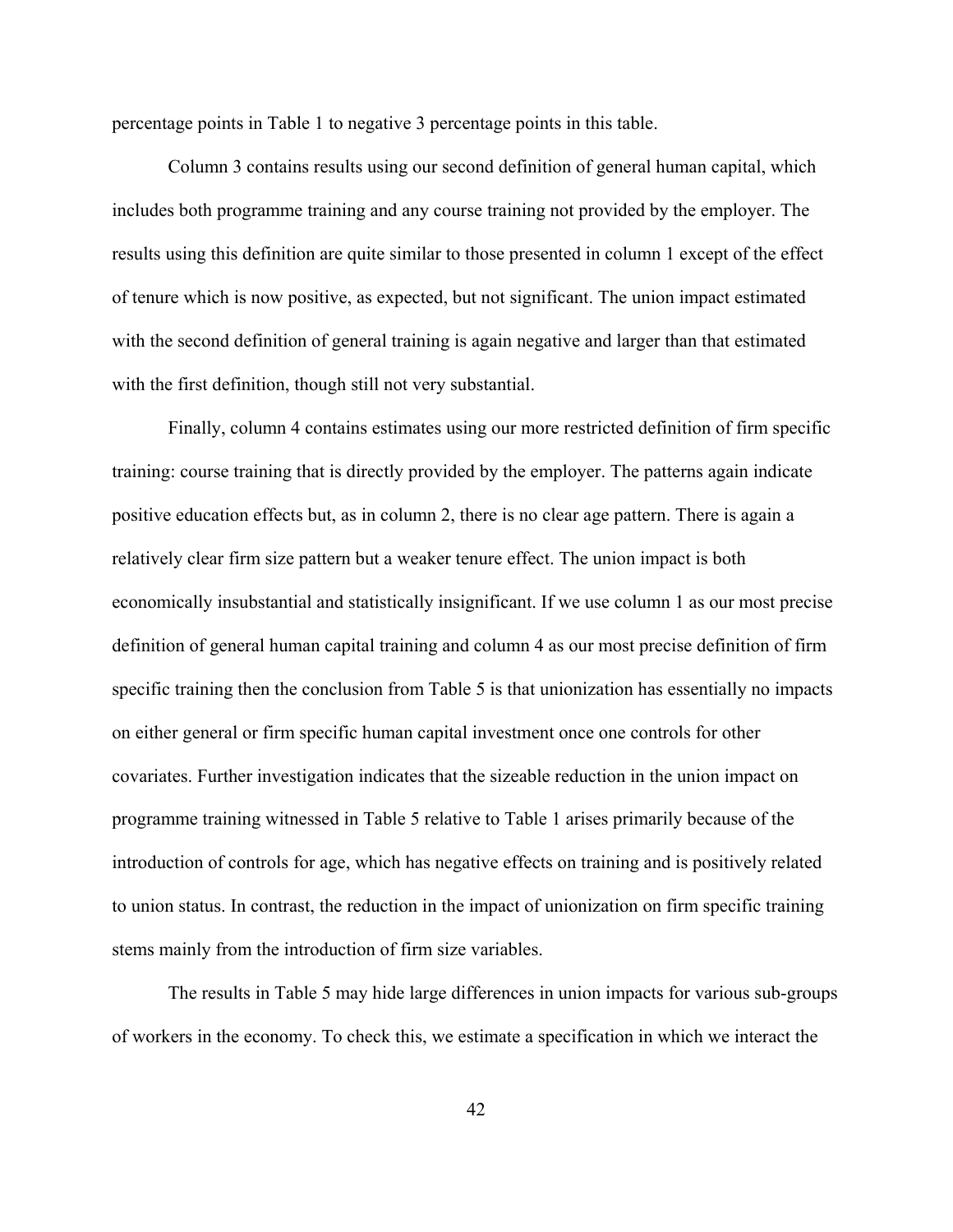percentage points in Table 1 to negative 3 percentage points in this table.

Column 3 contains results using our second definition of general human capital, which includes both programme training and any course training not provided by the employer. The results using this definition are quite similar to those presented in column 1 except of the effect of tenure which is now positive, as expected, but not significant. The union impact estimated with the second definition of general training is again negative and larger than that estimated with the first definition, though still not very substantial.

Finally, column 4 contains estimates using our more restricted definition of firm specific training: course training that is directly provided by the employer. The patterns again indicate positive education effects but, as in column 2, there is no clear age pattern. There is again a relatively clear firm size pattern but a weaker tenure effect. The union impact is both economically insubstantial and statistically insignificant. If we use column 1 as our most precise definition of general human capital training and column 4 as our most precise definition of firm specific training then the conclusion from Table 5 is that unionization has essentially no impacts on either general or firm specific human capital investment once one controls for other covariates. Further investigation indicates that the sizeable reduction in the union impact on programme training witnessed in Table 5 relative to Table 1 arises primarily because of the introduction of controls for age, which has negative effects on training and is positively related to union status. In contrast, the reduction in the impact of unionization on firm specific training stems mainly from the introduction of firm size variables.

The results in Table 5 may hide large differences in union impacts for various sub-groups of workers in the economy. To check this, we estimate a specification in which we interact the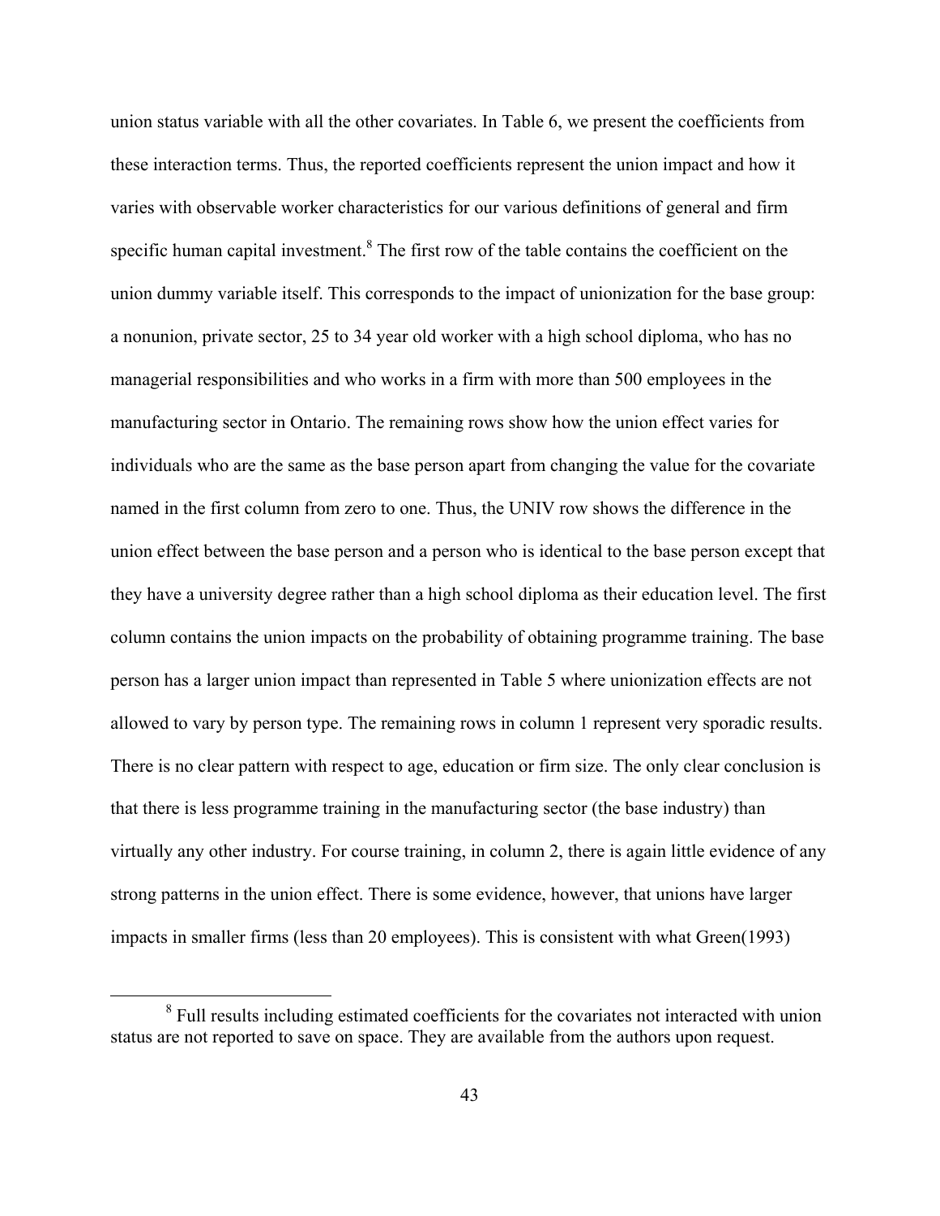union status variable with all the other covariates. In Table 6, we present the coefficients from these interaction terms. Thus, the reported coefficients represent the union impact and how it varies with observable worker characteristics for our various definitions of general and firm specific human capital investment.[8] The first row of the table contains the coefficient on the union dummy variable itself. This corresponds to the impact of unionization for the base group: a nonunion, private sector, 25 to 34 year old worker with a high school diploma, who has no managerial responsibilities and who works in a firm with more than 500 employees in the manufacturing sector in Ontario. The remaining rows show how the union effect varies for individuals who are the same as the base person apart from changing the value for the covariate named in the first column from zero to one. Thus, the UNIV row shows the difference in the union effect between the base person and a person who is identical to the base person except that they have a university degree rather than a high school diploma as their education level. The first column contains the union impacts on the probability of obtaining programme training. The base person has a larger union impact than represented in Table 5 where unionization effects are not allowed to vary by person type. The remaining rows in column 1 represent very sporadic results. There is no clear pattern with respect to age, education or firm size. The only clear conclusion is that there is less programme training in the manufacturing sector (the base industry) than virtually any other industry. For course training, in column 2, there is again little evidence of any strong patterns in the union effect. There is some evidence, however, that unions have larger impacts in smaller firms (less than 20 employees). This is consistent with what Green(1993)

[8] Full results including estimated coefficients for the covariates not interacted with union status are not reported to save on space. They are available from the authors upon request.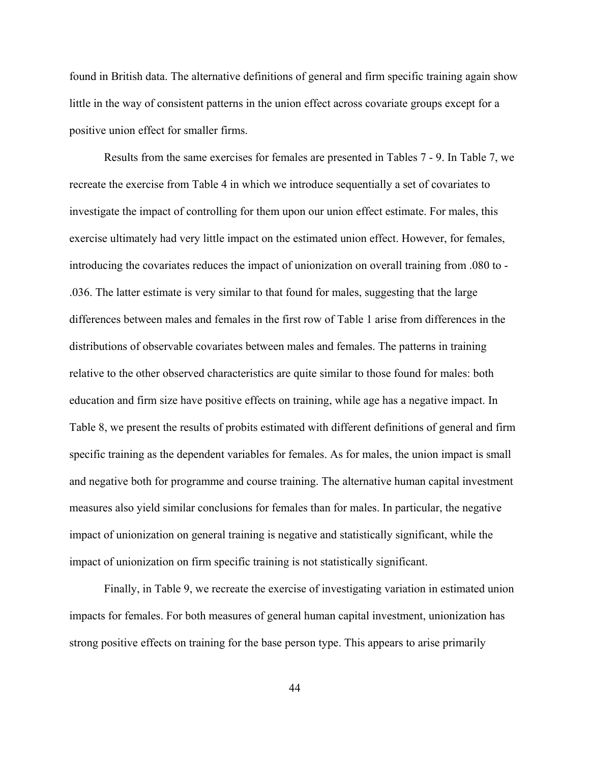found in British data. The alternative definitions of general and firm specific training again show little in the way of consistent patterns in the union effect across covariate groups except for a positive union effect for smaller firms.

Results from the same exercises for females are presented in Tables 7 - 9. In Table 7, we recreate the exercise from Table 4 in which we introduce sequentially a set of covariates to investigate the impact of controlling for them upon our union effect estimate. For males, this exercise ultimately had very little impact on the estimated union effect. However, for females, introducing the covariates reduces the impact of unionization on overall training from .080 to -.036. The latter estimate is very similar to that found for males, suggesting that the large differences between males and females in the first row of Table 1 arise from differences in the distributions of observable covariates between males and females. The patterns in training relative to the other observed characteristics are quite similar to those found for males: both education and firm size have positive effects on training, while age has a negative impact. In Table 8, we present the results of probits estimated with different definitions of general and firm specific training as the dependent variables for females. As for males, the union impact is small and negative both for programme and course training. The alternative human capital investment measures also yield similar conclusions for females than for males. In particular, the negative impact of unionization on general training is negative and statistically significant, while the impact of unionization on firm specific training is not statistically significant.

Finally, in Table 9, we recreate the exercise of investigating variation in estimated union impacts for females. For both measures of general human capital investment, unionization has strong positive effects on training for the base person type. This appears to arise primarily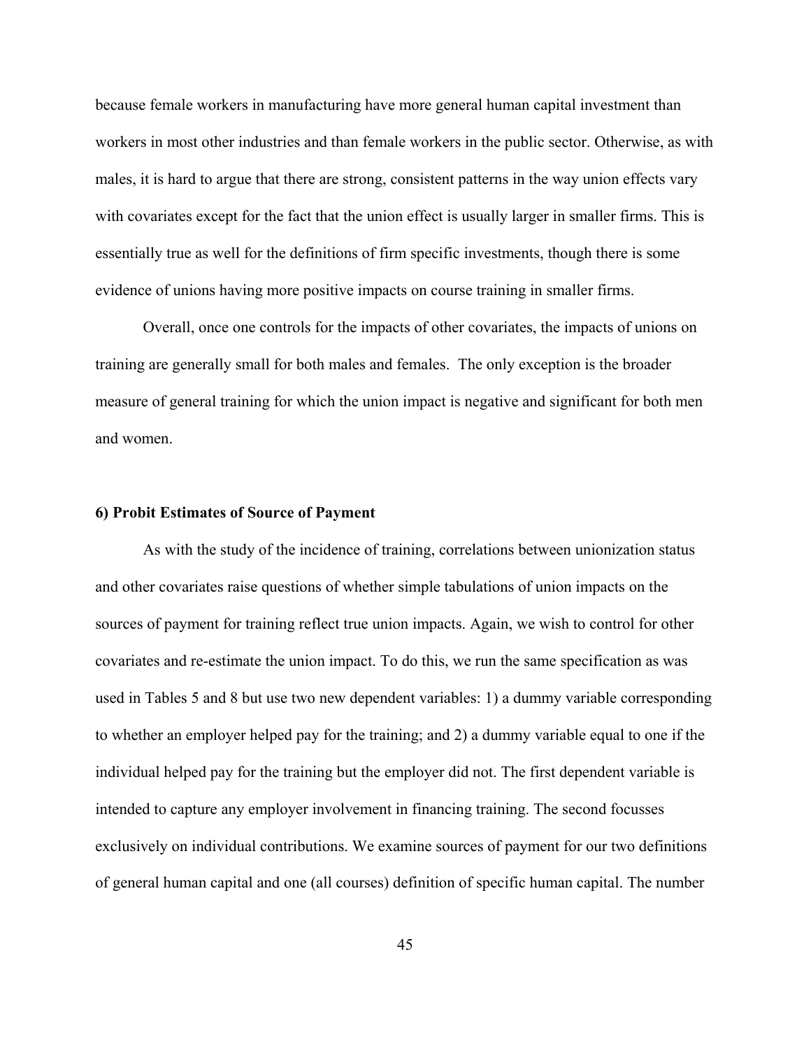because female workers in manufacturing have more general human capital investment than workers in most other industries and than female workers in the public sector. Otherwise, as with males, it is hard to argue that there are strong, consistent patterns in the way union effects vary with covariates except for the fact that the union effect is usually larger in smaller firms. This is essentially true as well for the definitions of firm specific investments, though there is some evidence of unions having more positive impacts on course training in smaller firms.

Overall, once one controls for the impacts of other covariates, the impacts of unions on training are generally small for both males and females. The only exception is the broader measure of general training for which the union impact is negative and significant for both men and women.

### 6) Probit Estimates of Source of Payment

As with the study of the incidence of training, correlations between unionization status and other covariates raise questions of whether simple tabulations of union impacts on the sources of payment for training reflect true union impacts. Again, we wish to control for other covariates and re-estimate the union impact. To do this, we run the same specification as was used in Tables 5 and 8 but use two new dependent variables: 1) a dummy variable corresponding to whether an employer helped pay for the training; and 2) a dummy variable equal to one if the individual helped pay for the training but the employer did not. The first dependent variable is intended to capture any employer involvement in financing training. The second focusses exclusively on individual contributions. We examine sources of payment for our two definitions of general human capital and one (all courses) definition of specific human capital. The number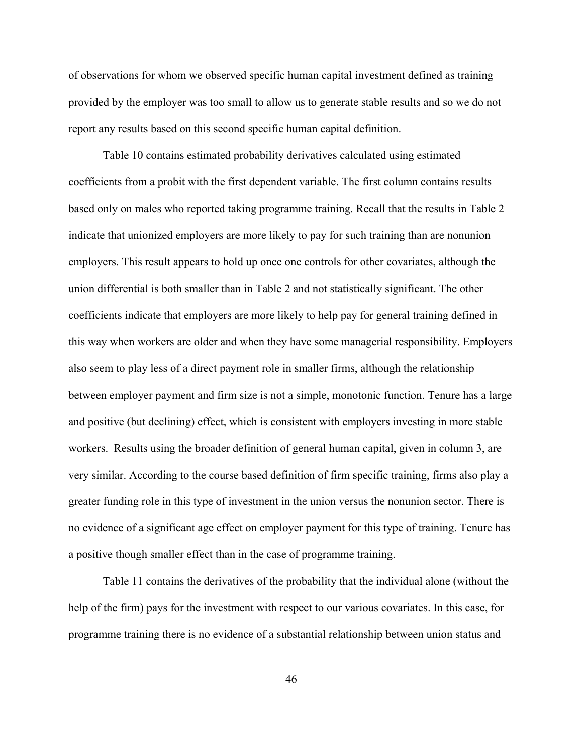of observations for whom we observed specific human capital investment defined as training provided by the employer was too small to allow us to generate stable results and so we do not report any results based on this second specific human capital definition.

Table 10 contains estimated probability derivatives calculated using estimated coefficients from a probit with the first dependent variable. The first column contains results based only on males who reported taking programme training. Recall that the results in Table 2 indicate that unionized employers are more likely to pay for such training than are nonunion employers. This result appears to hold up once one controls for other covariates, although the union differential is both smaller than in Table 2 and not statistically significant. The other coefficients indicate that employers are more likely to help pay for general training defined in this way when workers are older and when they have some managerial responsibility. Employers also seem to play less of a direct payment role in smaller firms, although the relationship between employer payment and firm size is not a simple, monotonic function. Tenure has a large and positive (but declining) effect, which is consistent with employers investing in more stable workers. Results using the broader definition of general human capital, given in column 3, are very similar. According to the course based definition of firm specific training, firms also play a greater funding role in this type of investment in the union versus the nonunion sector. There is no evidence of a significant age effect on employer payment for this type of training. Tenure has a positive though smaller effect than in the case of programme training.

Table 11 contains the derivatives of the probability that the individual alone (without the help of the firm) pays for the investment with respect to our various covariates. In this case, for programme training there is no evidence of a substantial relationship between union status and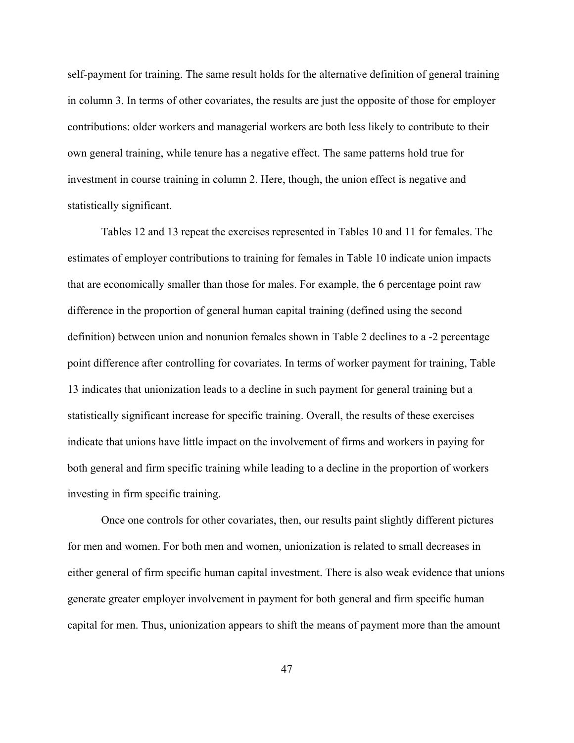self-payment for training. The same result holds for the alternative definition of general training in column 3. In terms of other covariates, the results are just the opposite of those for employer contributions: older workers and managerial workers are both less likely to contribute to their own general training, while tenure has a negative effect. The same patterns hold true for investment in course training in column 2. Here, though, the union effect is negative and statistically significant.

Tables 12 and 13 repeat the exercises represented in Tables 10 and 11 for females. The estimates of employer contributions to training for females in Table 10 indicate union impacts that are economically smaller than those for males. For example, the 6 percentage point raw difference in the proportion of general human capital training (defined using the second definition) between union and nonunion females shown in Table 2 declines to a -2 percentage point difference after controlling for covariates. In terms of worker payment for training, Table 13 indicates that unionization leads to a decline in such payment for general training but a statistically significant increase for specific training. Overall, the results of these exercises indicate that unions have little impact on the involvement of firms and workers in paying for both general and firm specific training while leading to a decline in the proportion of workers investing in firm specific training.

Once one controls for other covariates, then, our results paint slightly different pictures for men and women. For both men and women, unionization is related to small decreases in either general of firm specific human capital investment. There is also weak evidence that unions generate greater employer involvement in payment for both general and firm specific human capital for men. Thus, unionization appears to shift the means of payment more than the amount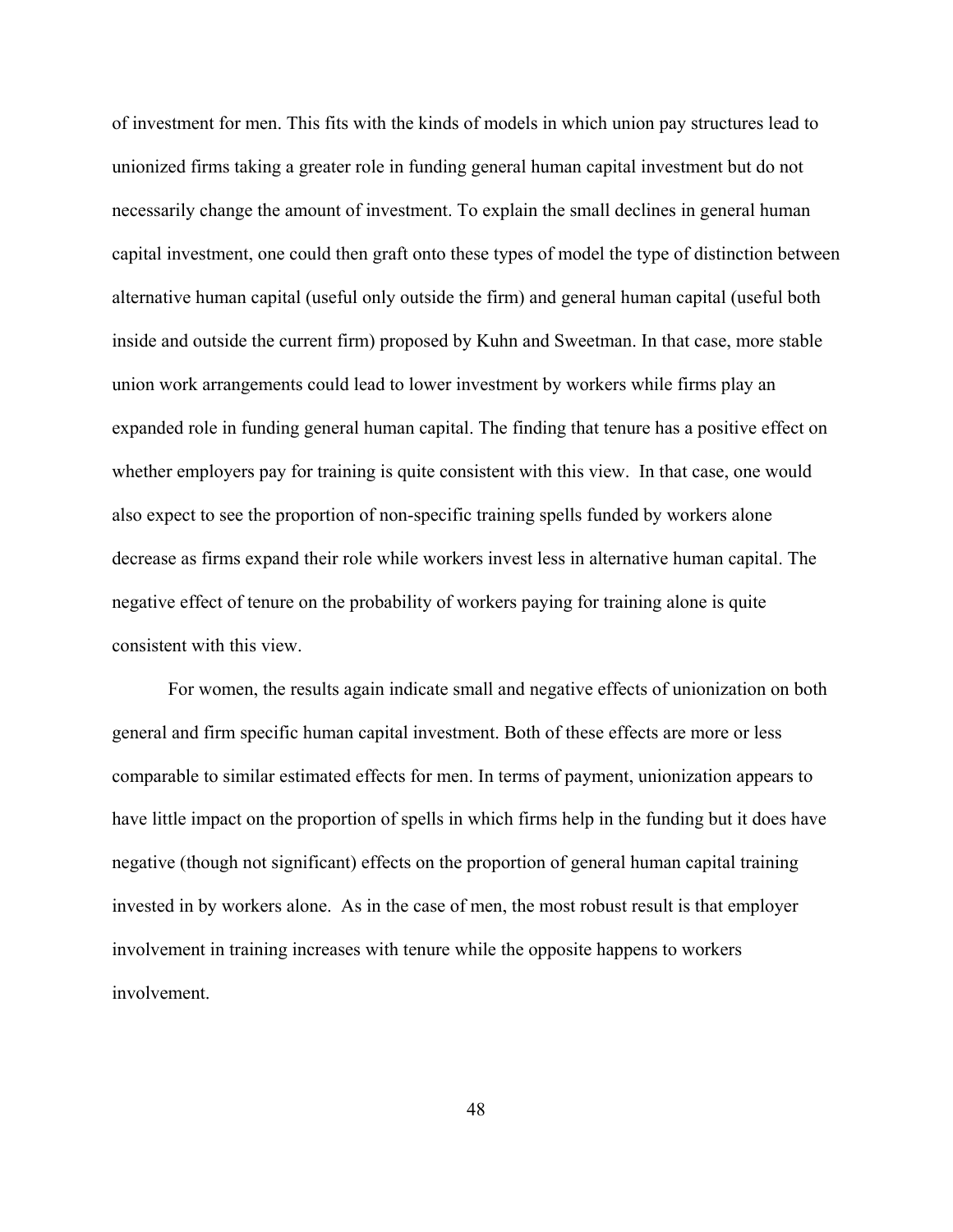of investment for men. This fits with the kinds of models in which union pay structures lead to unionized firms taking a greater role in funding general human capital investment but do not necessarily change the amount of investment. To explain the small declines in general human capital investment, one could then graft onto these types of model the type of distinction between alternative human capital (useful only outside the firm) and general human capital (useful both inside and outside the current firm) proposed by Kuhn and Sweetman. In that case, more stable union work arrangements could lead to lower investment by workers while firms play an expanded role in funding general human capital. The finding that tenure has a positive effect on whether employers pay for training is quite consistent with this view. In that case, one would also expect to see the proportion of non-specific training spells funded by workers alone decrease as firms expand their role while workers invest less in alternative human capital. The negative effect of tenure on the probability of workers paying for training alone is quite consistent with this view.

For women, the results again indicate small and negative effects of unionization on both general and firm specific human capital investment. Both of these effects are more or less comparable to similar estimated effects for men. In terms of payment, unionization appears to have little impact on the proportion of spells in which firms help in the funding but it does have negative (though not significant) effects on the proportion of general human capital training invested in by workers alone. As in the case of men, the most robust result is that employer involvement in training increases with tenure while the opposite happens to workers involvement.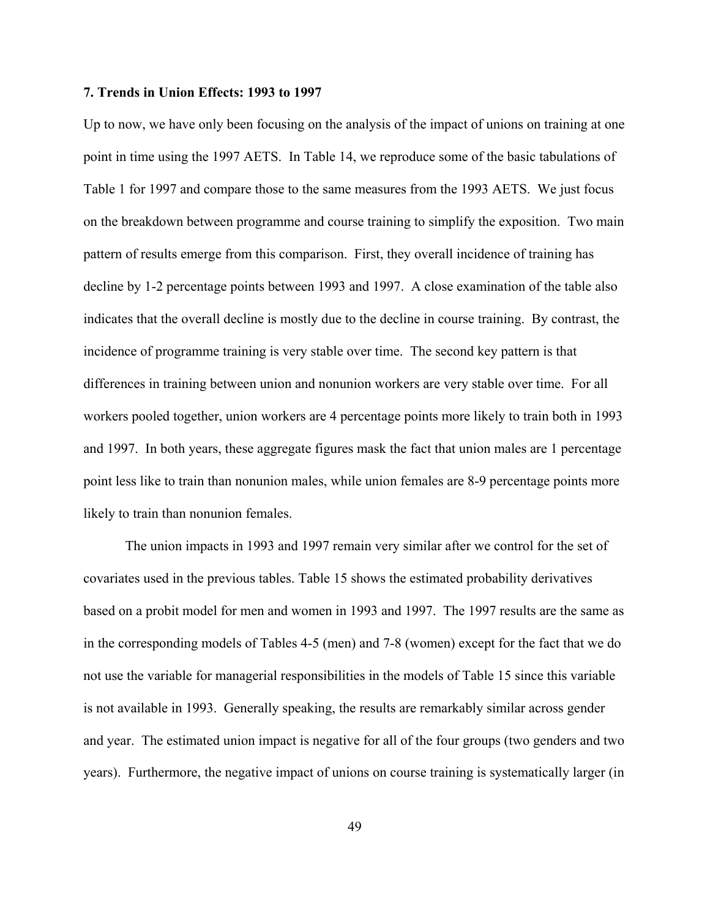### 7. Trends in Union Effects: 1993 to 1997

Up to now, we have only been focusing on the analysis of the impact of unions on training at one point in time using the 1997 AETS. In Table 14, we reproduce some of the basic tabulations of Table 1 for 1997 and compare those to the same measures from the 1993 AETS. We just focus on the breakdown between programme and course training to simplify the exposition. Two main pattern of results emerge from this comparison. First, they overall incidence of training has decline by 1-2 percentage points between 1993 and 1997. A close examination of the table also indicates that the overall decline is mostly due to the decline in course training. By contrast, the incidence of programme training is very stable over time. The second key pattern is that differences in training between union and nonunion workers are very stable over time. For all workers pooled together, union workers are 4 percentage points more likely to train both in 1993 and 1997. In both years, these aggregate figures mask the fact that union males are 1 percentage point less like to train than nonunion males, while union females are 8-9 percentage points more likely to train than nonunion females.

The union impacts in 1993 and 1997 remain very similar after we control for the set of covariates used in the previous tables. Table 15 shows the estimated probability derivatives based on a probit model for men and women in 1993 and 1997. The 1997 results are the same as in the corresponding models of Tables 4-5 (men) and 7-8 (women) except for the fact that we do not use the variable for managerial responsibilities in the models of Table 15 since this variable is not available in 1993. Generally speaking, the results are remarkably similar across gender and year. The estimated union impact is negative for all of the four groups (two genders and two years). Furthermore, the negative impact of unions on course training is systematically larger (in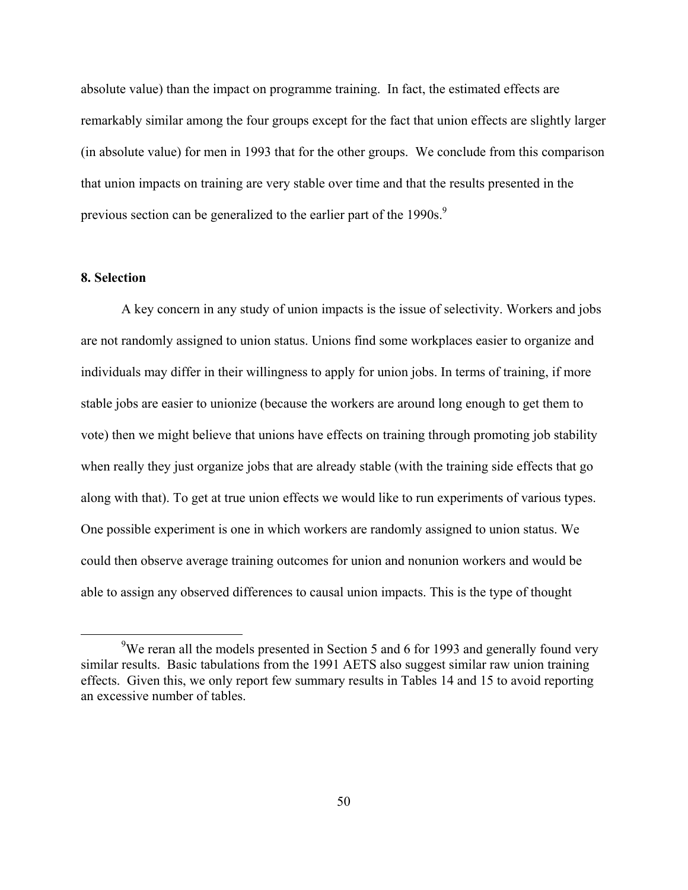absolute value) than the impact on programme training. In fact, the estimated effects are remarkably similar among the four groups except for the fact that union effects are slightly larger (in absolute value) for men in 1993 that for the other groups. We conclude from this comparison that union impacts on training are very stable over time and that the results presented in the previous section can be generalized to the earlier part of the 1990s.[9]

## 8. Selection

A key concern in any study of union impacts is the issue of selectivity. Workers and jobs are not randomly assigned to union status. Unions find some workplaces easier to organize and individuals may differ in their willingness to apply for union jobs. In terms of training, if more stable jobs are easier to unionize (because the workers are around long enough to get them to vote) then we might believe that unions have effects on training through promoting job stability when really they just organize jobs that are already stable (with the training side effects that go along with that). To get at true union effects we would like to run experiments of various types. One possible experiment is one in which workers are randomly assigned to union status. We could then observe average training outcomes for union and nonunion workers and would be able to assign any observed differences to causal union impacts. This is the type of thought

[9]We reran all the models presented in Section 5 and 6 for 1993 and generally found very similar results. Basic tabulations from the 1991 AETS also suggest similar raw union training effects. Given this, we only report few summary results in Tables 14 and 15 to avoid reporting an excessive number of tables.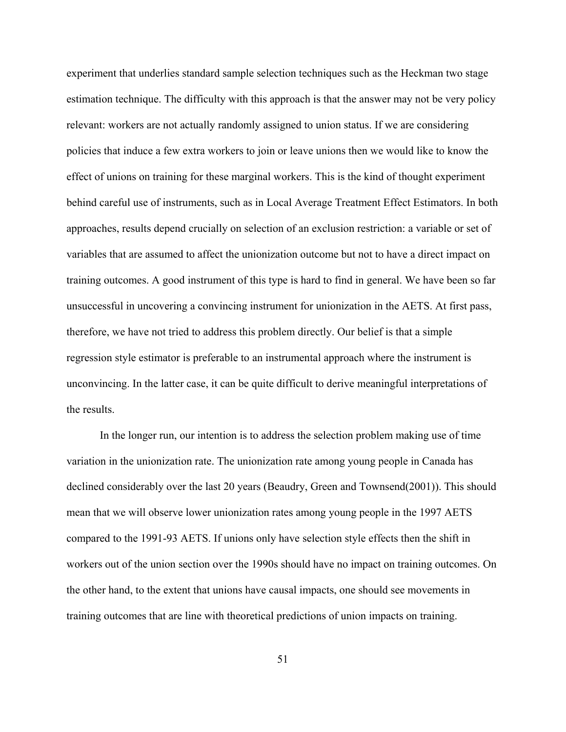experiment that underlies standard sample selection techniques such as the Heckman two stage estimation technique. The difficulty with this approach is that the answer may not be very policy relevant: workers are not actually randomly assigned to union status. If we are considering policies that induce a few extra workers to join or leave unions then we would like to know the effect of unions on training for these marginal workers. This is the kind of thought experiment behind careful use of instruments, such as in Local Average Treatment Effect Estimators. In both approaches, results depend crucially on selection of an exclusion restriction: a variable or set of variables that are assumed to affect the unionization outcome but not to have a direct impact on training outcomes. A good instrument of this type is hard to find in general. We have been so far unsuccessful in uncovering a convincing instrument for unionization in the AETS. At first pass, therefore, we have not tried to address this problem directly. Our belief is that a simple regression style estimator is preferable to an instrumental approach where the instrument is unconvincing. In the latter case, it can be quite difficult to derive meaningful interpretations of the results.

In the longer run, our intention is to address the selection problem making use of time variation in the unionization rate. The unionization rate among young people in Canada has declined considerably over the last 20 years (Beaudry, Green and Townsend(2001)). This should mean that we will observe lower unionization rates among young people in the 1997 AETS compared to the 1991-93 AETS. If unions only have selection style effects then the shift in workers out of the union section over the 1990s should have no impact on training outcomes. On the other hand, to the extent that unions have causal impacts, one should see movements in training outcomes that are line with theoretical predictions of union impacts on training.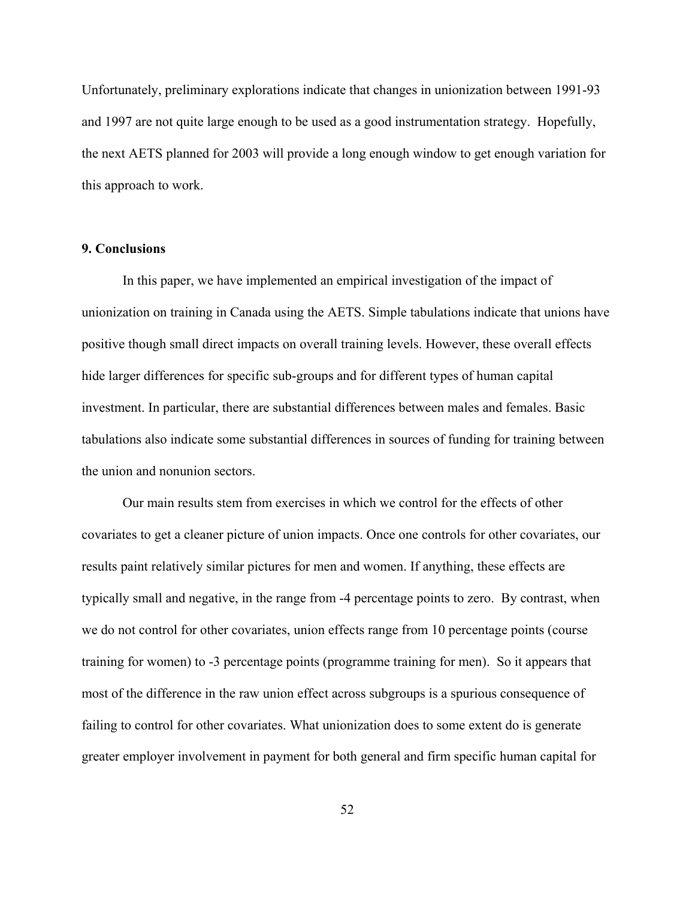Unfortunately, preliminary explorations indicate that changes in unionization between 1991-93 and 1997 are not quite large enough to be used as a good instrumentation strategy. Hopefully, the next AETS planned for 2003 will provide a long enough window to get enough variation for this approach to work.

## 9. Conclusions

In this paper, we have implemented an empirical investigation of the impact of unionization on training in Canada using the AETS. Simple tabulations indicate that unions have positive though small direct impacts on overall training levels. However, these overall effects hide larger differences for specific sub-groups and for different types of human capital investment. In particular, there are substantial differences between males and females. Basic tabulations also indicate some substantial differences in sources of funding for training between the union and nonunion sectors.

Our main results stem from exercises in which we control for the effects of other covariates to get a cleaner picture of union impacts. Once one controls for other covariates, our results paint relatively similar pictures for men and women. If anything, these effects are typically small and negative, in the range from -4 percentage points to zero. By contrast, when we do not control for other covariates, union effects range from 10 percentage points (course training for women) to -3 percentage points (programme training for men). So it appears that most of the difference in the raw union effect across subgroups is a spurious consequence of failing to control for other covariates. What unionization does to some extent do is generate greater employer involvement in payment for both general and firm specific human capital for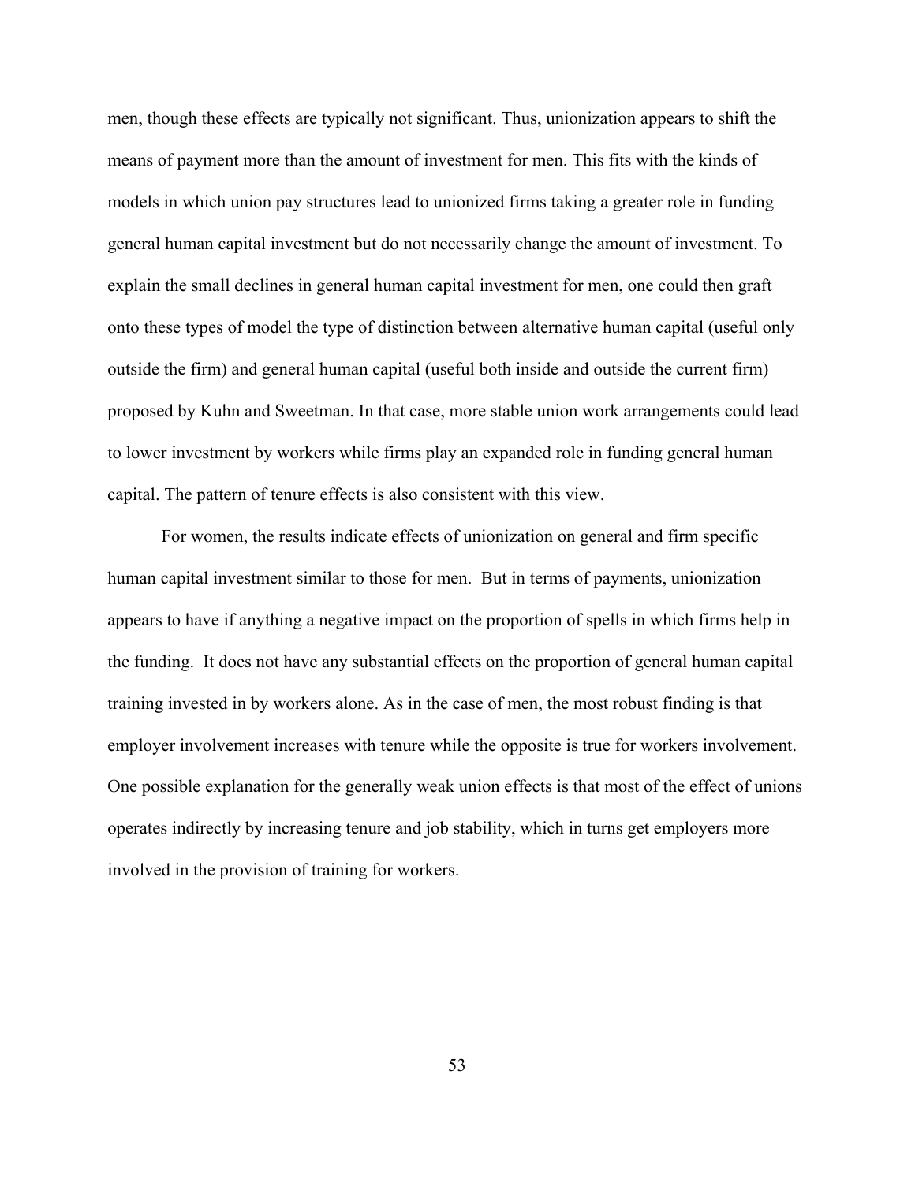men, though these effects are typically not significant. Thus, unionization appears to shift the means of payment more than the amount of investment for men. This fits with the kinds of models in which union pay structures lead to unionized firms taking a greater role in funding general human capital investment but do not necessarily change the amount of investment. To explain the small declines in general human capital investment for men, one could then graft onto these types of model the type of distinction between alternative human capital (useful only outside the firm) and general human capital (useful both inside and outside the current firm) proposed by Kuhn and Sweetman. In that case, more stable union work arrangements could lead to lower investment by workers while firms play an expanded role in funding general human capital. The pattern of tenure effects is also consistent with this view.

For women, the results indicate effects of unionization on general and firm specific human capital investment similar to those for men. But in terms of payments, unionization appears to have if anything a negative impact on the proportion of spells in which firms help in the funding. It does not have any substantial effects on the proportion of general human capital training invested in by workers alone. As in the case of men, the most robust finding is that employer involvement increases with tenure while the opposite is true for workers involvement. One possible explanation for the generally weak union effects is that most of the effect of unions operates indirectly by increasing tenure and job stability, which in turns get employers more involved in the provision of training for workers.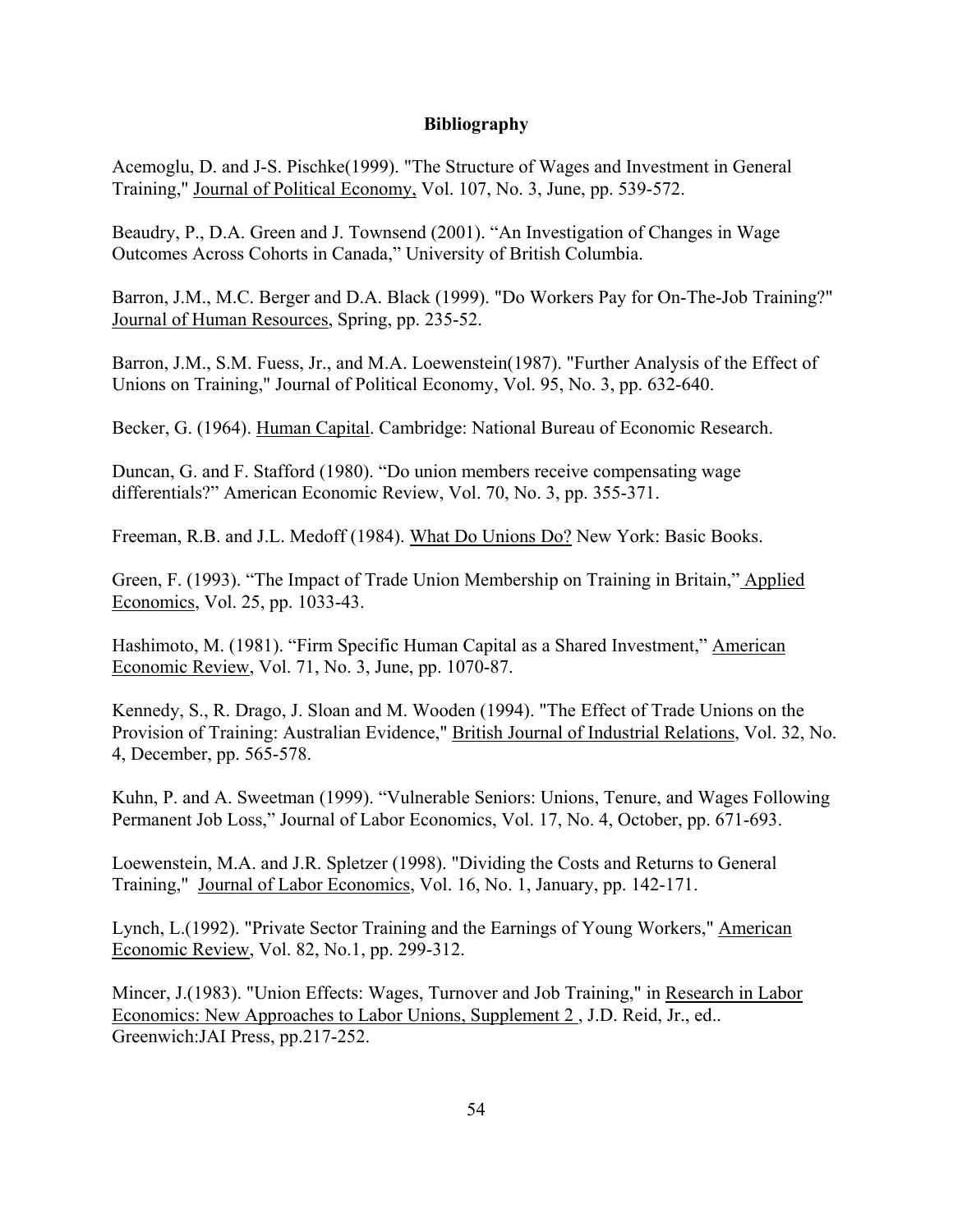# Bibliography

Acemoglu, D. and J-S. Pischke(1999). "The Structure of Wages and Investment in General Training," Journal of Political Economy, Vol. 107, No. 3, June, pp. 539-572.

Beaudry, P., D.A. Green and J. Townsend (2001). "An Investigation of Changes in Wage Outcomes Across Cohorts in Canada," University of British Columbia.

Barron, J.M., M.C. Berger and D.A. Black (1999). "Do Workers Pay for On-The-Job Training?" Journal of Human Resources, Spring, pp. 235-52.

Barron, J.M., S.M. Fuess, Jr., and M.A. Loewenstein(1987). "Further Analysis of the Effect of Unions on Training," Journal of Political Economy, Vol. 95, No. 3, pp. 632-640.

Becker, G. (1964). Human Capital. Cambridge: National Bureau of Economic Research.

Duncan, G. and F. Stafford (1980). "Do union members receive compensating wage differentials?" American Economic Review, Vol. 70, No. 3, pp. 355-371.

Freeman, R.B. and J.L. Medoff (1984). What Do Unions Do? New York: Basic Books.

Green, F. (1993). "The Impact of Trade Union Membership on Training in Britain," Applied Economics, Vol. 25, pp. 1033-43.

Hashimoto, M. (1981). "Firm Specific Human Capital as a Shared Investment," American Economic Review, Vol. 71, No. 3, June, pp. 1070-87.

Kennedy, S., R. Drago, J. Sloan and M. Wooden (1994). "The Effect of Trade Unions on the Provision of Training: Australian Evidence," British Journal of Industrial Relations, Vol. 32, No. 4, December, pp. 565-578.

Kuhn, P. and A. Sweetman (1999). "Vulnerable Seniors: Unions, Tenure, and Wages Following Permanent Job Loss," Journal of Labor Economics, Vol. 17, No. 4, October, pp. 671-693.

Loewenstein, M.A. and J.R. Spletzer (1998). "Dividing the Costs and Returns to General Training," Journal of Labor Economics, Vol. 16, No. 1, January, pp. 142-171.

Lynch, L.(1992). "Private Sector Training and the Earnings of Young Workers," American Economic Review, Vol. 82, No.1, pp. 299-312.

Mincer, J.(1983). "Union Effects: Wages, Turnover and Job Training," in Research in Labor Economics: New Approaches to Labor Unions, Supplement 2 , J.D. Reid, Jr., ed.. Greenwich:JAI Press, pp.217-252.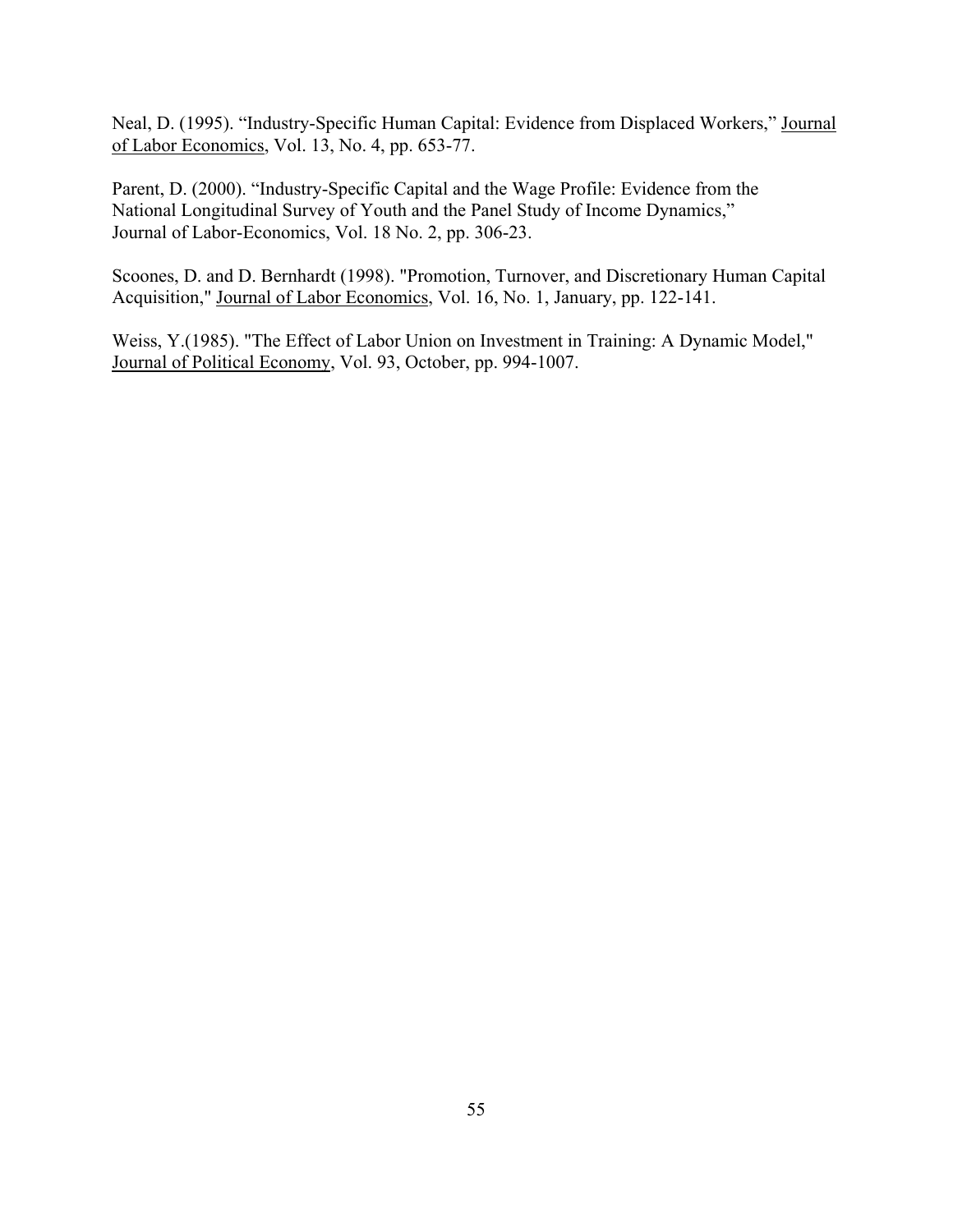Neal, D. (1995). "Industry-Specific Human Capital: Evidence from Displaced Workers," Journal of Labor Economics, Vol. 13, No. 4, pp. 653-77.

Parent, D. (2000). "Industry-Specific Capital and the Wage Profile: Evidence from the National Longitudinal Survey of Youth and the Panel Study of Income Dynamics," Journal of Labor-Economics, Vol. 18 No. 2, pp. 306-23.

Scoones, D. and D. Bernhardt (1998). "Promotion, Turnover, and Discretionary Human Capital Acquisition," Journal of Labor Economics, Vol. 16, No. 1, January, pp. 122-141.

Weiss, Y.(1985). "The Effect of Labor Union on Investment in Training: A Dynamic Model," Journal of Political Economy, Vol. 93, October, pp. 994-1007.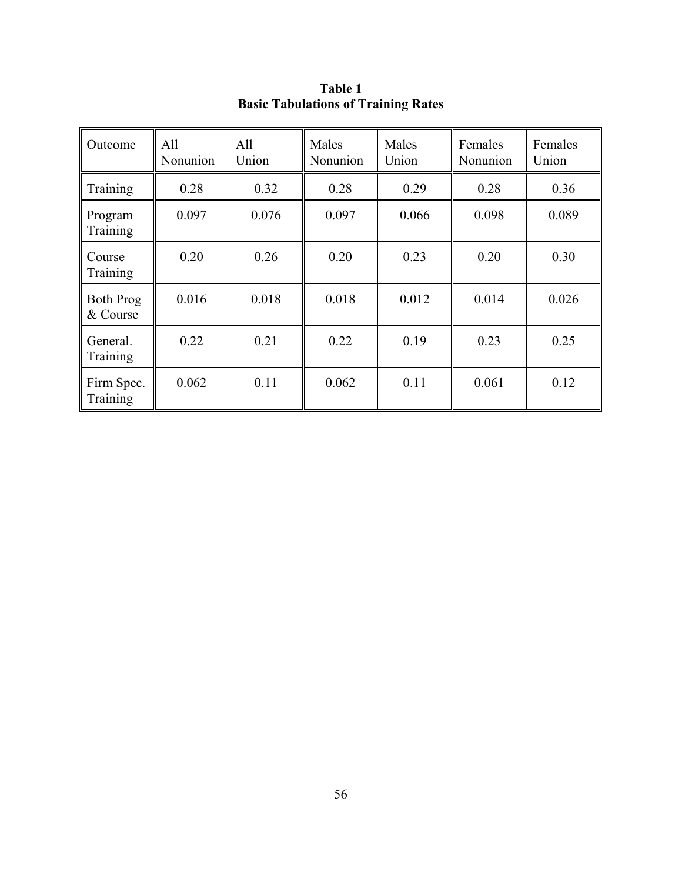**Table 1**
**Basic Tabulations of Training Rates**

| Outcome | All Nonunion | All Union | Males Nonunion | Males Union | Females Nonunion | Females Union |
|---|---|---|---|---|---|---|
| Training | 0.28 | 0.32 | 0.28 | 0.29 | 0.28 | 0.36 |
| Program Training | 0.097 | 0.076 | 0.097 | 0.066 | 0.098 | 0.089 |
| Course Training | 0.20 | 0.26 | 0.20 | 0.23 | 0.20 | 0.30 |
| Both Prog & Course | 0.016 | 0.018 | 0.018 | 0.012 | 0.014 | 0.026 |
| General. Training | 0.22 | 0.21 | 0.22 | 0.19 | 0.23 | 0.25 |
| Firm Spec. Training | 0.062 | 0.11 | 0.062 | 0.11 | 0.061 | 0.12 |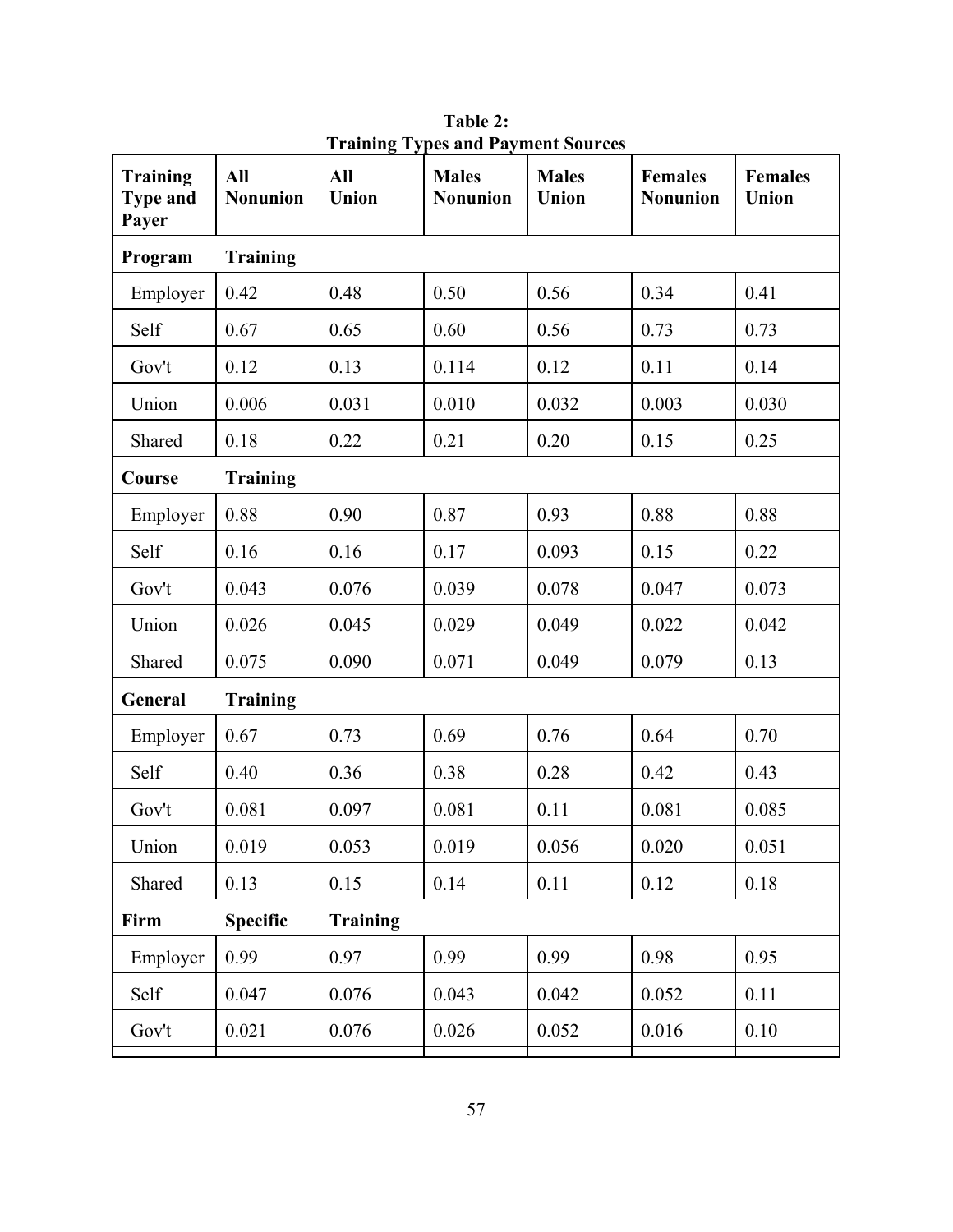**Table 2:**
**Training Types and Payment Sources**

| Training Type and Payer | All Nonunion | All Union | Males Nonunion | Males Union | Females Nonunion | Females Union |
|---|---|---|---|---|---|---|
| **Program** | **Training** | | | | | |
| Employer | 0.42 | 0.48 | 0.50 | 0.56 | 0.34 | 0.41 |
| Self | 0.67 | 0.65 | 0.60 | 0.56 | 0.73 | 0.73 |
| Gov't | 0.12 | 0.13 | 0.114 | 0.12 | 0.11 | 0.14 |
| Union | 0.006 | 0.031 | 0.010 | 0.032 | 0.003 | 0.030 |
| Shared | 0.18 | 0.22 | 0.21 | 0.20 | 0.15 | 0.25 |
| **Course** | **Training** | | | | | |
| Employer | 0.88 | 0.90 | 0.87 | 0.93 | 0.88 | 0.88 |
| Self | 0.16 | 0.16 | 0.17 | 0.093 | 0.15 | 0.22 |
| Gov't | 0.043 | 0.076 | 0.039 | 0.078 | 0.047 | 0.073 |
| Union | 0.026 | 0.045 | 0.029 | 0.049 | 0.022 | 0.042 |
| Shared | 0.075 | 0.090 | 0.071 | 0.049 | 0.079 | 0.13 |
| **General** | **Training** | | | | | |
| Employer | 0.67 | 0.73 | 0.69 | 0.76 | 0.64 | 0.70 |
| Self | 0.40 | 0.36 | 0.38 | 0.28 | 0.42 | 0.43 |
| Gov't | 0.081 | 0.097 | 0.081 | 0.11 | 0.081 | 0.085 |
| Union | 0.019 | 0.053 | 0.019 | 0.056 | 0.020 | 0.051 |
| Shared | 0.13 | 0.15 | 0.14 | 0.11 | 0.12 | 0.18 |
| **Firm** | **Specific** | **Training** | | | | |
| Employer | 0.99 | 0.97 | 0.99 | 0.99 | 0.98 | 0.95 |
| Self | 0.047 | 0.076 | 0.043 | 0.042 | 0.052 | 0.11 |
| Gov't | 0.021 | 0.076 | 0.026 | 0.052 | 0.016 | 0.10 |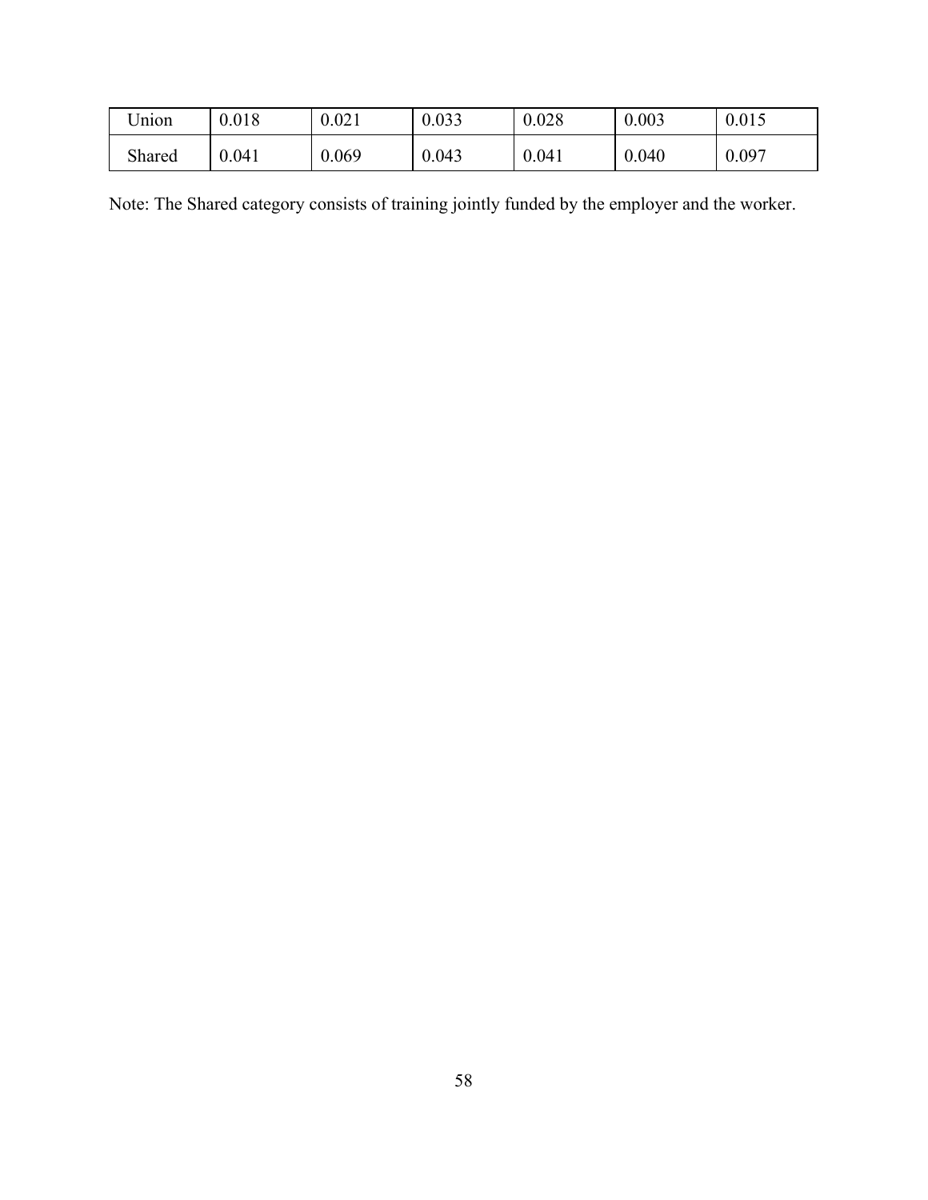| | | | | | | |
|---|---|---|---|---|---|---|
| Union | 0.018 | 0.021 | 0.033 | 0.028 | 0.003 | 0.015 |
| Shared | 0.041 | 0.069 | 0.043 | 0.041 | 0.040 | 0.097 |

Note: The Shared category consists of training jointly funded by the employer and the worker.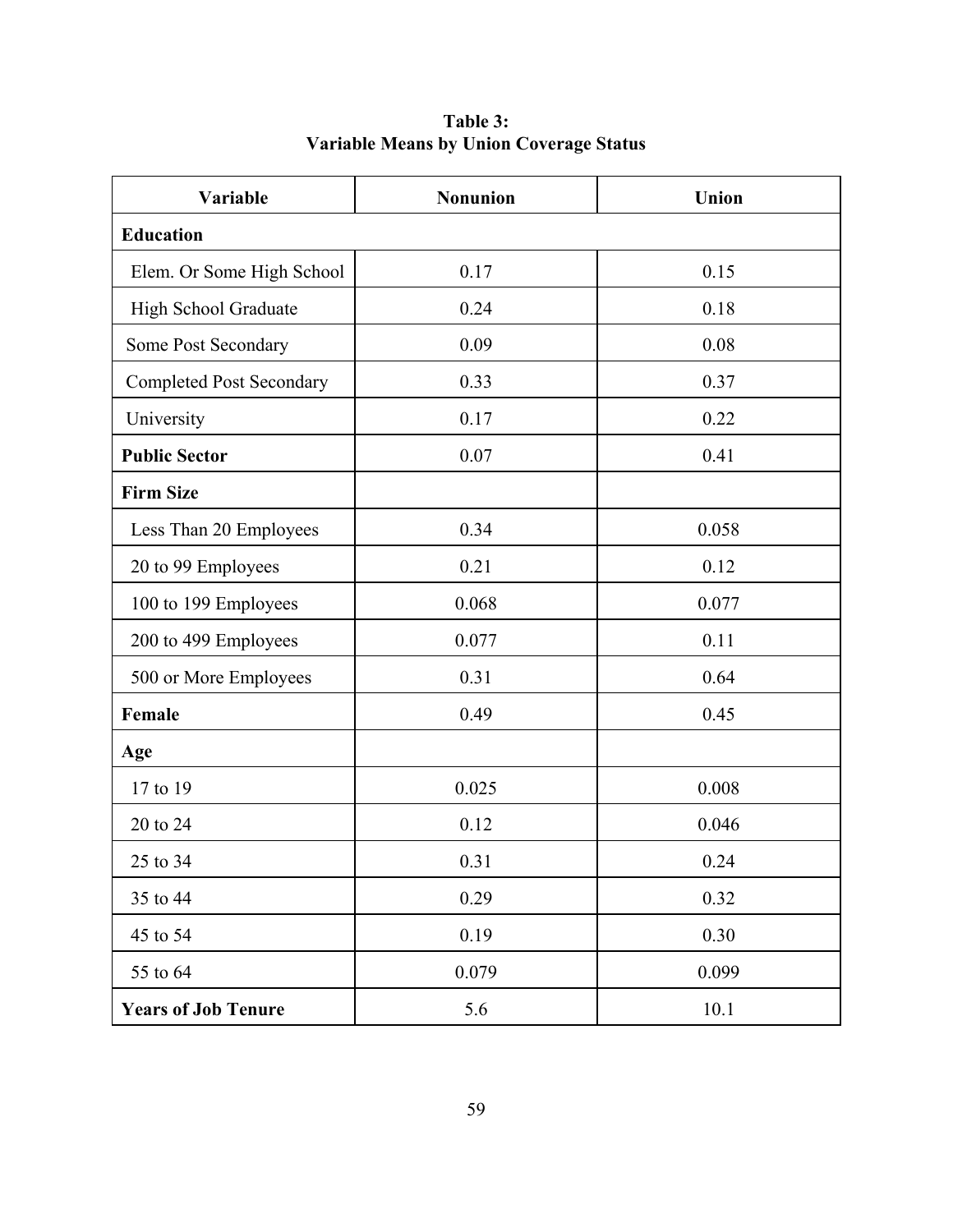**Table 3:**
**Variable Means by Union Coverage Status**

| Variable | Nonunion | Union |
|---|---|---|
| **Education** | | |
| Elem. Or Some High School | 0.17 | 0.15 |
| High School Graduate | 0.24 | 0.18 |
| Some Post Secondary | 0.09 | 0.08 |
| Completed Post Secondary | 0.33 | 0.37 |
| University | 0.17 | 0.22 |
| **Public Sector** | 0.07 | 0.41 |
| **Firm Size** | | |
| Less Than 20 Employees | 0.34 | 0.058 |
| 20 to 99 Employees | 0.21 | 0.12 |
| 100 to 199 Employees | 0.068 | 0.077 |
| 200 to 499 Employees | 0.077 | 0.11 |
| 500 or More Employees | 0.31 | 0.64 |
| **Female** | 0.49 | 0.45 |
| **Age** | | |
| 17 to 19 | 0.025 | 0.008 |
| 20 to 24 | 0.12 | 0.046 |
| 25 to 34 | 0.31 | 0.24 |
| 35 to 44 | 0.29 | 0.32 |
| 45 to 54 | 0.19 | 0.30 |
| 55 to 64 | 0.079 | 0.099 |
| **Years of Job Tenure** | 5.6 | 10.1 |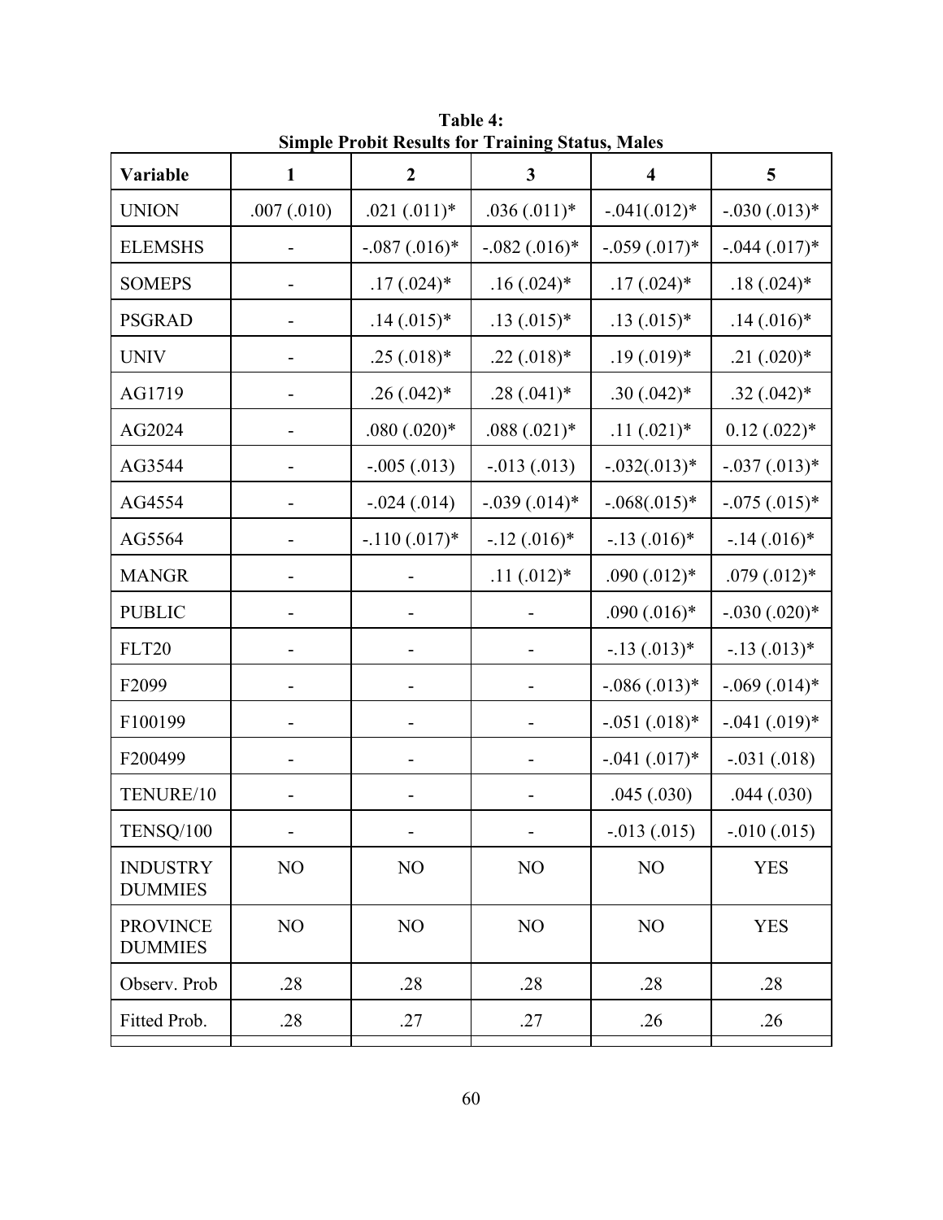**Table 4:**
**Simple Probit Results for Training Status, Males**

| Variable | 1 | 2 | 3 | 4 | 5 |
|---|---|---|---|---|---|
| UNION | .007 (.010) | .021 (.011)* | .036 (.011)* | -.041(.012)* | -.030 (.013)* |
| ELEMSHS | - | -.087 (.016)* | -.082 (.016)* | -.059 (.017)* | -.044 (.017)* |
| SOMEPS | - | .17 (.024)* | .16 (.024)* | .17 (.024)* | .18 (.024)* |
| PSGRAD | - | .14 (.015)* | .13 (.015)* | .13 (.015)* | .14 (.016)* |
| UNIV | - | .25 (.018)* | .22 (.018)* | .19 (.019)* | .21 (.020)* |
| AG1719 | - | .26 (.042)* | .28 (.041)* | .30 (.042)* | .32 (.042)* |
| AG2024 | - | .080 (.020)* | .088 (.021)* | .11 (.021)* | 0.12 (.022)* |
| AG3544 | - | -.005 (.013) | -.013 (.013) | -.032(.013)* | -.037 (.013)* |
| AG4554 | - | -.024 (.014) | -.039 (.014)* | -.068(.015)* | -.075 (.015)* |
| AG5564 | - | -.110 (.017)* | -.12 (.016)* | -.13 (.016)* | -.14 (.016)* |
| MANGR | - | - | .11 (.012)* | .090 (.012)* | .079 (.012)* |
| PUBLIC | - | - | - | .090 (.016)* | -.030 (.020)* |
| FLT20 | - | - | - | -.13 (.013)* | -.13 (.013)* |
| F2099 | - | - | - | -.086 (.013)* | -.069 (.014)* |
| F100199 | - | - | - | -.051 (.018)* | -.041 (.019)* |
| F200499 | - | - | - | -.041 (.017)* | -.031 (.018) |
| TENURE/10 | - | - | - | .045 (.030) | .044 (.030) |
| TENSQ/100 | - | - | - | -.013 (.015) | -.010 (.015) |
| INDUSTRY DUMMIES | NO | NO | NO | NO | YES |
| PROVINCE DUMMIES | NO | NO | NO | NO | YES |
| Observ. Prob | .28 | .28 | .28 | .28 | .28 |
| Fitted Prob. | .28 | .27 | .27 | .26 | .26 |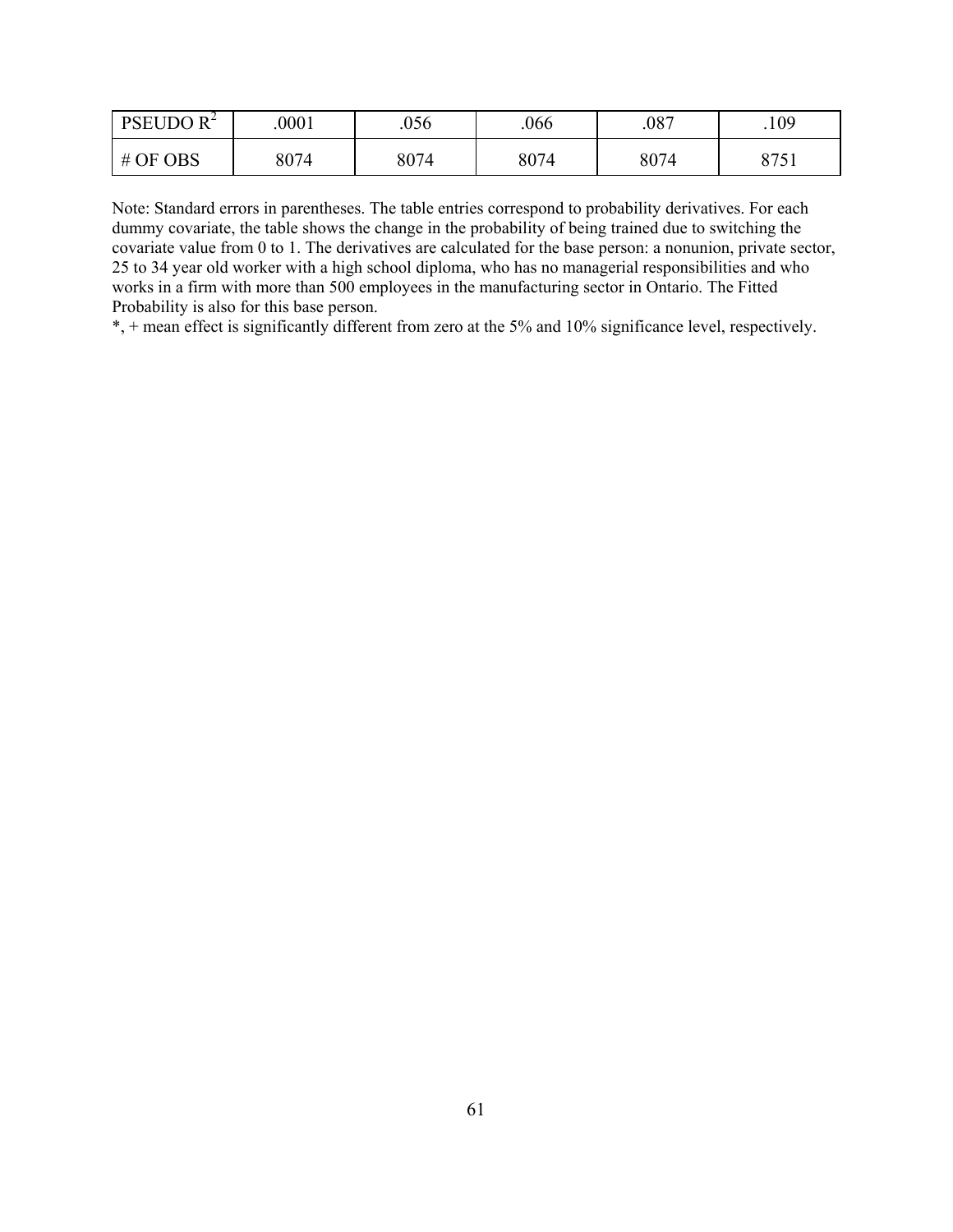| PSEUDO $R^2$ | .0001 | .056 | .066 | .087 | .109 |
|---|---|---|---|---|---|
| # OF OBS | 8074 | 8074 | 8074 | 8074 | 8751 |

Note: Standard errors in parentheses. The table entries correspond to probability derivatives. For each dummy covariate, the table shows the change in the probability of being trained due to switching the covariate value from 0 to 1. The derivatives are calculated for the base person: a nonunion, private sector, 25 to 34 year old worker with a high school diploma, who has no managerial responsibilities and who works in a firm with more than 500 employees in the manufacturing sector in Ontario. The Fitted Probability is also for this base person.

*, + mean effect is significantly different from zero at the 5% and 10% significance level, respectively.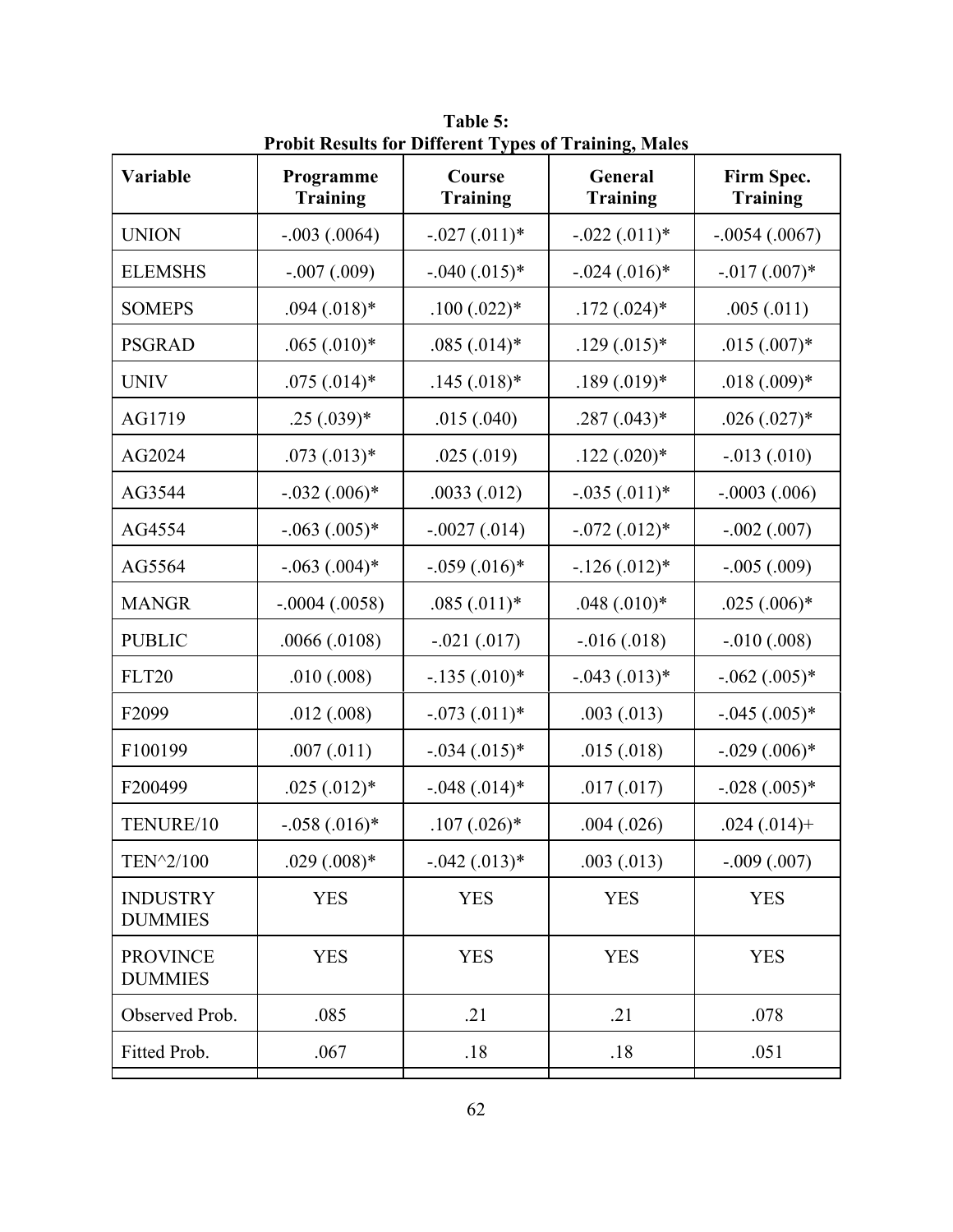**Table 5:**
**Probit Results for Different Types of Training, Males**

| Variable | Programme Training | Course Training | General Training | Firm Spec. Training |
|---|---|---|---|---|
| UNION | -.003 (.0064) | -.027 (.011)* | -.022 (.011)* | -.0054 (.0067) |
| ELEMSHS | -.007 (.009) | -.040 (.015)* | -.024 (.016)* | -.017 (.007)* |
| SOMEPS | .094 (.018)* | .100 (.022)* | .172 (.024)* | .005 (.011) |
| PSGRAD | .065 (.010)* | .085 (.014)* | .129 (.015)* | .015 (.007)* |
| UNIV | .075 (.014)* | .145 (.018)* | .189 (.019)* | .018 (.009)* |
| AG1719 | .25 (.039)* | .015 (.040) | .287 (.043)* | .026 (.027)* |
| AG2024 | .073 (.013)* | .025 (.019) | .122 (.020)* | -.013 (.010) |
| AG3544 | -.032 (.006)* | .0033 (.012) | -.035 (.011)* | -.0003 (.006) |
| AG4554 | -.063 (.005)* | -.0027 (.014) | -.072 (.012)* | -.002 (.007) |
| AG5564 | -.063 (.004)* | -.059 (.016)* | -.126 (.012)* | -.005 (.009) |
| MANGR | -.0004 (.0058) | .085 (.011)* | .048 (.010)* | .025 (.006)* |
| PUBLIC | .0066 (.0108) | -.021 (.017) | -.016 (.018) | -.010 (.008) |
| FLT20 | .010 (.008) | -.135 (.010)* | -.043 (.013)* | -.062 (.005)* |
| F2099 | .012 (.008) | -.073 (.011)* | .003 (.013) | -.045 (.005)* |
| F100199 | .007 (.011) | -.034 (.015)* | .015 (.018) | -.029 (.006)* |
| F200499 | .025 (.012)* | -.048 (.014)* | .017 (.017) | -.028 (.005)* |
| TENURE/10 | -.058 (.016)* | .107 (.026)* | .004 (.026) | .024 (.014)+ |
| TEN^2/100 | .029 (.008)* | -.042 (.013)* | .003 (.013) | -.009 (.007) |
| INDUSTRY DUMMIES | YES | YES | YES | YES |
| PROVINCE DUMMIES | YES | YES | YES | YES |
| Observed Prob. | .085 | .21 | .21 | .078 |
| Fitted Prob. | .067 | .18 | .18 | .051 |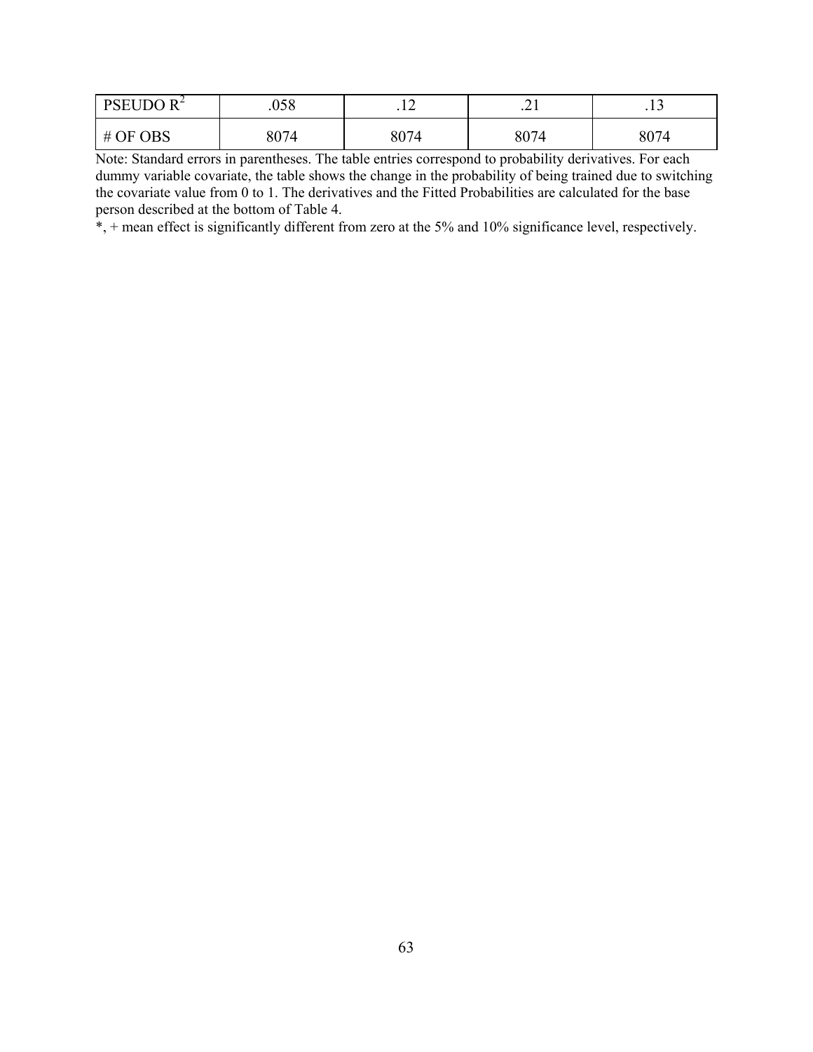| PSEUDO $R^2$ | .058 | .12 | .21 | .13 |
|---|---|---|---|---|
| # OF OBS | 8074 | 8074 | 8074 | 8074 |

Note: Standard errors in parentheses. The table entries correspond to probability derivatives. For each dummy variable covariate, the table shows the change in the probability of being trained due to switching the covariate value from 0 to 1. The derivatives and the Fitted Probabilities are calculated for the base person described at the bottom of Table 4.

*, + mean effect is significantly different from zero at the 5% and 10% significance level, respectively.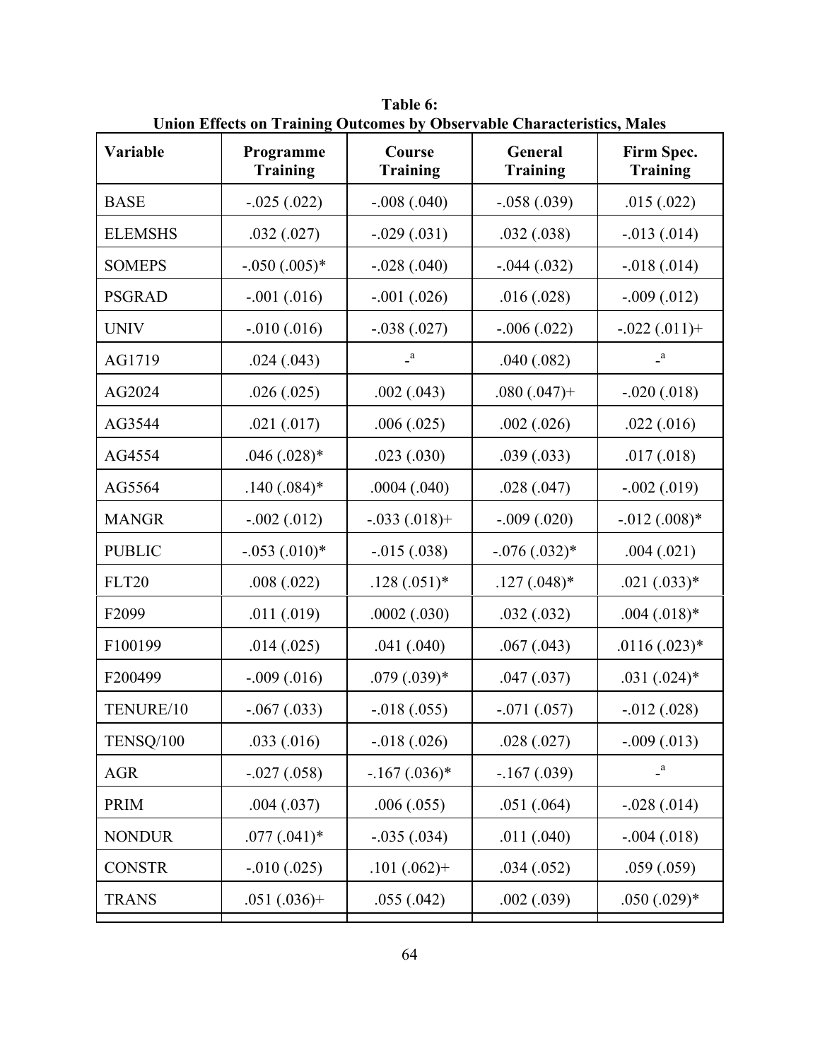**Table 6:**
**Union Effects on Training Outcomes by Observable Characteristics, Males**

| Variable | Programme Training | Course Training | General Training | Firm Spec. Training |
|---|---|---|---|---|
| BASE | -.025 (.022) | -.008 (.040) | -.058 (.039) | .015 (.022) |
| ELEMSHS | .032 (.027) | -.029 (.031) | .032 (.038) | -.013 (.014) |
| SOMEPS | -.050 (.005)* | -.028 (.040) | -.044 (.032) | -.018 (.014) |
| PSGRAD | -.001 (.016) | -.001 (.026) | .016 (.028) | -.009 (.012) |
| UNIV | -.010 (.016) | -.038 (.027) | -.006 (.022) | -.022 (.011)+ |
| AG1719 | .024 (.043) | -[a] | .040 (.082) | -[a] |
| AG2024 | .026 (.025) | .002 (.043) | .080 (.047)+ | -.020 (.018) |
| AG3544 | .021 (.017) | .006 (.025) | .002 (.026) | .022 (.016) |
| AG4554 | .046 (.028)* | .023 (.030) | .039 (.033) | .017 (.018) |
| AG5564 | .140 (.084)* | .0004 (.040) | .028 (.047) | -.002 (.019) |
| MANGR | -.002 (.012) | -.033 (.018)+ | -.009 (.020) | -.012 (.008)* |
| PUBLIC | -.053 (.010)* | -.015 (.038) | -.076 (.032)* | .004 (.021) |
| FLT20 | .008 (.022) | .128 (.051)* | .127 (.048)* | .021 (.033)* |
| F2099 | .011 (.019) | .0002 (.030) | .032 (.032) | .004 (.018)* |
| F100199 | .014 (.025) | .041 (.040) | .067 (.043) | .0116 (.023)* |
| F200499 | -.009 (.016) | .079 (.039)* | .047 (.037) | .031 (.024)* |
| TENURE/10 | -.067 (.033) | -.018 (.055) | -.071 (.057) | -.012 (.028) |
| TENSQ/100 | .033 (.016) | -.018 (.026) | .028 (.027) | -.009 (.013) |
| AGR | -.027 (.058) | -.167 (.036)* | -.167 (.039) | -[a] |
| PRIM | .004 (.037) | .006 (.055) | .051 (.064) | -.028 (.014) |
| NONDUR | .077 (.041)* | -.035 (.034) | .011 (.040) | -.004 (.018) |
| CONSTR | -.010 (.025) | .101 (.062)+ | .034 (.052) | .059 (.059) |
| TRANS | .051 (.036)+ | .055 (.042) | .002 (.039) | .050 (.029)* |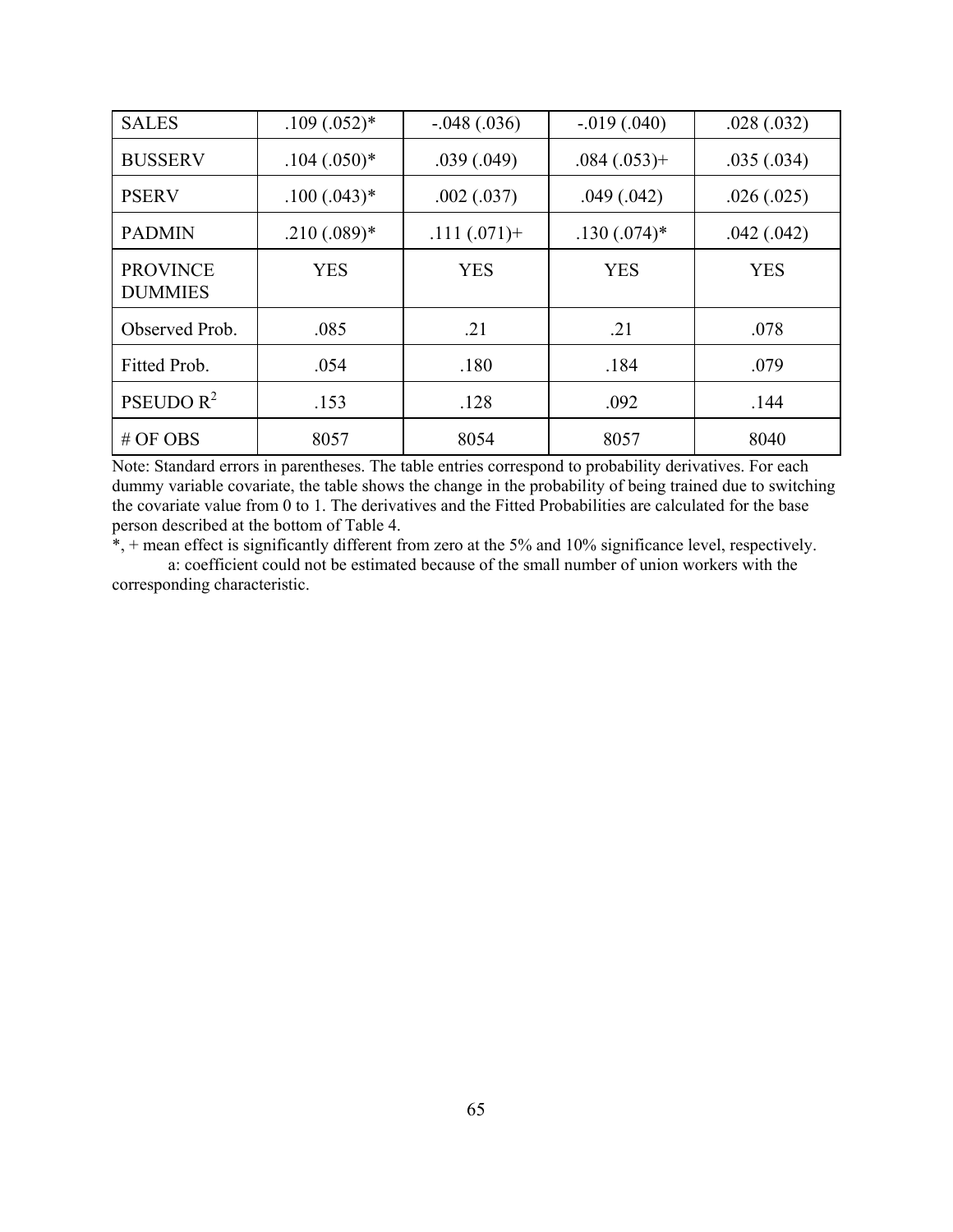| SALES | .109 (.052)* | -.048 (.036) | -.019 (.040) | .028 (.032) |
|---|---|---|---|---|
| BUSSERV | .104 (.050)* | .039 (.049) | .084 (.053)+ | .035 (.034) |
| PSERV | .100 (.043)* | .002 (.037) | .049 (.042) | .026 (.025) |
| PADMIN | .210 (.089)* | .111 (.071)+ | .130 (.074)* | .042 (.042) |
| PROVINCE DUMMIES | YES | YES | YES | YES |
| Observed Prob. | .085 | .21 | .21 | .078 |
| Fitted Prob. | .054 | .180 | .184 | .079 |
| PSEUDO $R^2$ | .153 | .128 | .092 | .144 |
| # OF OBS | 8057 | 8054 | 8057 | 8040 |

Note: Standard errors in parentheses. The table entries correspond to probability derivatives. For each dummy variable covariate, the table shows the change in the probability of being trained due to switching the covariate value from 0 to 1. The derivatives and the Fitted Probabilities are calculated for the base person described at the bottom of Table 4.

*, + mean effect is significantly different from zero at the 5% and 10% significance level, respectively.

a: coefficient could not be estimated because of the small number of union workers with the corresponding characteristic.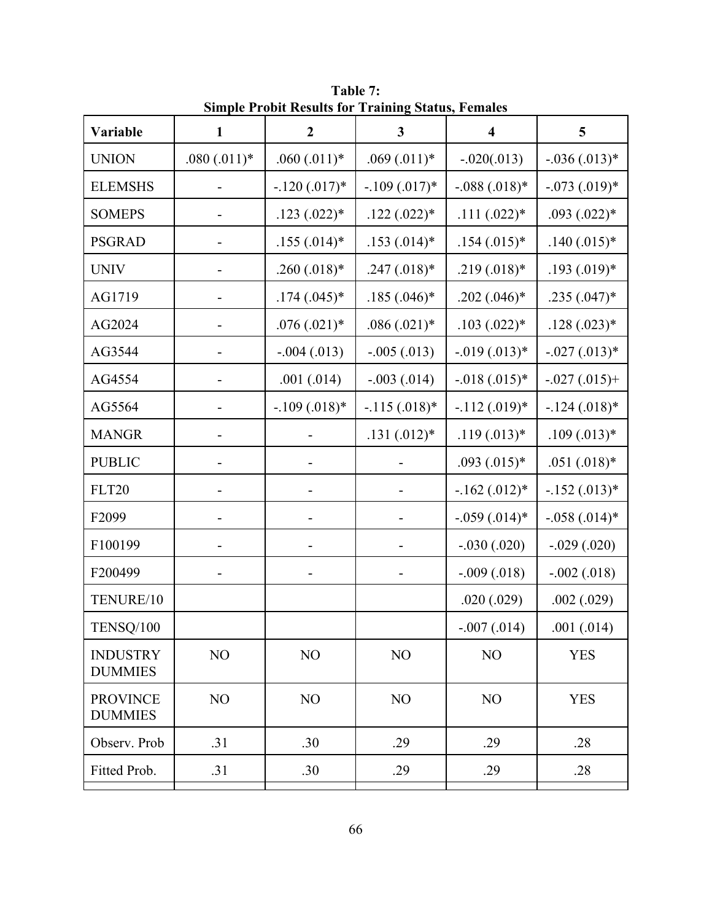**Table 7:**
**Simple Probit Results for Training Status, Females**

| Variable | 1 | 2 | 3 | 4 | 5 |
|---|---|---|---|---|---|
| UNION | .080 (.011)* | .060 (.011)* | .069 (.011)* | -.020(.013) | -.036 (.013)* |
| ELEMSHS | - | -.120 (.017)* | -.109 (.017)* | -.088 (.018)* | -.073 (.019)* |
| SOMEPS | - | .123 (.022)* | .122 (.022)* | .111 (.022)* | .093 (.022)* |
| PSGRAD | - | .155 (.014)* | .153 (.014)* | .154 (.015)* | .140 (.015)* |
| UNIV | - | .260 (.018)* | .247 (.018)* | .219 (.018)* | .193 (.019)* |
| AG1719 | - | .174 (.045)* | .185 (.046)* | .202 (.046)* | .235 (.047)* |
| AG2024 | - | .076 (.021)* | .086 (.021)* | .103 (.022)* | .128 (.023)* |
| AG3544 | - | -.004 (.013) | -.005 (.013) | -.019 (.013)* | -.027 (.013)* |
| AG4554 | - | .001 (.014) | -.003 (.014) | -.018 (.015)* | -.027 (.015)+ |
| AG5564 | - | -.109 (.018)* | -.115 (.018)* | -.112 (.019)* | -.124 (.018)* |
| MANGR | - | - | .131 (.012)* | .119 (.013)* | .109 (.013)* |
| PUBLIC | - | - | - | .093 (.015)* | .051 (.018)* |
| FLT20 | - | - | - | -.162 (.012)* | -.152 (.013)* |
| F2099 | - | - | - | -.059 (.014)* | -.058 (.014)* |
| F100199 | - | - | - | -.030 (.020) | -.029 (.020) |
| F200499 | - | - | - | -.009 (.018) | -.002 (.018) |
| TENURE/10 | | | | .020 (.029) | .002 (.029) |
| TENSQ/100 | | | | -.007 (.014) | .001 (.014) |
| INDUSTRY DUMMIES | NO | NO | NO | NO | YES |
| PROVINCE DUMMIES | NO | NO | NO | NO | YES |
| Observ. Prob | .31 | .30 | .29 | .29 | .28 |
| Fitted Prob. | .31 | .30 | .29 | .29 | .28 |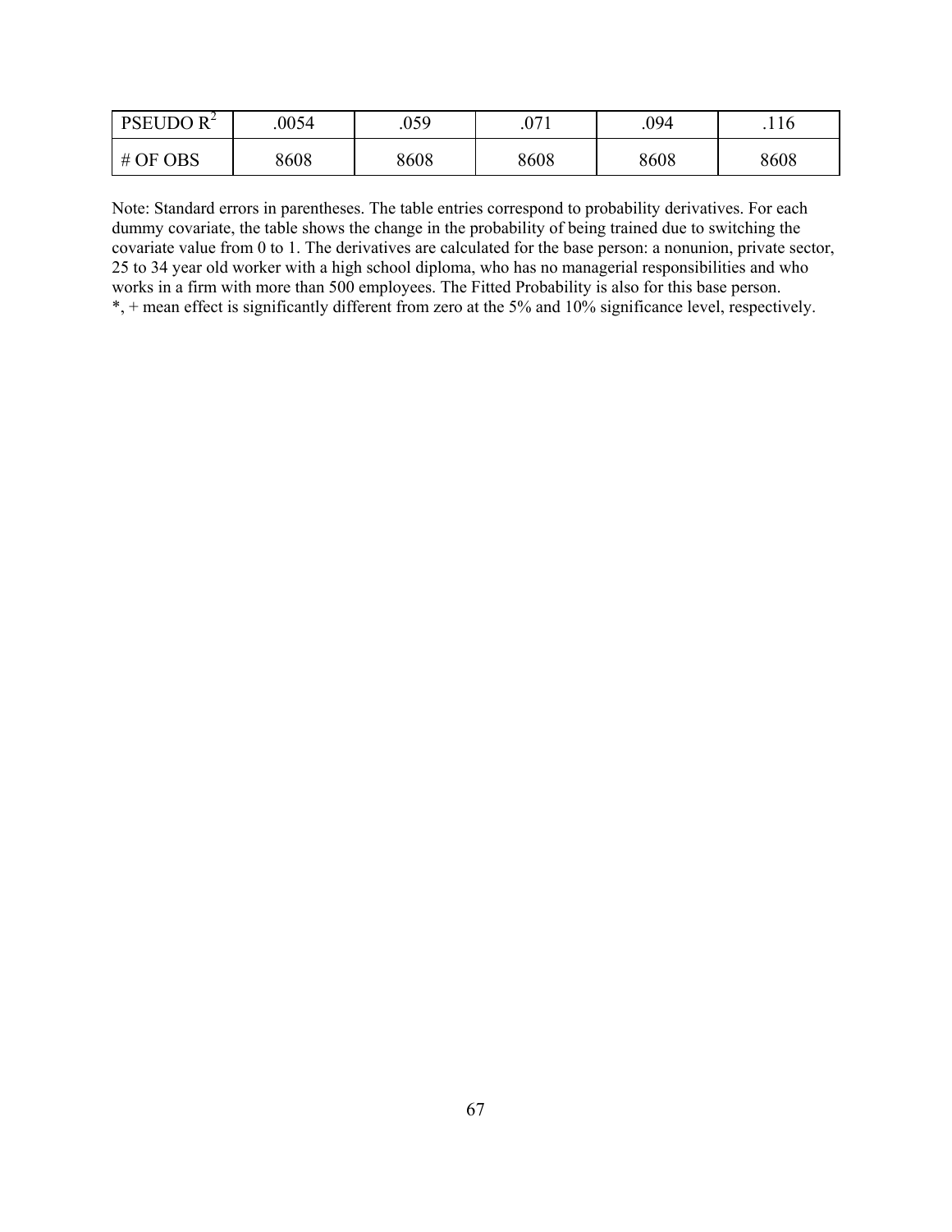| PSEUDO $R^2$ | .0054 | .059 | .071 | .094 | .116 |
|---|---|---|---|---|---|
| # OF OBS | 8608 | 8608 | 8608 | 8608 | 8608 |

Note: Standard errors in parentheses. The table entries correspond to probability derivatives. For each dummy covariate, the table shows the change in the probability of being trained due to switching the covariate value from 0 to 1. The derivatives are calculated for the base person: a nonunion, private sector, 25 to 34 year old worker with a high school diploma, who has no managerial responsibilities and who works in a firm with more than 500 employees. The Fitted Probability is also for this base person.
*, + mean effect is significantly different from zero at the 5% and 10% significance level, respectively.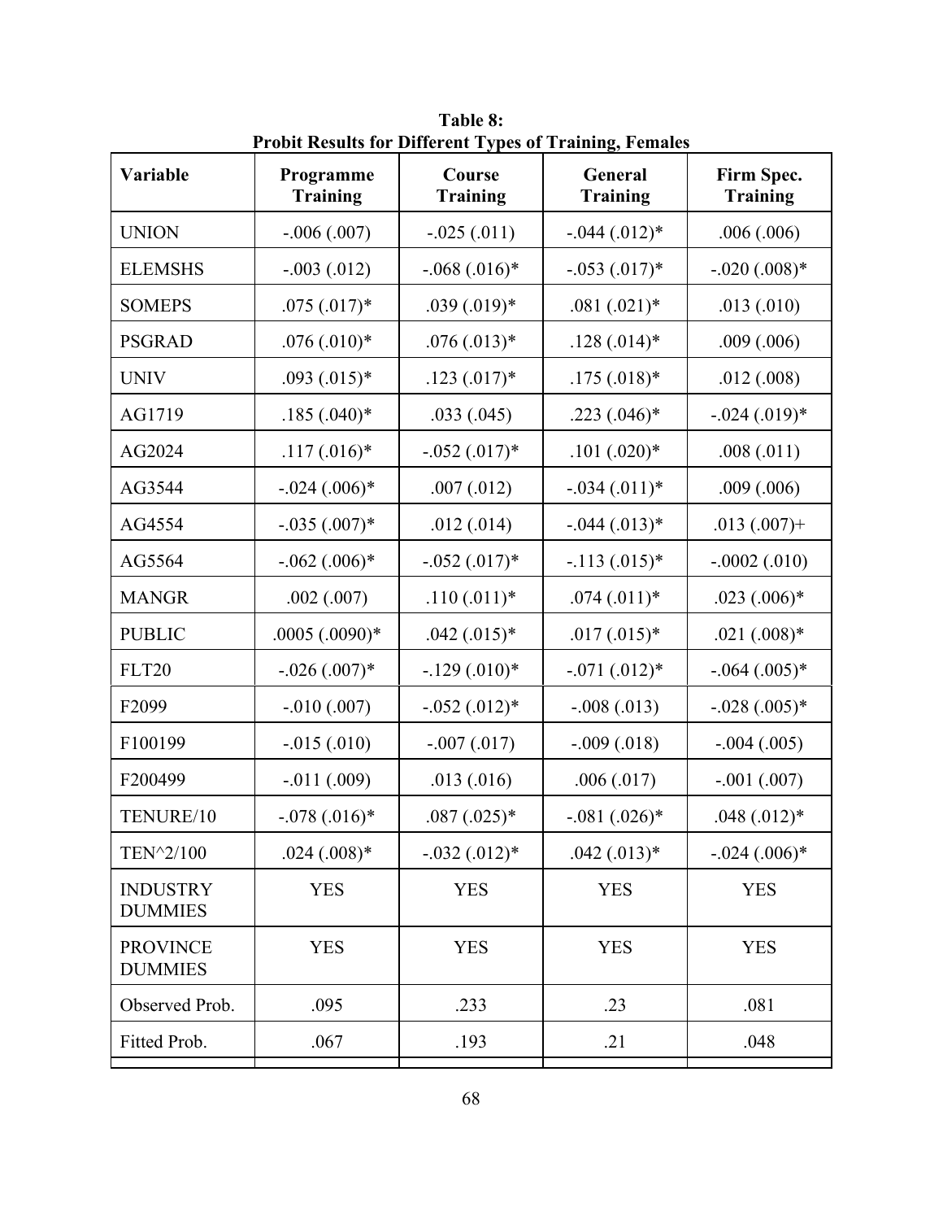**Table 8:**
**Probit Results for Different Types of Training, Females**

| Variable | Programme Training | Course Training | General Training | Firm Spec. Training |
|---|---|---|---|---|
| UNION | -.006 (.007) | -.025 (.011) | -.044 (.012)* | .006 (.006) |
| ELEMSHS | -.003 (.012) | -.068 (.016)* | -.053 (.017)* | -.020 (.008)* |
| SOMEPS | .075 (.017)* | .039 (.019)* | .081 (.021)* | .013 (.010) |
| PSGRAD | .076 (.010)* | .076 (.013)* | .128 (.014)* | .009 (.006) |
| UNIV | .093 (.015)* | .123 (.017)* | .175 (.018)* | .012 (.008) |
| AG1719 | .185 (.040)* | .033 (.045) | .223 (.046)* | -.024 (.019)* |
| AG2024 | .117 (.016)* | -.052 (.017)* | .101 (.020)* | .008 (.011) |
| AG3544 | -.024 (.006)* | .007 (.012) | -.034 (.011)* | .009 (.006) |
| AG4554 | -.035 (.007)* | .012 (.014) | -.044 (.013)* | .013 (.007)+ |
| AG5564 | -.062 (.006)* | -.052 (.017)* | -.113 (.015)* | -.0002 (.010) |
| MANGR | .002 (.007) | .110 (.011)* | .074 (.011)* | .023 (.006)* |
| PUBLIC | .0005 (.0090)* | .042 (.015)* | .017 (.015)* | .021 (.008)* |
| FLT20 | -.026 (.007)* | -.129 (.010)* | -.071 (.012)* | -.064 (.005)* |
| F2099 | -.010 (.007) | -.052 (.012)* | -.008 (.013) | -.028 (.005)* |
| F100199 | -.015 (.010) | -.007 (.017) | -.009 (.018) | -.004 (.005) |
| F200499 | -.011 (.009) | .013 (.016) | .006 (.017) | -.001 (.007) |
| TENURE/10 | -.078 (.016)* | .087 (.025)* | -.081 (.026)* | .048 (.012)* |
| TEN^2/100 | .024 (.008)* | -.032 (.012)* | .042 (.013)* | -.024 (.006)* |
| INDUSTRY DUMMIES | YES | YES | YES | YES |
| PROVINCE DUMMIES | YES | YES | YES | YES |
| Observed Prob. | .095 | .233 | .23 | .081 |
| Fitted Prob. | .067 | .193 | .21 | .048 |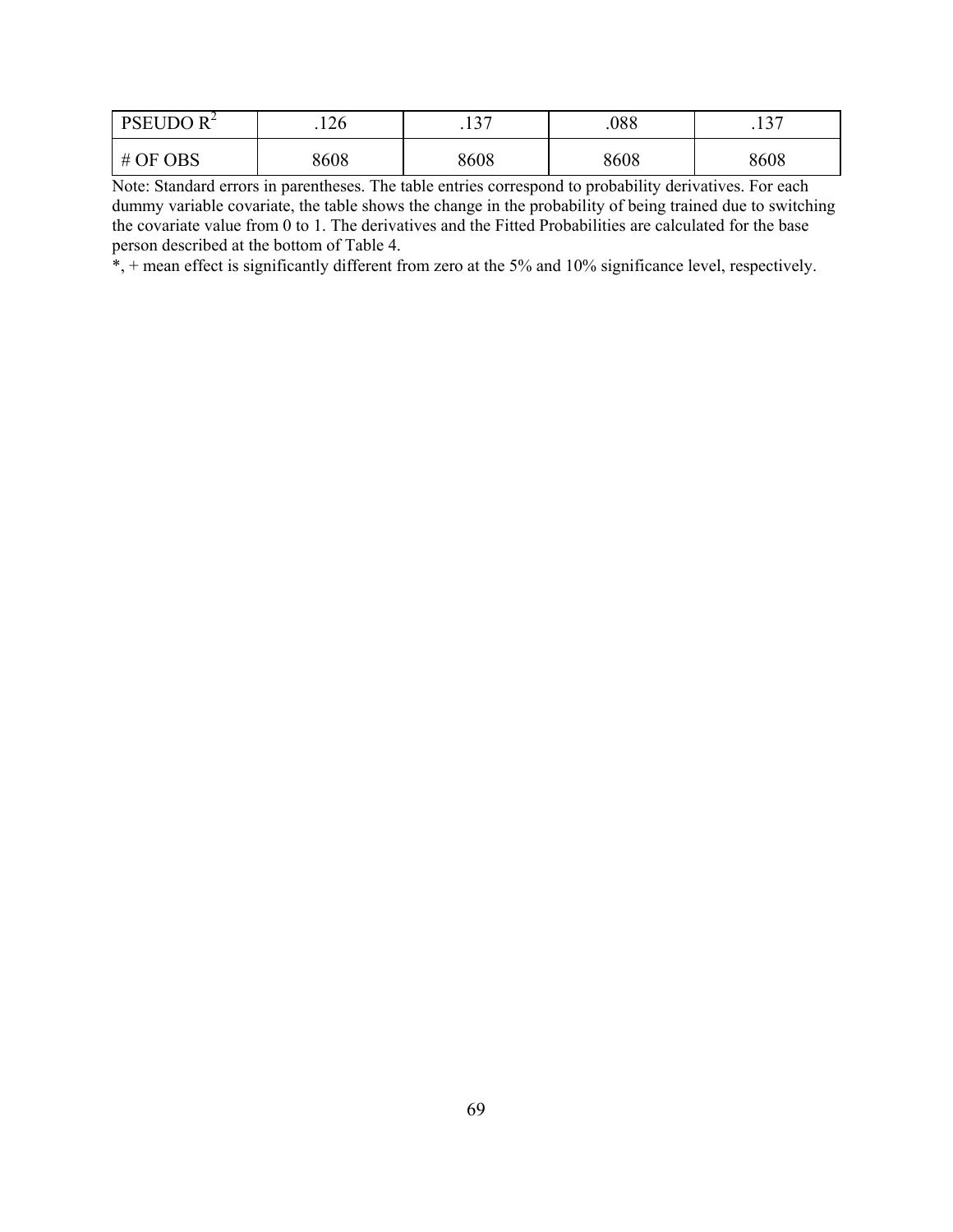| | | | | |
|---|---|---|---|---|
| PSEUDO $R^2$ | .126 | .137 | .088 | .137 |
| # OF OBS | 8608 | 8608 | 8608 | 8608 |

Note: Standard errors in parentheses. The table entries correspond to probability derivatives. For each dummy variable covariate, the table shows the change in the probability of being trained due to switching the covariate value from 0 to 1. The derivatives and the Fitted Probabilities are calculated for the base person described at the bottom of Table 4.

*, + mean effect is significantly different from zero at the 5% and 10% significance level, respectively.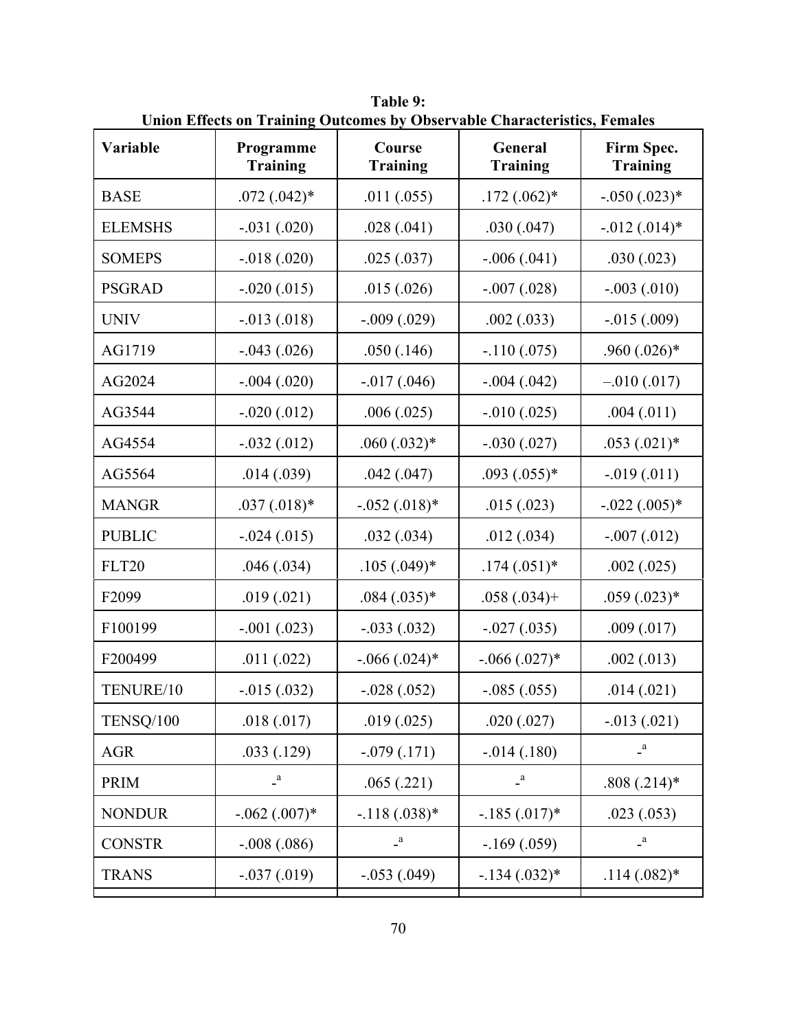**Table 9:**
**Union Effects on Training Outcomes by Observable Characteristics, Females**

| Variable | Programme Training | Course Training | General Training | Firm Spec. Training |
|---|---|---|---|---|
| BASE | .072 (.042)* | .011 (.055) | .172 (.062)* | -.050 (.023)* |
| ELEMSHS | -.031 (.020) | .028 (.041) | .030 (.047) | -.012 (.014)* |
| SOMEPS | -.018 (.020) | .025 (.037) | -.006 (.041) | .030 (.023) |
| PSGRAD | -.020 (.015) | .015 (.026) | -.007 (.028) | -.003 (.010) |
| UNIV | -.013 (.018) | -.009 (.029) | .002 (.033) | -.015 (.009) |
| AG1719 | -.043 (.026) | .050 (.146) | -.110 (.075) | .960 (.026)* |
| AG2024 | -.004 (.020) | -.017 (.046) | -.004 (.042) | –.010 (.017) |
| AG3544 | -.020 (.012) | .006 (.025) | -.010 (.025) | .004 (.011) |
| AG4554 | -.032 (.012) | .060 (.032)* | -.030 (.027) | .053 (.021)* |
| AG5564 | .014 (.039) | .042 (.047) | .093 (.055)* | -.019 (.011) |
| MANGR | .037 (.018)* | -.052 (.018)* | .015 (.023) | -.022 (.005)* |
| PUBLIC | -.024 (.015) | .032 (.034) | .012 (.034) | -.007 (.012) |
| FLT20 | .046 (.034) | .105 (.049)* | .174 (.051)* | .002 (.025) |
| F2099 | .019 (.021) | .084 (.035)* | .058 (.034)+ | .059 (.023)* |
| F100199 | -.001 (.023) | -.033 (.032) | -.027 (.035) | .009 (.017) |
| F200499 | .011 (.022) | -.066 (.024)* | -.066 (.027)* | .002 (.013) |
| TENURE/10 | -.015 (.032) | -.028 (.052) | -.085 (.055) | .014 (.021) |
| TENSQ/100 | .018 (.017) | .019 (.025) | .020 (.027) | -.013 (.021) |
| AGR | .033 (.129) | -.079 (.171) | -.014 (.180) | -[a] |
| PRIM | -[a] | .065 (.221) | -[a] | .808 (.214)* |
| NONDUR | -.062 (.007)* | -.118 (.038)* | -.185 (.017)* | .023 (.053) |
| CONSTR | -.008 (.086) | -[a] | -.169 (.059) | -[a] |
| TRANS | -.037 (.019) | -.053 (.049) | -.134 (.032)* | .114 (.082)* |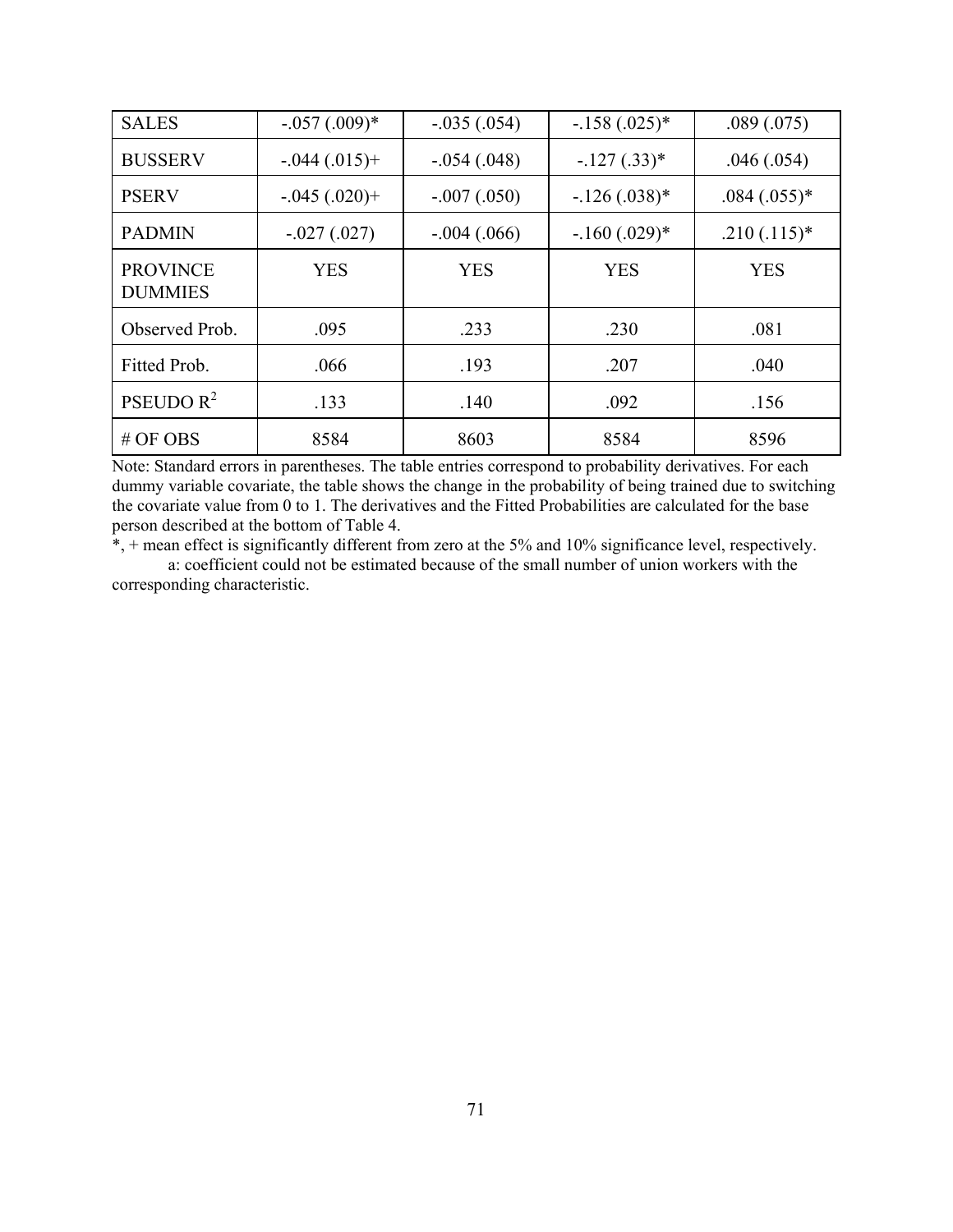| | | | | |
|---|---|---|---|---|
| SALES | -.057 (.009)* | -.035 (.054) | -.158 (.025)* | .089 (.075) |
| BUSSERV | -.044 (.015)+ | -.054 (.048) | -.127 (.33)* | .046 (.054) |
| PSERV | -.045 (.020)+ | -.007 (.050) | -.126 (.038)* | .084 (.055)* |
| PADMIN | -.027 (.027) | -.004 (.066) | -.160 (.029)* | .210 (.115)* |
| PROVINCE DUMMIES | YES | YES | YES | YES |
| Observed Prob. | .095 | .233 | .230 | .081 |
| Fitted Prob. | .066 | .193 | .207 | .040 |
| PSEUDO $R^2$ | .133 | .140 | .092 | .156 |
| # OF OBS | 8584 | 8603 | 8584 | 8596 |

Note: Standard errors in parentheses. The table entries correspond to probability derivatives. For each dummy variable covariate, the table shows the change in the probability of being trained due to switching the covariate value from 0 to 1. The derivatives and the Fitted Probabilities are calculated for the base person described at the bottom of Table 4.

*, + mean effect is significantly different from zero at the 5% and 10% significance level, respectively.

a: coefficient could not be estimated because of the small number of union workers with the corresponding characteristic.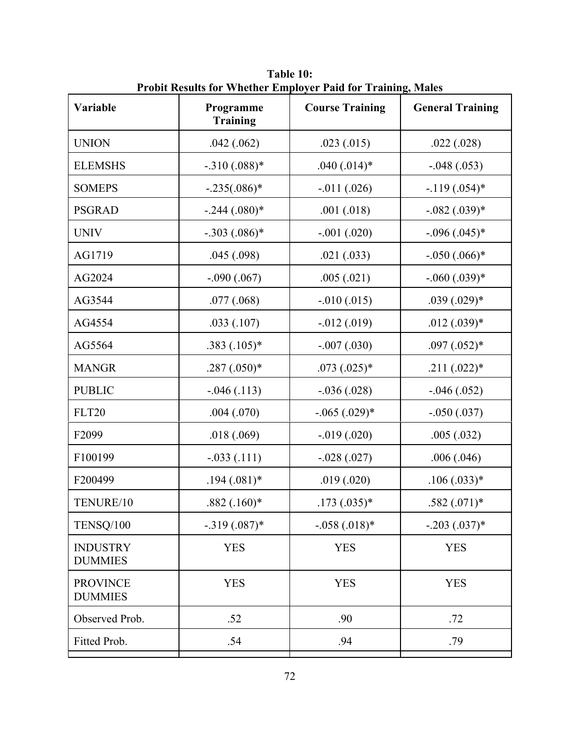**Table 10:**
**Probit Results for Whether Employer Paid for Training, Males**

| Variable | Programme Training | Course Training | General Training |
|---|---|---|---|
| UNION | .042 (.062) | .023 (.015) | .022 (.028) |
| ELEMSHS | -.310 (.088)* | .040 (.014)* | -.048 (.053) |
| SOMEPS | -.235(.086)* | -.011 (.026) | -.119 (.054)* |
| PSGRAD | -.244 (.080)* | .001 (.018) | -.082 (.039)* |
| UNIV | -.303 (.086)* | -.001 (.020) | -.096 (.045)* |
| AG1719 | .045 (.098) | .021 (.033) | -.050 (.066)* |
| AG2024 | -.090 (.067) | .005 (.021) | -.060 (.039)* |
| AG3544 | .077 (.068) | -.010 (.015) | .039 (.029)* |
| AG4554 | .033 (.107) | -.012 (.019) | .012 (.039)* |
| AG5564 | .383 (.105)* | -.007 (.030) | .097 (.052)* |
| MANGR | .287 (.050)* | .073 (.025)* | .211 (.022)* |
| PUBLIC | -.046 (.113) | -.036 (.028) | -.046 (.052) |
| FLT20 | .004 (.070) | -.065 (.029)* | -.050 (.037) |
| F2099 | .018 (.069) | -.019 (.020) | .005 (.032) |
| F100199 | -.033 (.111) | -.028 (.027) | .006 (.046) |
| F200499 | .194 (.081)* | .019 (.020) | .106 (.033)* |
| TENURE/10 | .882 (.160)* | .173 (.035)* | .582 (.071)* |
| TENSQ/100 | -.319 (.087)* | -.058 (.018)* | -.203 (.037)* |
| INDUSTRY DUMMIES | YES | YES | YES |
| PROVINCE DUMMIES | YES | YES | YES |
| Observed Prob. | .52 | .90 | .72 |
| Fitted Prob. | .54 | .94 | .79 |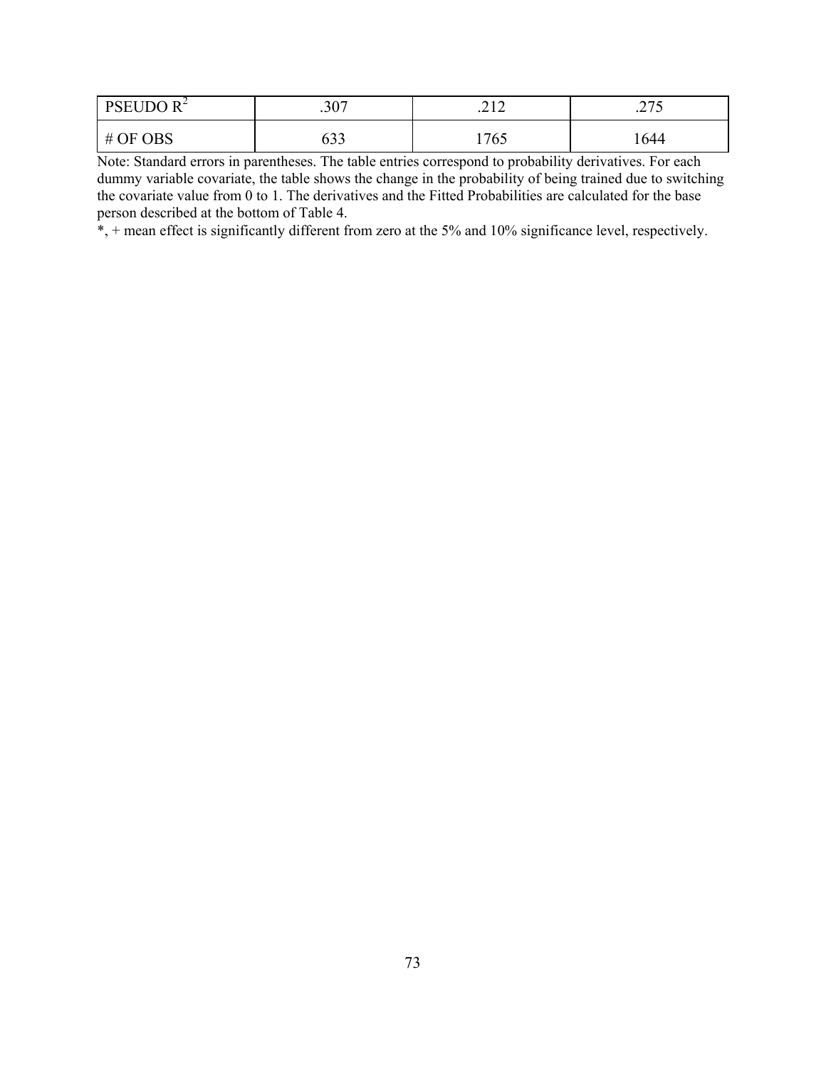| PSEUDO $R^2$ | .307 | .212 | .275 |
|---|---|---|---|
| # OF OBS | 633 | 1765 | 1644 |

Note: Standard errors in parentheses. The table entries correspond to probability derivatives. For each dummy variable covariate, the table shows the change in the probability of being trained due to switching the covariate value from 0 to 1. The derivatives and the Fitted Probabilities are calculated for the base person described at the bottom of Table 4.

*, + mean effect is significantly different from zero at the 5% and 10% significance level, respectively.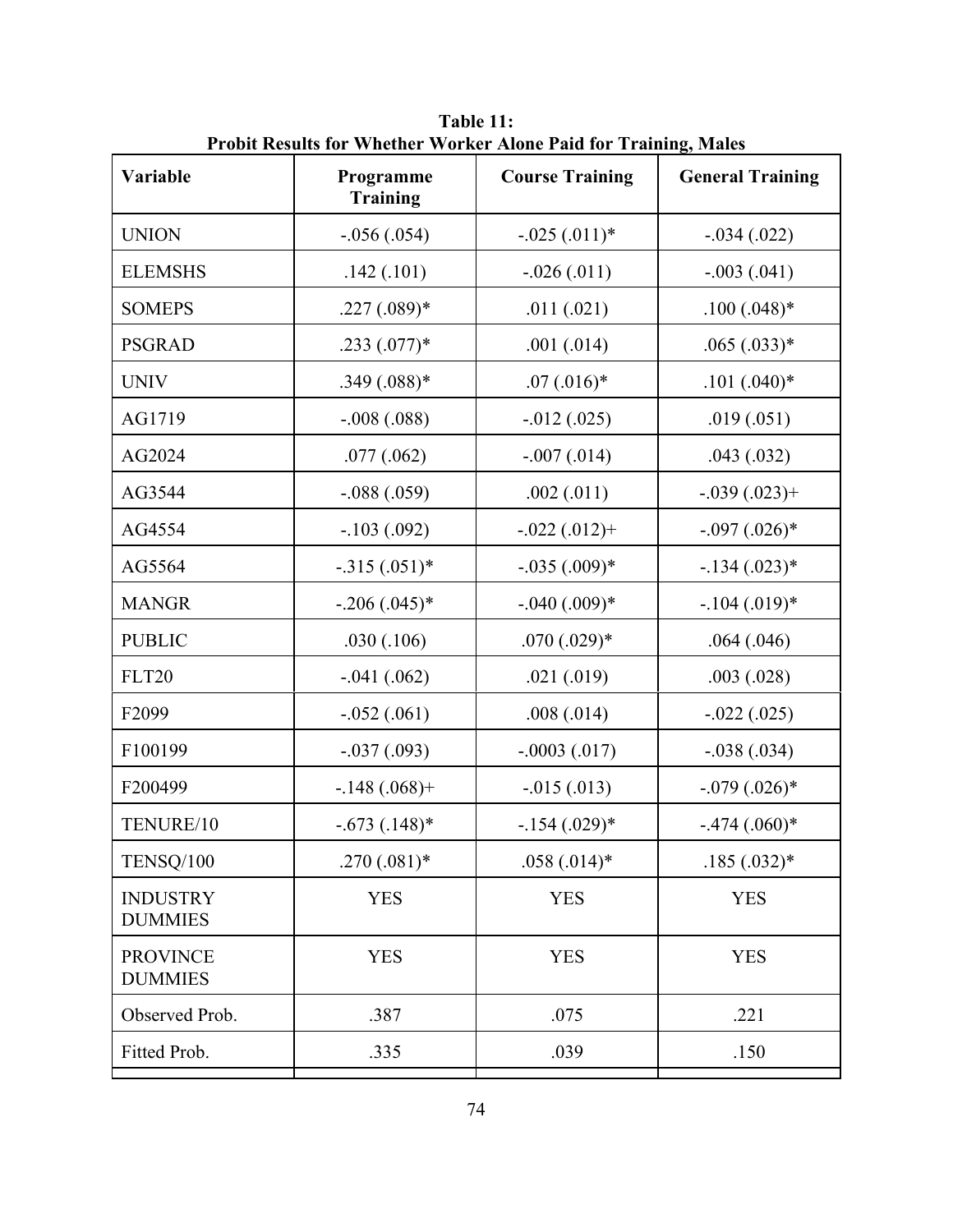**Table 11:**
**Probit Results for Whether Worker Alone Paid for Training, Males**

| Variable | Programme Training | Course Training | General Training |
|---|---|---|---|
| UNION | -.056 (.054) | -.025 (.011)* | -.034 (.022) |
| ELEMSHS | .142 (.101) | -.026 (.011) | -.003 (.041) |
| SOMEPS | .227 (.089)* | .011 (.021) | .100 (.048)* |
| PSGRAD | .233 (.077)* | .001 (.014) | .065 (.033)* |
| UNIV | .349 (.088)* | .07 (.016)* | .101 (.040)* |
| AG1719 | -.008 (.088) | -.012 (.025) | .019 (.051) |
| AG2024 | .077 (.062) | -.007 (.014) | .043 (.032) |
| AG3544 | -.088 (.059) | .002 (.011) | -.039 (.023)+ |
| AG4554 | -.103 (.092) | -.022 (.012)+ | -.097 (.026)* |
| AG5564 | -.315 (.051)* | -.035 (.009)* | -.134 (.023)* |
| MANGR | -.206 (.045)* | -.040 (.009)* | -.104 (.019)* |
| PUBLIC | .030 (.106) | .070 (.029)* | .064 (.046) |
| FLT20 | -.041 (.062) | .021 (.019) | .003 (.028) |
| F2099 | -.052 (.061) | .008 (.014) | -.022 (.025) |
| F100199 | -.037 (.093) | -.0003 (.017) | -.038 (.034) |
| F200499 | -.148 (.068)+ | -.015 (.013) | -.079 (.026)* |
| TENURE/10 | -.673 (.148)* | -.154 (.029)* | -.474 (.060)* |
| TENSQ/100 | .270 (.081)* | .058 (.014)* | .185 (.032)* |
| INDUSTRY DUMMIES | YES | YES | YES |
| PROVINCE DUMMIES | YES | YES | YES |
| Observed Prob. | .387 | .075 | .221 |
| Fitted Prob. | .335 | .039 | .150 |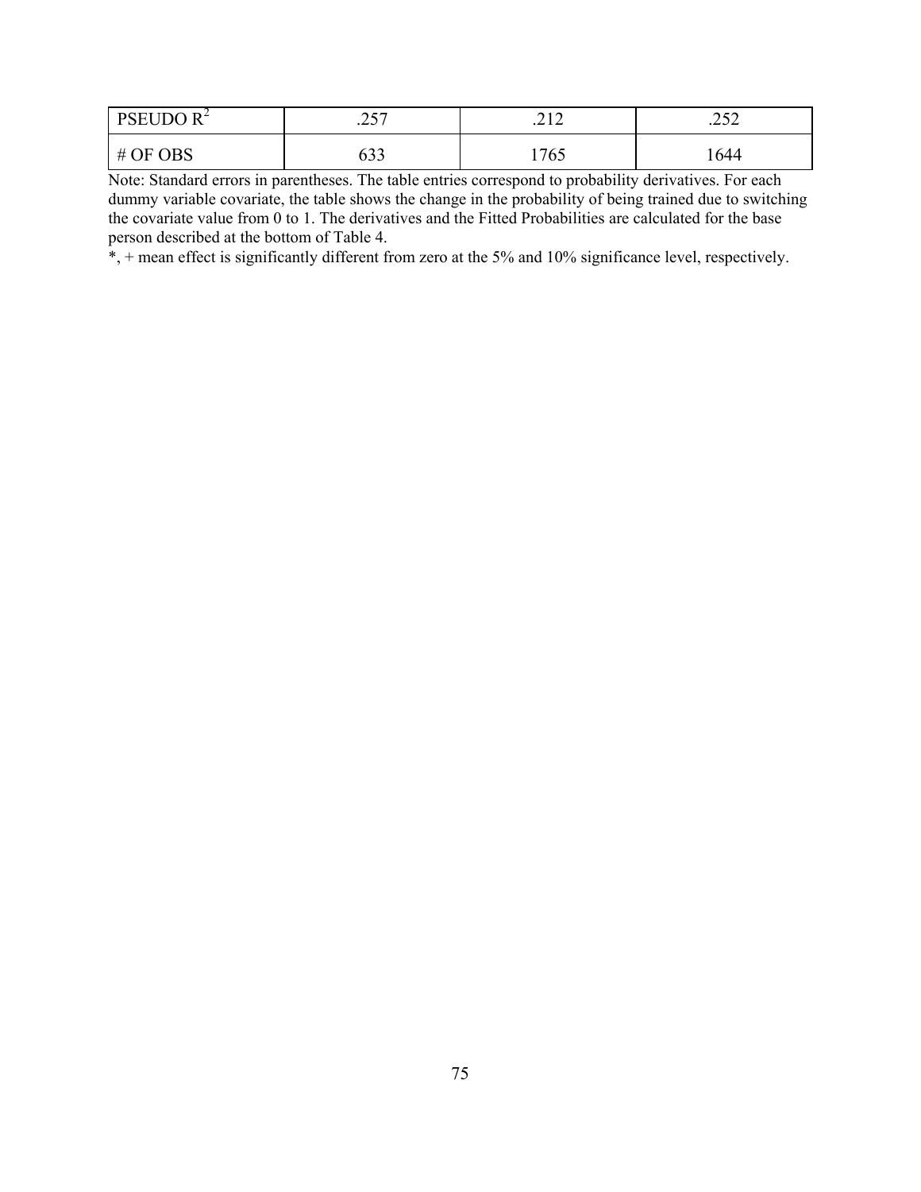| | | | |
|---|---|---|---|
| PSEUDO $R^2$ | .257 | .212 | .252 |
| # OF OBS | 633 | 1765 | 1644 |

Note: Standard errors in parentheses. The table entries correspond to probability derivatives. For each dummy variable covariate, the table shows the change in the probability of being trained due to switching the covariate value from 0 to 1. The derivatives and the Fitted Probabilities are calculated for the base person described at the bottom of Table 4.

*, + mean effect is significantly different from zero at the 5% and 10% significance level, respectively.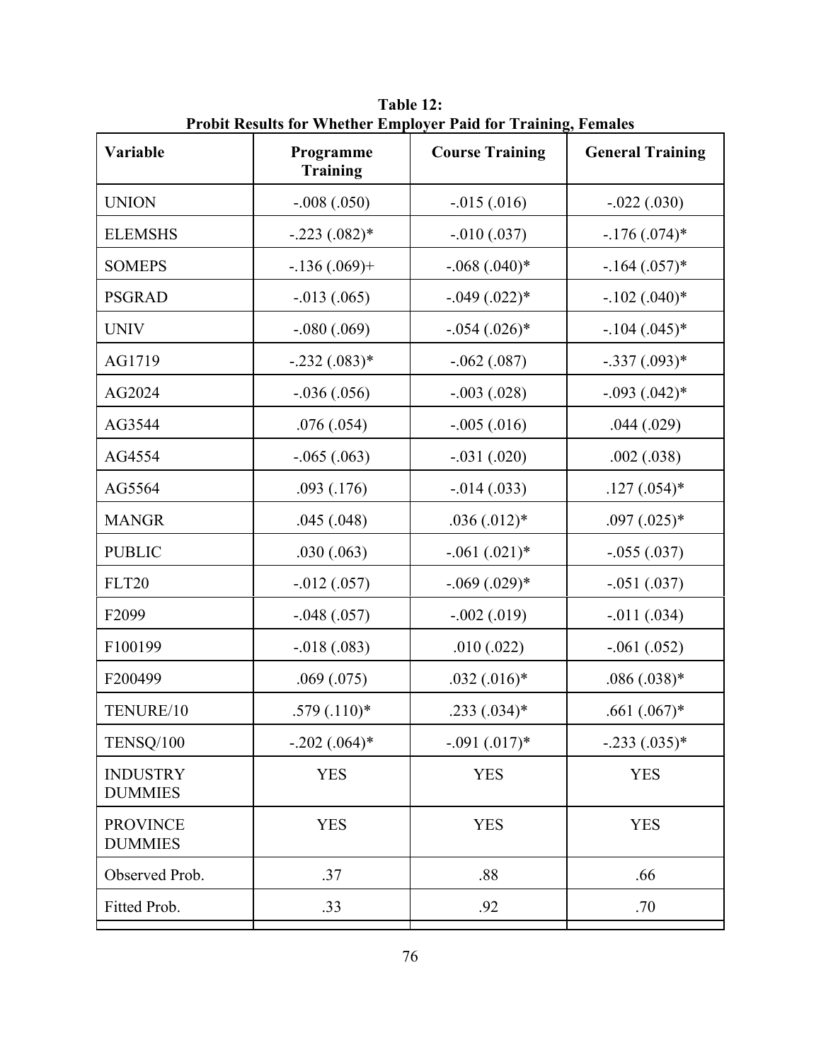**Table 12:**
**Probit Results for Whether Employer Paid for Training, Females**

| Variable | Programme Training | Course Training | General Training |
|---|---|---|---|
| UNION | -.008 (.050) | -.015 (.016) | -.022 (.030) |
| ELEMSHS | -.223 (.082)* | -.010 (.037) | -.176 (.074)* |
| SOMEPS | -.136 (.069)+ | -.068 (.040)* | -.164 (.057)* |
| PSGRAD | -.013 (.065) | -.049 (.022)* | -.102 (.040)* |
| UNIV | -.080 (.069) | -.054 (.026)* | -.104 (.045)* |
| AG1719 | -.232 (.083)* | -.062 (.087) | -.337 (.093)* |
| AG2024 | -.036 (.056) | -.003 (.028) | -.093 (.042)* |
| AG3544 | .076 (.054) | -.005 (.016) | .044 (.029) |
| AG4554 | -.065 (.063) | -.031 (.020) | .002 (.038) |
| AG5564 | .093 (.176) | -.014 (.033) | .127 (.054)* |
| MANGR | .045 (.048) | .036 (.012)* | .097 (.025)* |
| PUBLIC | .030 (.063) | -.061 (.021)* | -.055 (.037) |
| FLT20 | -.012 (.057) | -.069 (.029)* | -.051 (.037) |
| F2099 | -.048 (.057) | -.002 (.019) | -.011 (.034) |
| F100199 | -.018 (.083) | .010 (.022) | -.061 (.052) |
| F200499 | .069 (.075) | .032 (.016)* | .086 (.038)* |
| TENURE/10 | .579 (.110)* | .233 (.034)* | .661 (.067)* |
| TENSQ/100 | -.202 (.064)* | -.091 (.017)* | -.233 (.035)* |
| INDUSTRY DUMMIES | YES | YES | YES |
| PROVINCE DUMMIES | YES | YES | YES |
| Observed Prob. | .37 | .88 | .66 |
| Fitted Prob. | .33 | .92 | .70 |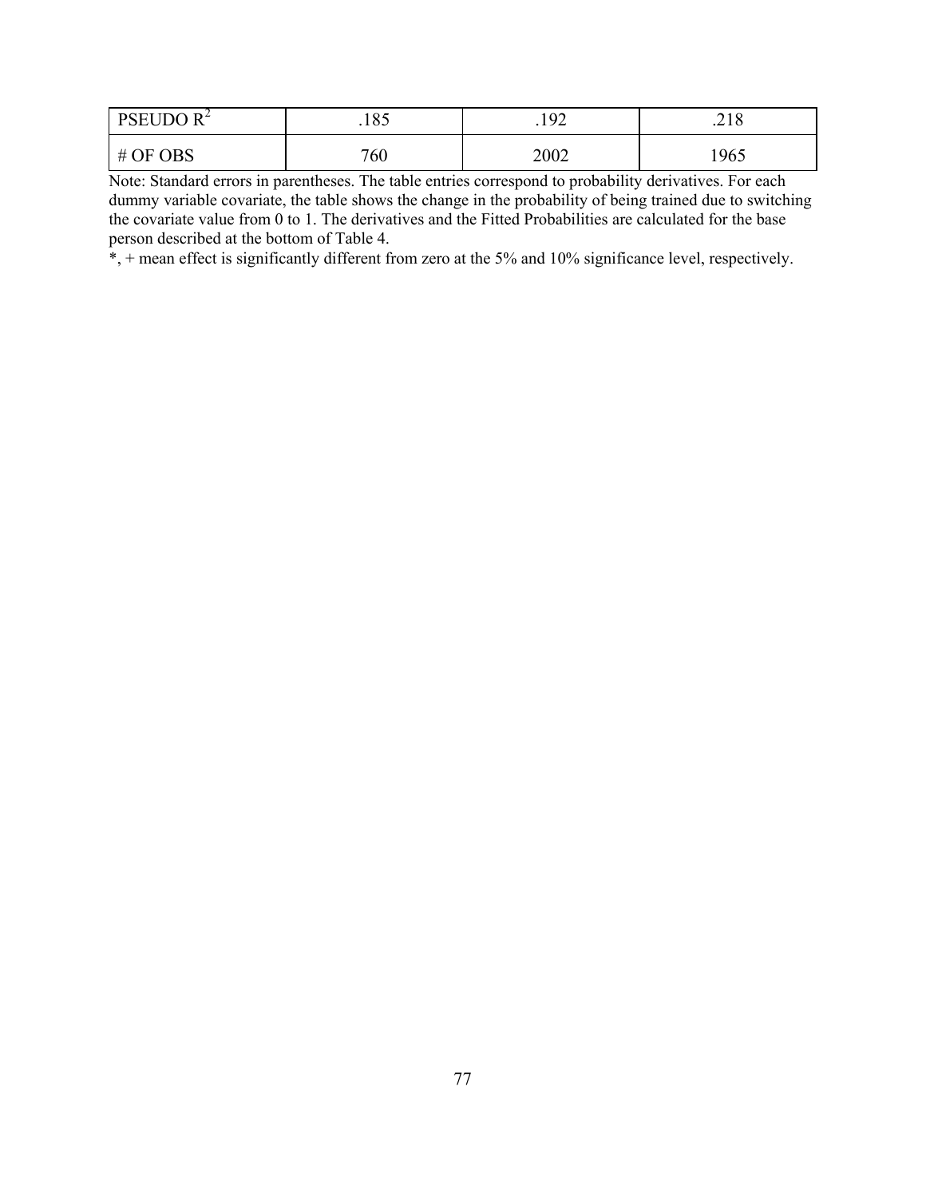| PSEUDO $R^2$ | .185 | .192 | .218 |
|---|---|---|---|
| # OF OBS | 760 | 2002 | 1965 |

Note: Standard errors in parentheses. The table entries correspond to probability derivatives. For each dummy variable covariate, the table shows the change in the probability of being trained due to switching the covariate value from 0 to 1. The derivatives and the Fitted Probabilities are calculated for the base person described at the bottom of Table 4.

*, + mean effect is significantly different from zero at the 5% and 10% significance level, respectively.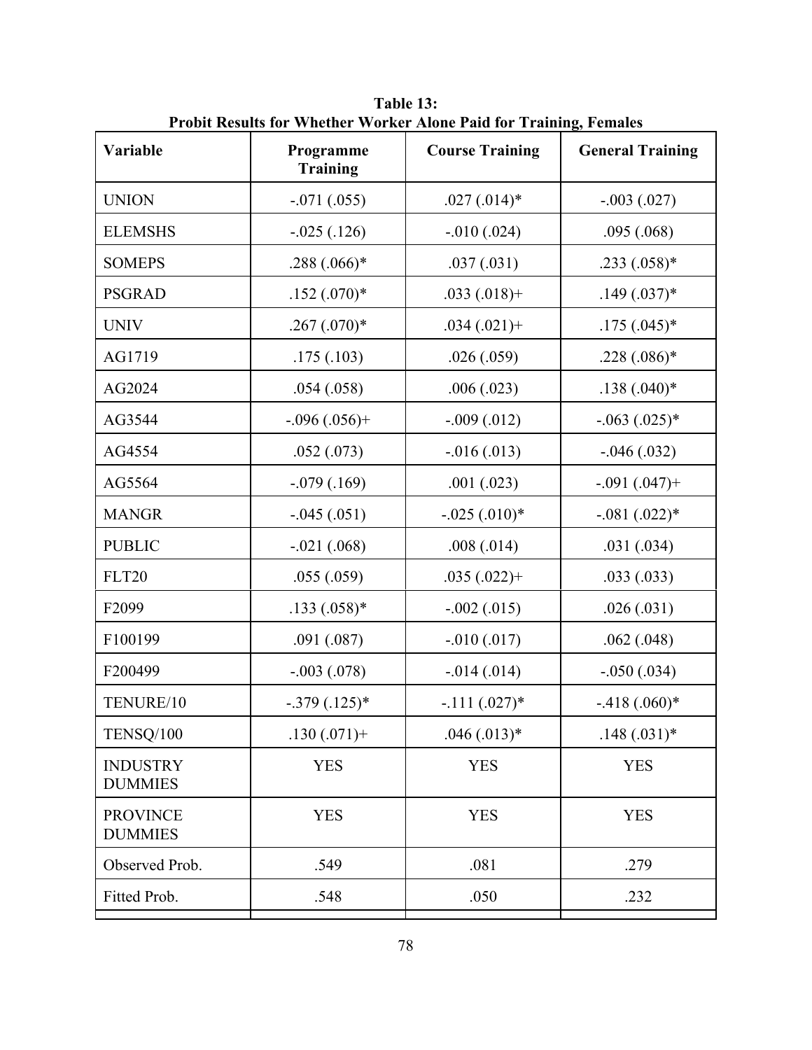**Table 13:**
**Probit Results for Whether Worker Alone Paid for Training, Females**

| Variable | Programme Training | Course Training | General Training |
|---|---|---|---|
| UNION | -.071 (.055) | .027 (.014)* | -.003 (.027) |
| ELEMSHS | -.025 (.126) | -.010 (.024) | .095 (.068) |
| SOMEPS | .288 (.066)* | .037 (.031) | .233 (.058)* |
| PSGRAD | .152 (.070)* | .033 (.018)+ | .149 (.037)* |
| UNIV | .267 (.070)* | .034 (.021)+ | .175 (.045)* |
| AG1719 | .175 (.103) | .026 (.059) | .228 (.086)* |
| AG2024 | .054 (.058) | .006 (.023) | .138 (.040)* |
| AG3544 | -.096 (.056)+ | -.009 (.012) | -.063 (.025)* |
| AG4554 | .052 (.073) | -.016 (.013) | -.046 (.032) |
| AG5564 | -.079 (.169) | .001 (.023) | -.091 (.047)+ |
| MANGR | -.045 (.051) | -.025 (.010)* | -.081 (.022)* |
| PUBLIC | -.021 (.068) | .008 (.014) | .031 (.034) |
| FLT20 | .055 (.059) | .035 (.022)+ | .033 (.033) |
| F2099 | .133 (.058)* | -.002 (.015) | .026 (.031) |
| F100199 | .091 (.087) | -.010 (.017) | .062 (.048) |
| F200499 | -.003 (.078) | -.014 (.014) | -.050 (.034) |
| TENURE/10 | -.379 (.125)* | -.111 (.027)* | -.418 (.060)* |
| TENSQ/100 | .130 (.071)+ | .046 (.013)* | .148 (.031)* |
| INDUSTRY DUMMIES | YES | YES | YES |
| PROVINCE DUMMIES | YES | YES | YES |
| Observed Prob. | .549 | .081 | .279 |
| Fitted Prob. | .548 | .050 | .232 |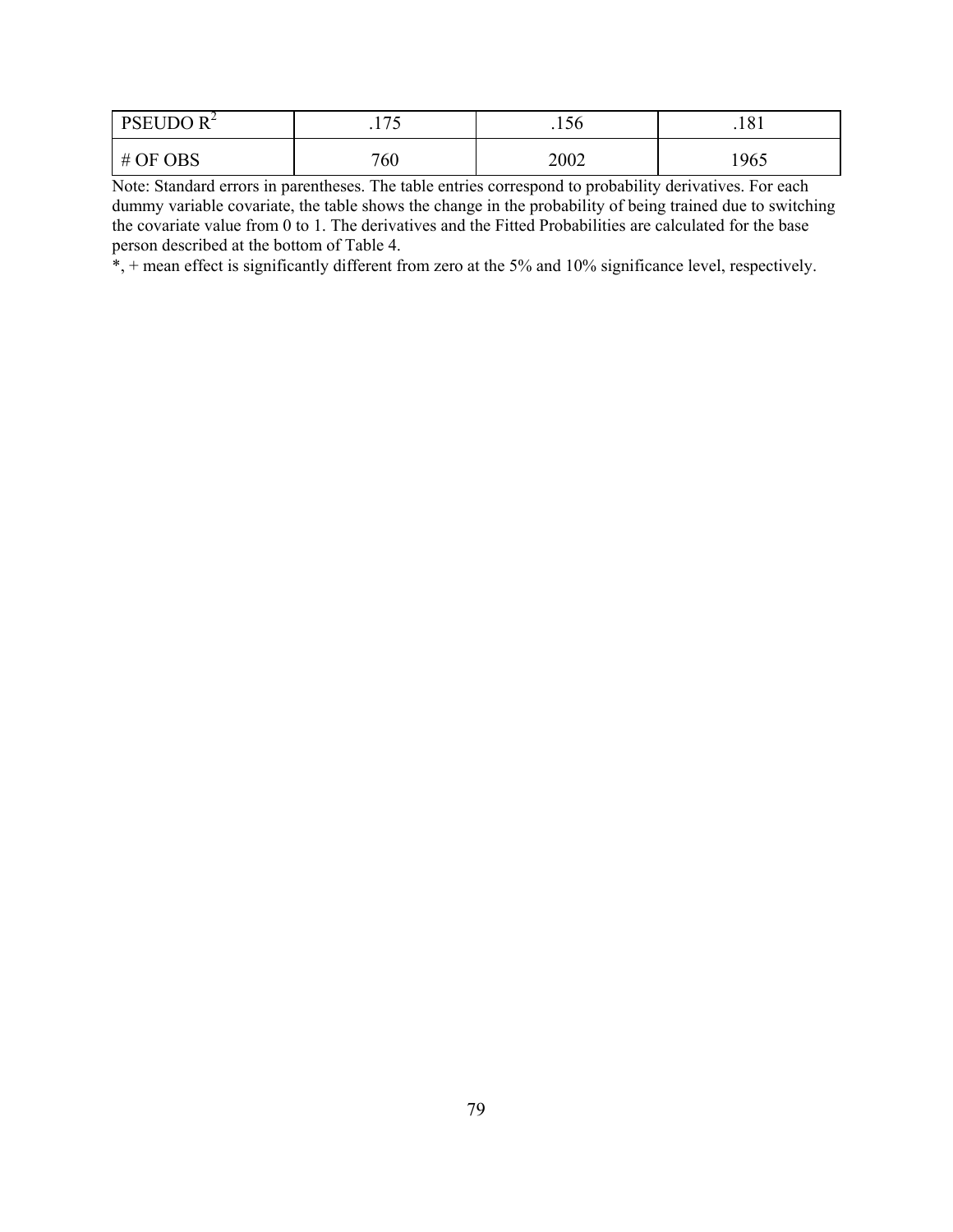| PSEUDO $R^2$ | .175 | .156 | .181 |
|---|---|---|---|
| # OF OBS | 760 | 2002 | 1965 |

Note: Standard errors in parentheses. The table entries correspond to probability derivatives. For each dummy variable covariate, the table shows the change in the probability of being trained due to switching the covariate value from 0 to 1. The derivatives and the Fitted Probabilities are calculated for the base person described at the bottom of Table 4.

*, + mean effect is significantly different from zero at the 5% and 10% significance level, respectively.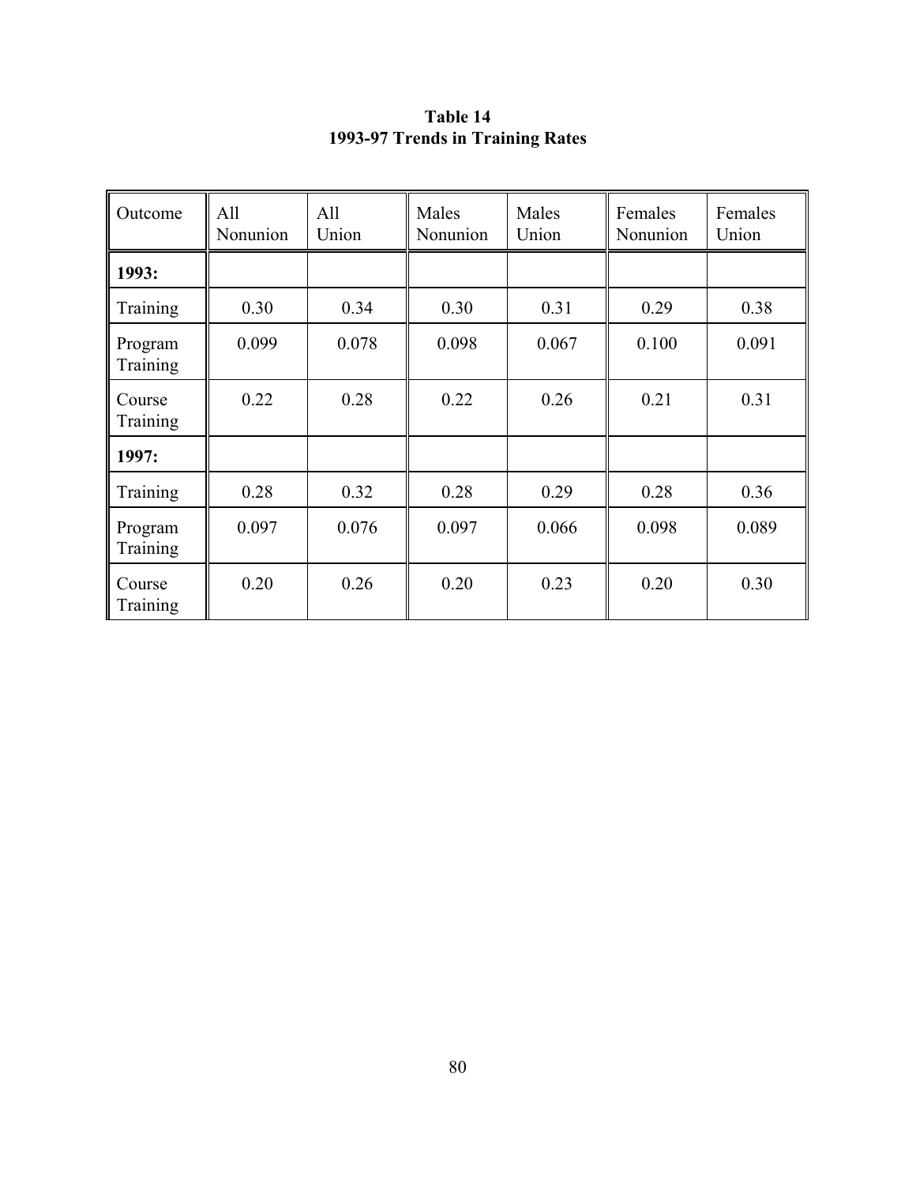**Table 14**
**1993-97 Trends in Training Rates**

| Outcome | All Nonunion | All Union | Males Nonunion | Males Union | Females Nonunion | Females Union |
|---|---|---|---|---|---|---|
| **1993:** | | | | | | |
| Training | 0.30 | 0.34 | 0.30 | 0.31 | 0.29 | 0.38 |
| Program Training | 0.099 | 0.078 | 0.098 | 0.067 | 0.100 | 0.091 |
| Course Training | 0.22 | 0.28 | 0.22 | 0.26 | 0.21 | 0.31 |
| **1997:** | | | | | | |
| Training | 0.28 | 0.32 | 0.28 | 0.29 | 0.28 | 0.36 |
| Program Training | 0.097 | 0.076 | 0.097 | 0.066 | 0.098 | 0.089 |
| Course Training | 0.20 | 0.26 | 0.20 | 0.23 | 0.20 | 0.30 |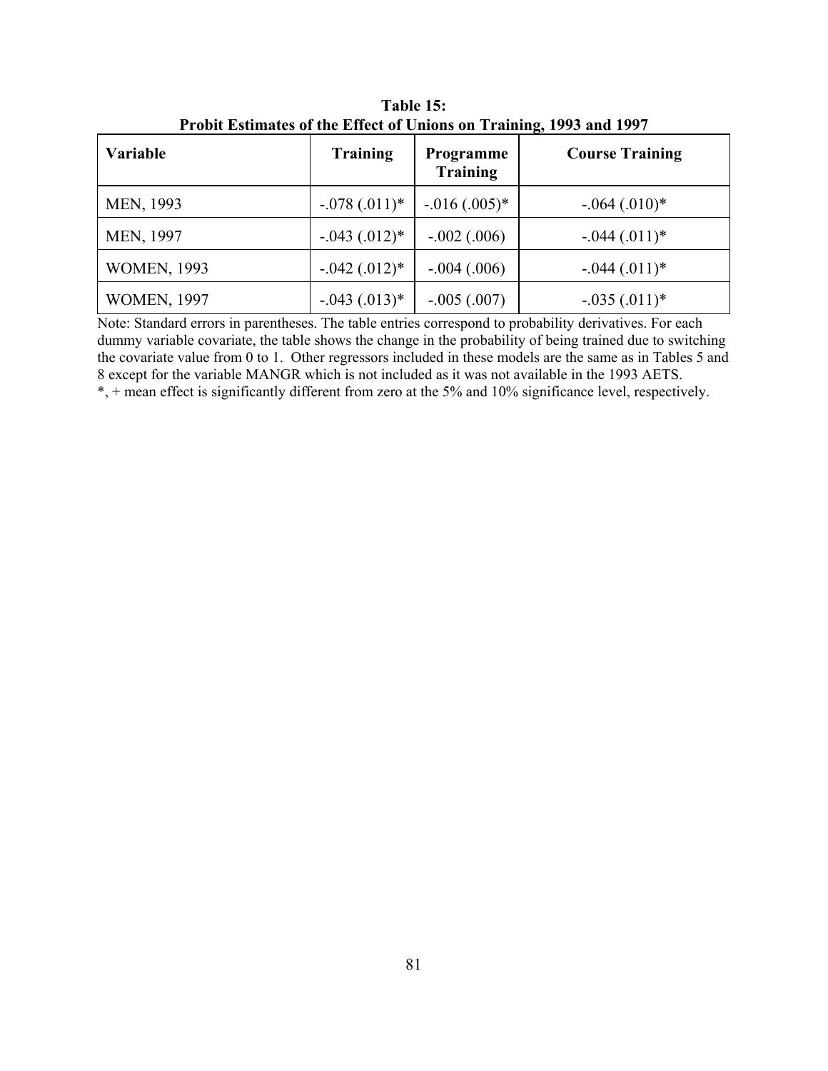**Table 15:**
**Probit Estimates of the Effect of Unions on Training, 1993 and 1997**

| Variable | Training | Programme Training | Course Training |
|---|---|---|---|
| MEN, 1993 | -.078 (.011)* | -.016 (.005)* | -.064 (.010)* |
| MEN, 1997 | -.043 (.012)* | -.002 (.006) | -.044 (.011)* |
| WOMEN, 1993 | -.042 (.012)* | -.004 (.006) | -.044 (.011)* |
| WOMEN, 1997 | -.043 (.013)* | -.005 (.007) | -.035 (.011)* |

Note: Standard errors in parentheses. The table entries correspond to probability derivatives. For each dummy variable covariate, the table shows the change in the probability of being trained due to switching the covariate value from 0 to 1. Other regressors included in these models are the same as in Tables 5 and 8 except for the variable MANGR which is not included as it was not available in the 1993 AETS.
*, + mean effect is significantly different from zero at the 5% and 10% significance level, respectively.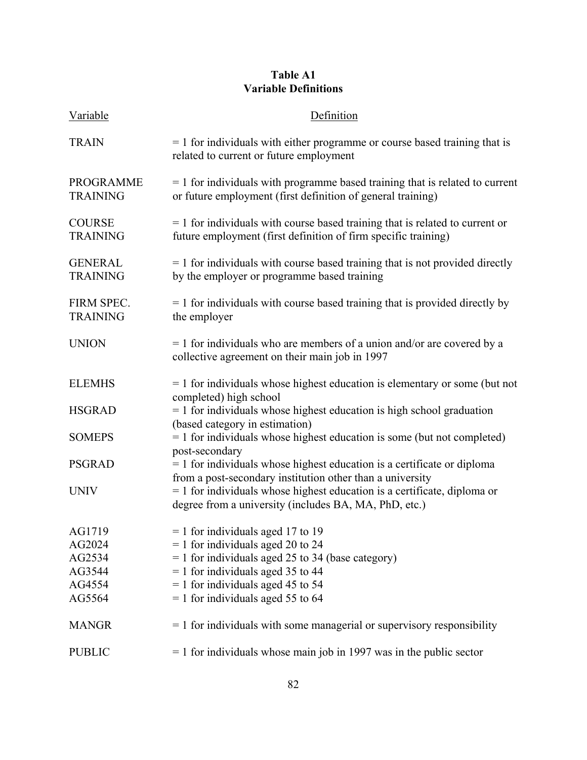**Table A1**
**Variable Definitions**

| Variable | Definition |
|---|---|
| TRAIN | = 1 for individuals with either programme or course based training that is related to current or future employment |
| PROGRAMME TRAINING | = 1 for individuals with programme based training that is related to current or future employment (first definition of general training) |
| COURSE TRAINING | = 1 for individuals with course based training that is related to current or future employment (first definition of firm specific training) |
| GENERAL TRAINING | = 1 for individuals with course based training that is not provided directly by the employer or programme based training |
| FIRM SPEC. TRAINING | = 1 for individuals with course based training that is provided directly by the employer |
| UNION | = 1 for individuals who are members of a union and/or are covered by a collective agreement on their main job in 1997 |
| ELEMHS | = 1 for individuals whose highest education is elementary or some (but not completed) high school |
| HSGRAD | = 1 for individuals whose highest education is high school graduation (based category in estimation) |
| SOMEPS | = 1 for individuals whose highest education is some (but not completed) post-secondary |
| PSGRAD | = 1 for individuals whose highest education is a certificate or diploma from a post-secondary institution other than a university |
| UNIV | = 1 for individuals whose highest education is a certificate, diploma or degree from a university (includes BA, MA, PhD, etc.) |
| AG1719 | = 1 for individuals aged 17 to 19 |
| AG2024 | = 1 for individuals aged 20 to 24 |
| AG2534 | = 1 for individuals aged 25 to 34 (base category) |
| AG3544 | = 1 for individuals aged 35 to 44 |
| AG4554 | = 1 for individuals aged 45 to 54 |
| AG5564 | = 1 for individuals aged 55 to 64 |
| MANGR | = 1 for individuals with some managerial or supervisory responsibility |
| PUBLIC | = 1 for individuals whose main job in 1997 was in the public sector |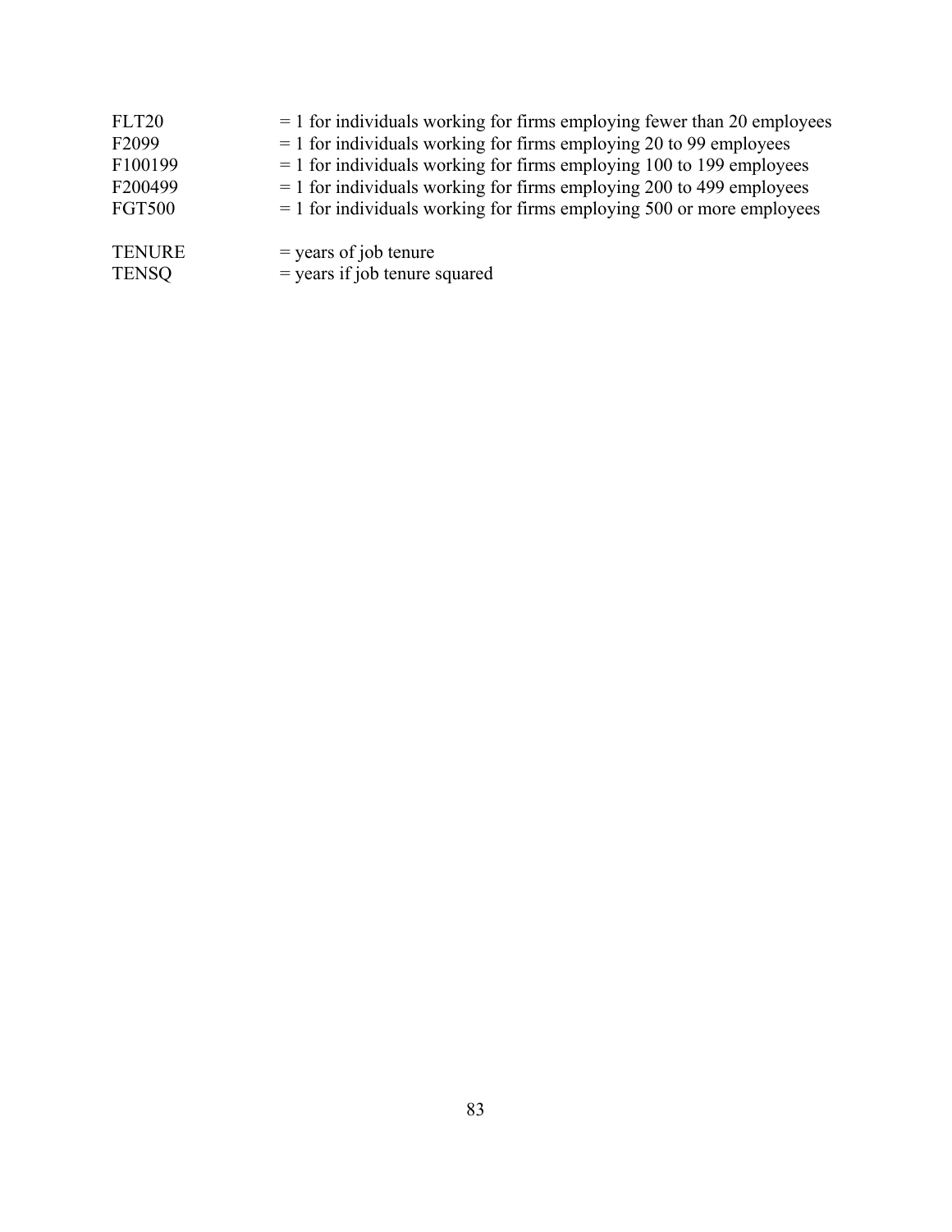| | |
|---|---|
| FLT20 | = 1 for individuals working for firms employing fewer than 20 employees |
| F2099 | = 1 for individuals working for firms employing 20 to 99 employees |
| F100199 | = 1 for individuals working for firms employing 100 to 199 employees |
| F200499 | = 1 for individuals working for firms employing 200 to 499 employees |
| FGT500 | = 1 for individuals working for firms employing 500 or more employees |
| | |
| TENURE | = years of job tenure |
| TENSQ | = years if job tenure squared |